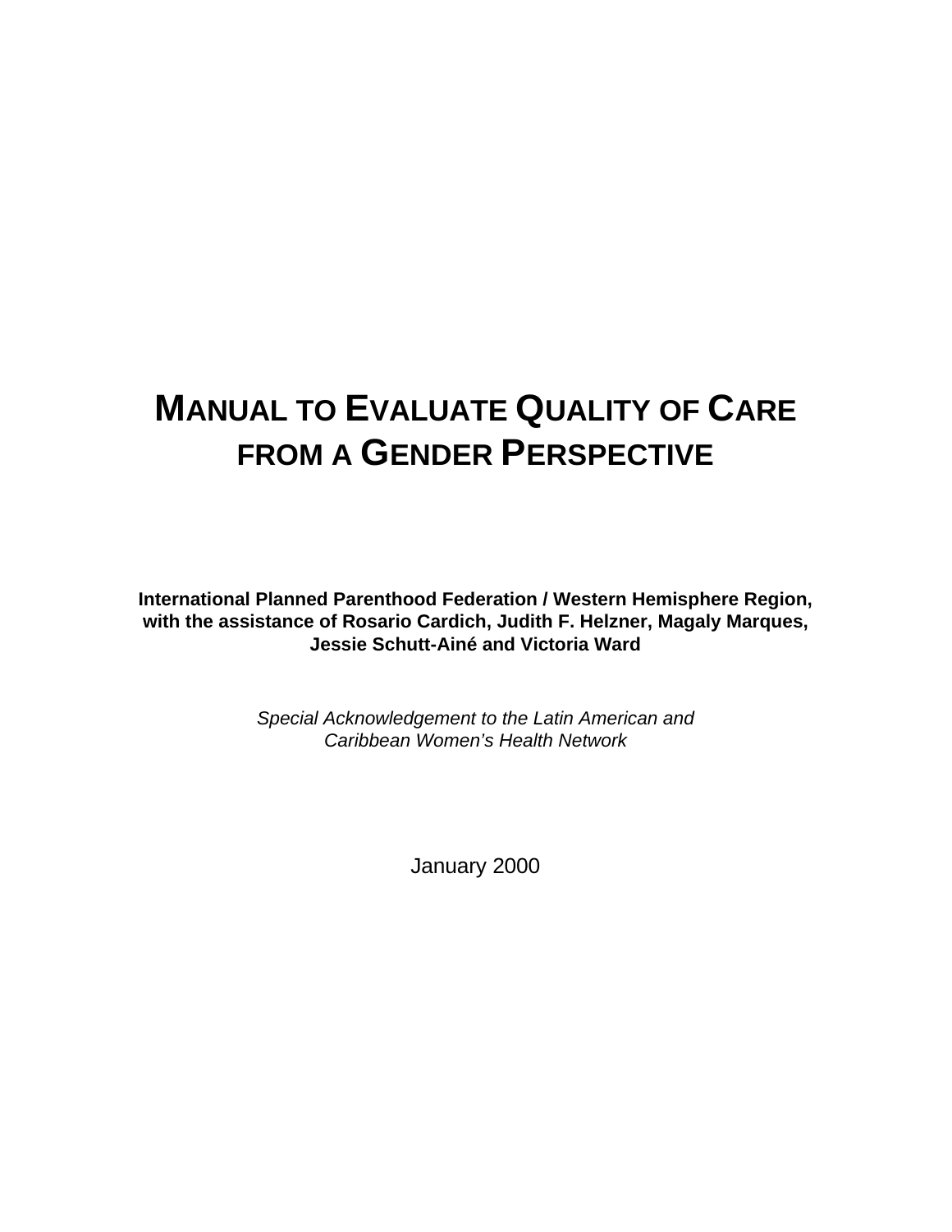# MANUAL TO EVALUATE QUALITY OF CARE FROM A GENDER PERSPECTIVE

**International Planned Parenthood Federation / Western Hemisphere Region, with the assistance of Rosario Cardich, Judith F. Helzner, Magaly Marques, Jessie Schutt-Ainé and Victoria Ward**

*Special Acknowledgement to the Latin American and Caribbean Women's Health Network*

January 2000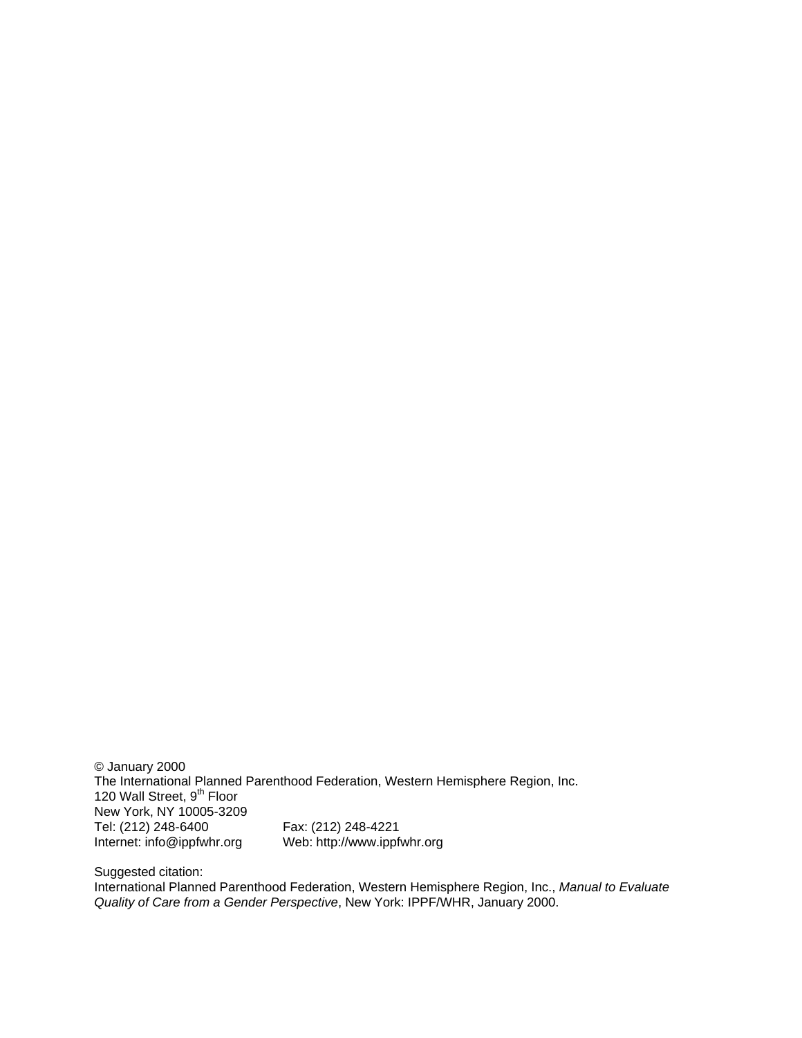© January 2000
The International Planned Parenthood Federation, Western Hemisphere Region, Inc.
120 Wall Street, 9th Floor
New York, NY 10005-3209
Tel: (212) 248-6400 Fax: (212) 248-4221
Internet: info@ippfwhr.org Web: http://www.ippfwhr.org

Suggested citation:
International Planned Parenthood Federation, Western Hemisphere Region, Inc., *Manual to Evaluate Quality of Care from a Gender Perspective*, New York: IPPF/WHR, January 2000.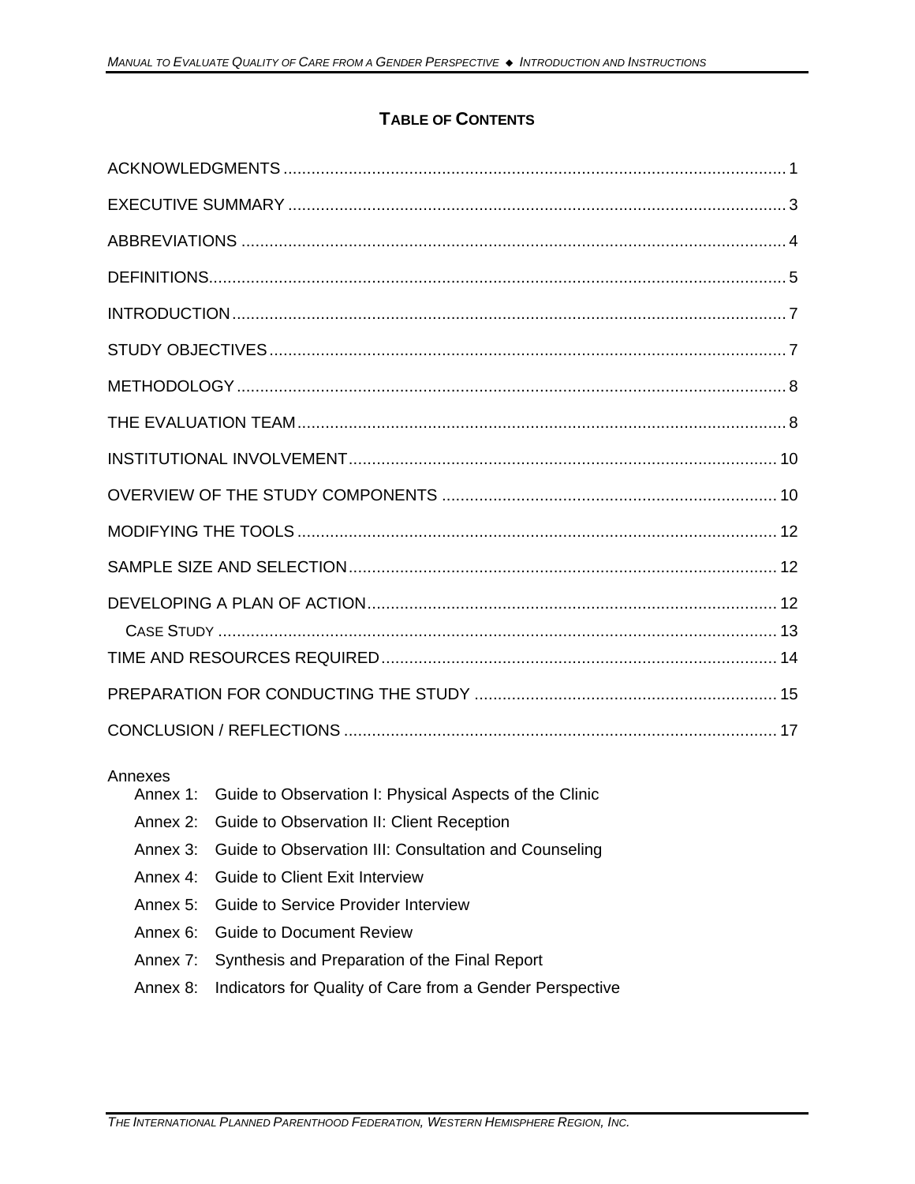## TABLE OF CONTENTS

ACKNOWLEDGMENTS ........................................................................................................ 1

EXECUTIVE SUMMARY ....................................................................................................... 3

ABBREVIATIONS ................................................................................................................ 4

DEFINITIONS...................................................................................................................... 5

INTRODUCTION .................................................................................................................. 7

STUDY OBJECTIVES .......................................................................................................... 7

METHODOLOGY ................................................................................................................. 8

THE EVALUATION TEAM .................................................................................................... 8

INSTITUTIONAL INVOLVEMENT ....................................................................................... 10

OVERVIEW OF THE STUDY COMPONENTS ................................................................... 10

MODIFYING THE TOOLS .................................................................................................. 12

SAMPLE SIZE AND SELECTION ....................................................................................... 12

DEVELOPING A PLAN OF ACTION ................................................................................... 12

CASE STUDY ..................................................................................................................... 13

TIME AND RESOURCES REQUIRED ................................................................................ 14

PREPARATION FOR CONDUCTING THE STUDY ............................................................ 15

CONCLUSION / REFLECTIONS ........................................................................................ 17

Annexes

- Annex 1: Guide to Observation I: Physical Aspects of the Clinic
- Annex 2: Guide to Observation II: Client Reception
- Annex 3: Guide to Observation III: Consultation and Counseling
- Annex 4: Guide to Client Exit Interview
- Annex 5: Guide to Service Provider Interview
- Annex 6: Guide to Document Review
- Annex 7: Synthesis and Preparation of the Final Report
- Annex 8: Indicators for Quality of Care from a Gender Perspective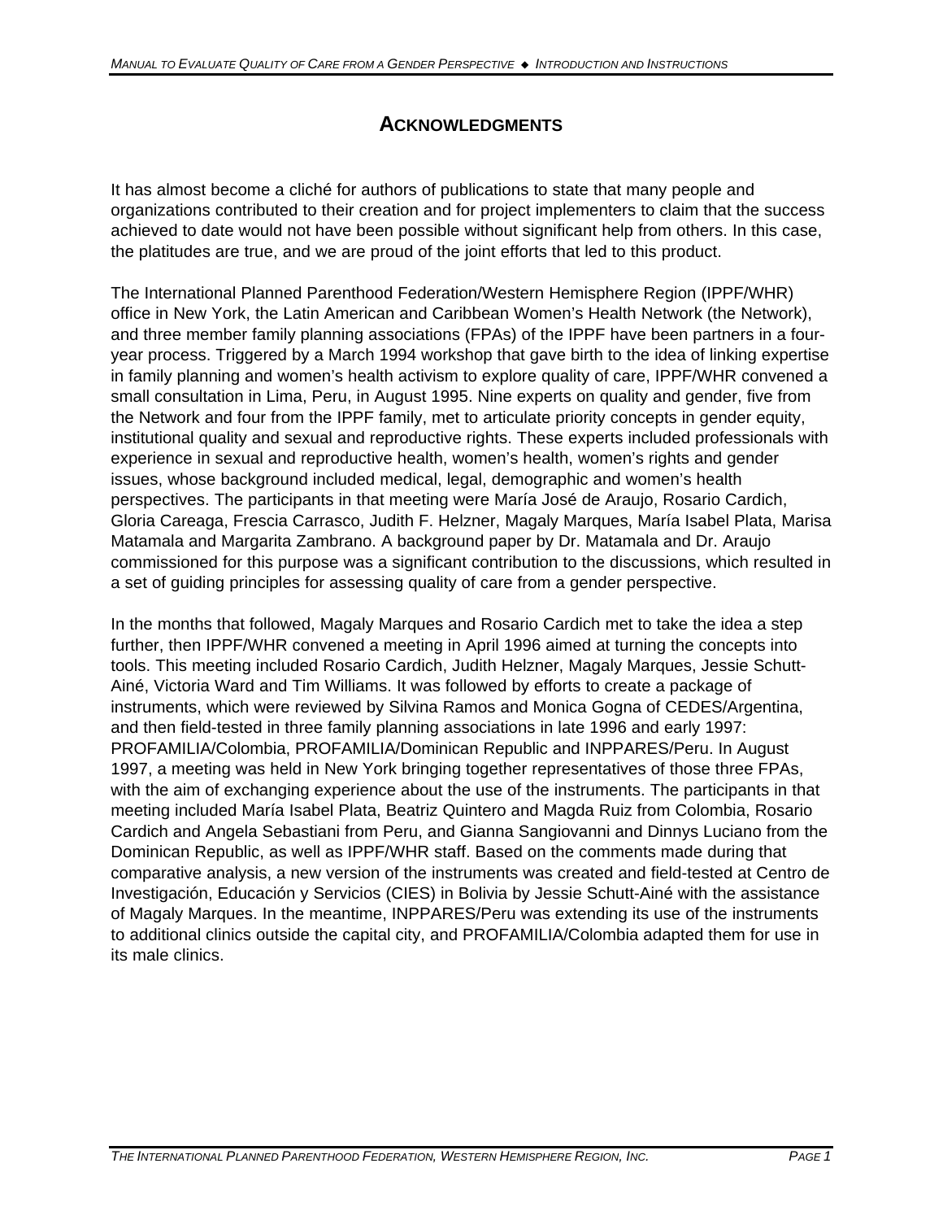# ACKNOWLEDGMENTS

It has almost become a cliché for authors of publications to state that many people and organizations contributed to their creation and for project implementers to claim that the success achieved to date would not have been possible without significant help from others. In this case, the platitudes are true, and we are proud of the joint efforts that led to this product.

The International Planned Parenthood Federation/Western Hemisphere Region (IPPF/WHR) office in New York, the Latin American and Caribbean Women's Health Network (the Network), and three member family planning associations (FPAs) of the IPPF have been partners in a four-year process. Triggered by a March 1994 workshop that gave birth to the idea of linking expertise in family planning and women's health activism to explore quality of care, IPPF/WHR convened a small consultation in Lima, Peru, in August 1995. Nine experts on quality and gender, five from the Network and four from the IPPF family, met to articulate priority concepts in gender equity, institutional quality and sexual and reproductive rights. These experts included professionals with experience in sexual and reproductive health, women's health, women's rights and gender issues, whose background included medical, legal, demographic and women's health perspectives. The participants in that meeting were María José de Araujo, Rosario Cardich, Gloria Careaga, Frescia Carrasco, Judith F. Helzner, Magaly Marques, María Isabel Plata, Marisa Matamala and Margarita Zambrano. A background paper by Dr. Matamala and Dr. Araujo commissioned for this purpose was a significant contribution to the discussions, which resulted in a set of guiding principles for assessing quality of care from a gender perspective.

In the months that followed, Magaly Marques and Rosario Cardich met to take the idea a step further, then IPPF/WHR convened a meeting in April 1996 aimed at turning the concepts into tools. This meeting included Rosario Cardich, Judith Helzner, Magaly Marques, Jessie Schutt-Ainé, Victoria Ward and Tim Williams. It was followed by efforts to create a package of instruments, which were reviewed by Silvina Ramos and Monica Gogna of CEDES/Argentina, and then field-tested in three family planning associations in late 1996 and early 1997: PROFAMILIA/Colombia, PROFAMILIA/Dominican Republic and INPPARES/Peru. In August 1997, a meeting was held in New York bringing together representatives of those three FPAs, with the aim of exchanging experience about the use of the instruments. The participants in that meeting included María Isabel Plata, Beatriz Quintero and Magda Ruiz from Colombia, Rosario Cardich and Angela Sebastiani from Peru, and Gianna Sangiovanni and Dinnys Luciano from the Dominican Republic, as well as IPPF/WHR staff. Based on the comments made during that comparative analysis, a new version of the instruments was created and field-tested at Centro de Investigación, Educación y Servicios (CIES) in Bolivia by Jessie Schutt-Ainé with the assistance of Magaly Marques. In the meantime, INPPARES/Peru was extending its use of the instruments to additional clinics outside the capital city, and PROFAMILIA/Colombia adapted them for use in its male clinics.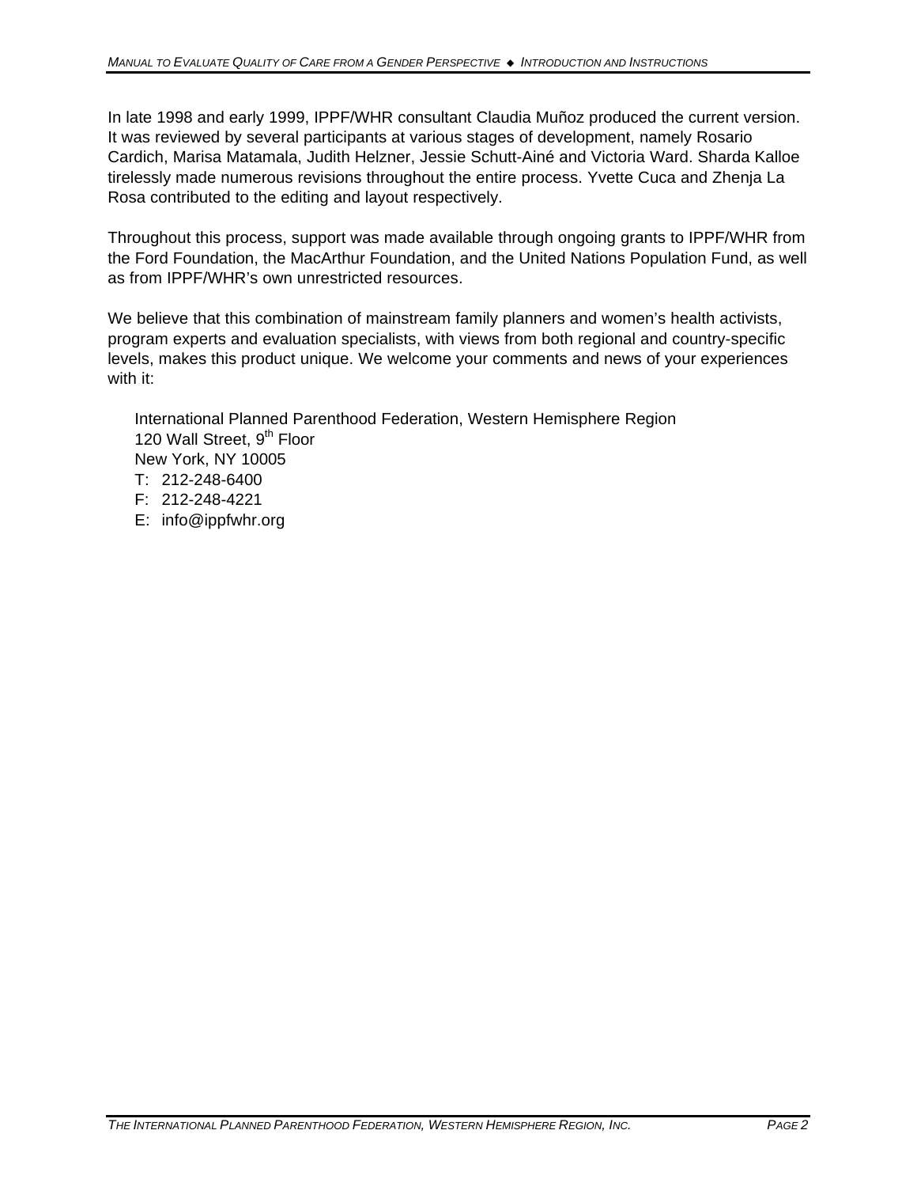In late 1998 and early 1999, IPPF/WHR consultant Claudia Muñoz produced the current version. It was reviewed by several participants at various stages of development, namely Rosario Cardich, Marisa Matamala, Judith Helzner, Jessie Schutt-Ainé and Victoria Ward. Sharda Kalloe tirelessly made numerous revisions throughout the entire process. Yvette Cuca and Zhenja La Rosa contributed to the editing and layout respectively.

Throughout this process, support was made available through ongoing grants to IPPF/WHR from the Ford Foundation, the MacArthur Foundation, and the United Nations Population Fund, as well as from IPPF/WHR's own unrestricted resources.

We believe that this combination of mainstream family planners and women's health activists, program experts and evaluation specialists, with views from both regional and country-specific levels, makes this product unique. We welcome your comments and news of your experiences with it:

International Planned Parenthood Federation, Western Hemisphere Region
120 Wall Street, 9th Floor
New York, NY 10005
T: 212-248-6400
F: 212-248-4221
E: info@ippfwhr.org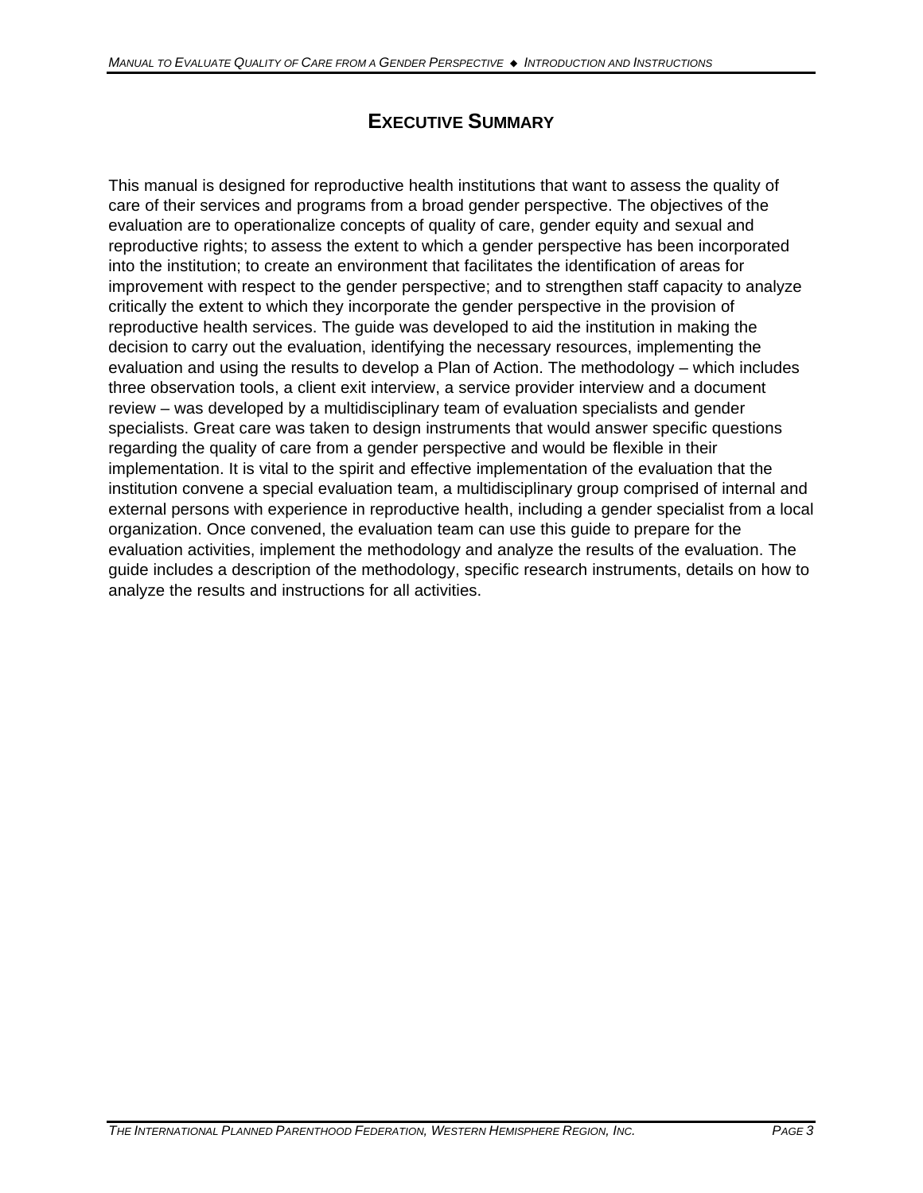# Executive Summary

This manual is designed for reproductive health institutions that want to assess the quality of care of their services and programs from a broad gender perspective. The objectives of the evaluation are to operationalize concepts of quality of care, gender equity and sexual and reproductive rights; to assess the extent to which a gender perspective has been incorporated into the institution; to create an environment that facilitates the identification of areas for improvement with respect to the gender perspective; and to strengthen staff capacity to analyze critically the extent to which they incorporate the gender perspective in the provision of reproductive health services. The guide was developed to aid the institution in making the decision to carry out the evaluation, identifying the necessary resources, implementing the evaluation and using the results to develop a Plan of Action. The methodology – which includes three observation tools, a client exit interview, a service provider interview and a document review – was developed by a multidisciplinary team of evaluation specialists and gender specialists. Great care was taken to design instruments that would answer specific questions regarding the quality of care from a gender perspective and would be flexible in their implementation. It is vital to the spirit and effective implementation of the evaluation that the institution convene a special evaluation team, a multidisciplinary group comprised of internal and external persons with experience in reproductive health, including a gender specialist from a local organization. Once convened, the evaluation team can use this guide to prepare for the evaluation activities, implement the methodology and analyze the results of the evaluation. The guide includes a description of the methodology, specific research instruments, details on how to analyze the results and instructions for all activities.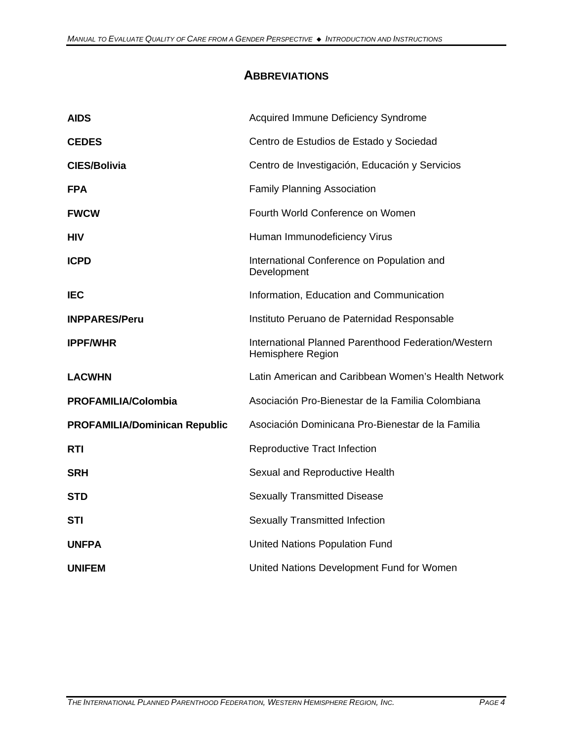## ABBREVIATIONS

| | |
|---|---|
| **AIDS** | Acquired Immune Deficiency Syndrome |
| **CEDES** | Centro de Estudios de Estado y Sociedad |
| **CIES/Bolivia** | Centro de Investigación, Educación y Servicios |
| **FPA** | Family Planning Association |
| **FWCW** | Fourth World Conference on Women |
| **HIV** | Human Immunodeficiency Virus |
| **ICPD** | International Conference on Population and Development |
| **IEC** | Information, Education and Communication |
| **INPPARES/Peru** | Instituto Peruano de Paternidad Responsable |
| **IPPF/WHR** | International Planned Parenthood Federation/Western Hemisphere Region |
| **LACWHN** | Latin American and Caribbean Women's Health Network |
| **PROFAMILIA/Colombia** | Asociación Pro-Bienestar de la Familia Colombiana |
| **PROFAMILIA/Dominican Republic** | Asociación Dominicana Pro-Bienestar de la Familia |
| **RTI** | Reproductive Tract Infection |
| **SRH** | Sexual and Reproductive Health |
| **STD** | Sexually Transmitted Disease |
| **STI** | Sexually Transmitted Infection |
| **UNFPA** | United Nations Population Fund |
| **UNIFEM** | United Nations Development Fund for Women |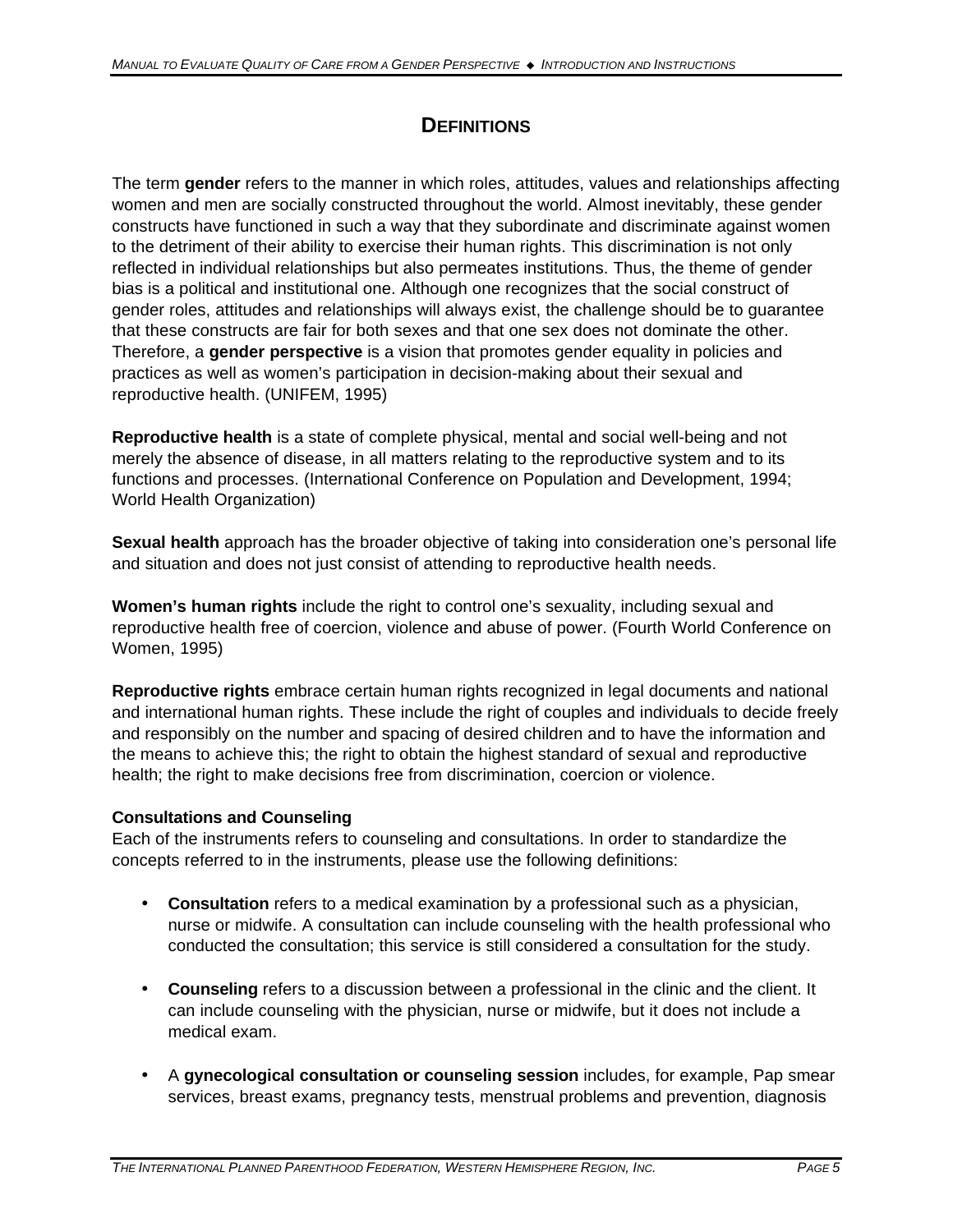## DEFINITIONS

The term **gender** refers to the manner in which roles, attitudes, values and relationships affecting women and men are socially constructed throughout the world. Almost inevitably, these gender constructs have functioned in such a way that they subordinate and discriminate against women to the detriment of their ability to exercise their human rights. This discrimination is not only reflected in individual relationships but also permeates institutions. Thus, the theme of gender bias is a political and institutional one. Although one recognizes that the social construct of gender roles, attitudes and relationships will always exist, the challenge should be to guarantee that these constructs are fair for both sexes and that one sex does not dominate the other. Therefore, a **gender perspective** is a vision that promotes gender equality in policies and practices as well as women's participation in decision-making about their sexual and reproductive health. (UNIFEM, 1995)

**Reproductive health** is a state of complete physical, mental and social well-being and not merely the absence of disease, in all matters relating to the reproductive system and to its functions and processes. (International Conference on Population and Development, 1994; World Health Organization)

**Sexual health** approach has the broader objective of taking into consideration one's personal life and situation and does not just consist of attending to reproductive health needs.

**Women's human rights** include the right to control one's sexuality, including sexual and reproductive health free of coercion, violence and abuse of power. (Fourth World Conference on Women, 1995)

**Reproductive rights** embrace certain human rights recognized in legal documents and national and international human rights. These include the right of couples and individuals to decide freely and responsibly on the number and spacing of desired children and to have the information and the means to achieve this; the right to obtain the highest standard of sexual and reproductive health; the right to make decisions free from discrimination, coercion or violence.

**Consultations and Counseling**

Each of the instruments refers to counseling and consultations. In order to standardize the concepts referred to in the instruments, please use the following definitions:

- **Consultation** refers to a medical examination by a professional such as a physician, nurse or midwife. A consultation can include counseling with the health professional who conducted the consultation; this service is still considered a consultation for the study.

- **Counseling** refers to a discussion between a professional in the clinic and the client. It can include counseling with the physician, nurse or midwife, but it does not include a medical exam.

- A **gynecological consultation or counseling session** includes, for example, Pap smear services, breast exams, pregnancy tests, menstrual problems and prevention, diagnosis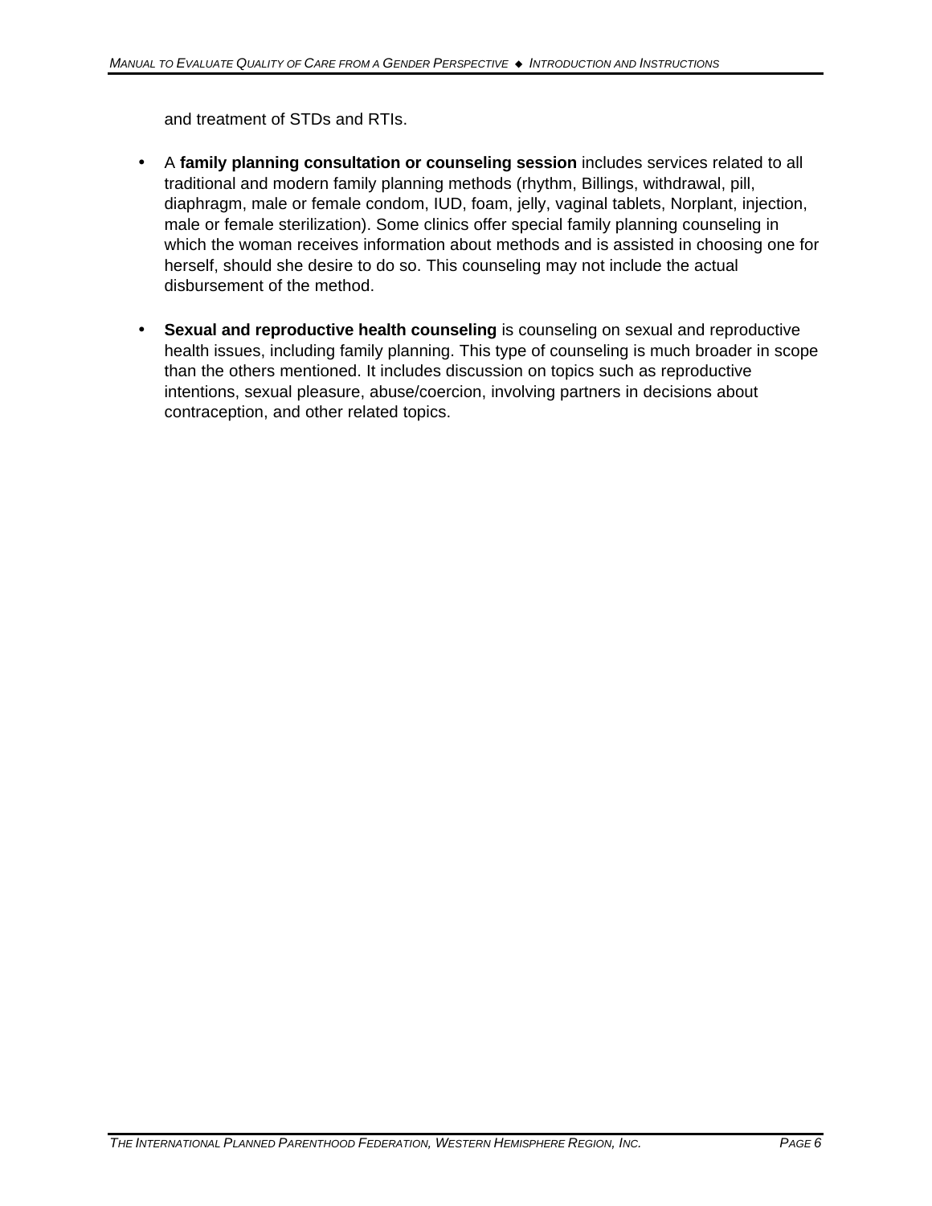and treatment of STDs and RTIs.

- A **family planning consultation or counseling session** includes services related to all traditional and modern family planning methods (rhythm, Billings, withdrawal, pill, diaphragm, male or female condom, IUD, foam, jelly, vaginal tablets, Norplant, injection, male or female sterilization). Some clinics offer special family planning counseling in which the woman receives information about methods and is assisted in choosing one for herself, should she desire to do so. This counseling may not include the actual disbursement of the method.

- **Sexual and reproductive health counseling** is counseling on sexual and reproductive health issues, including family planning. This type of counseling is much broader in scope than the others mentioned. It includes discussion on topics such as reproductive intentions, sexual pleasure, abuse/coercion, involving partners in decisions about contraception, and other related topics.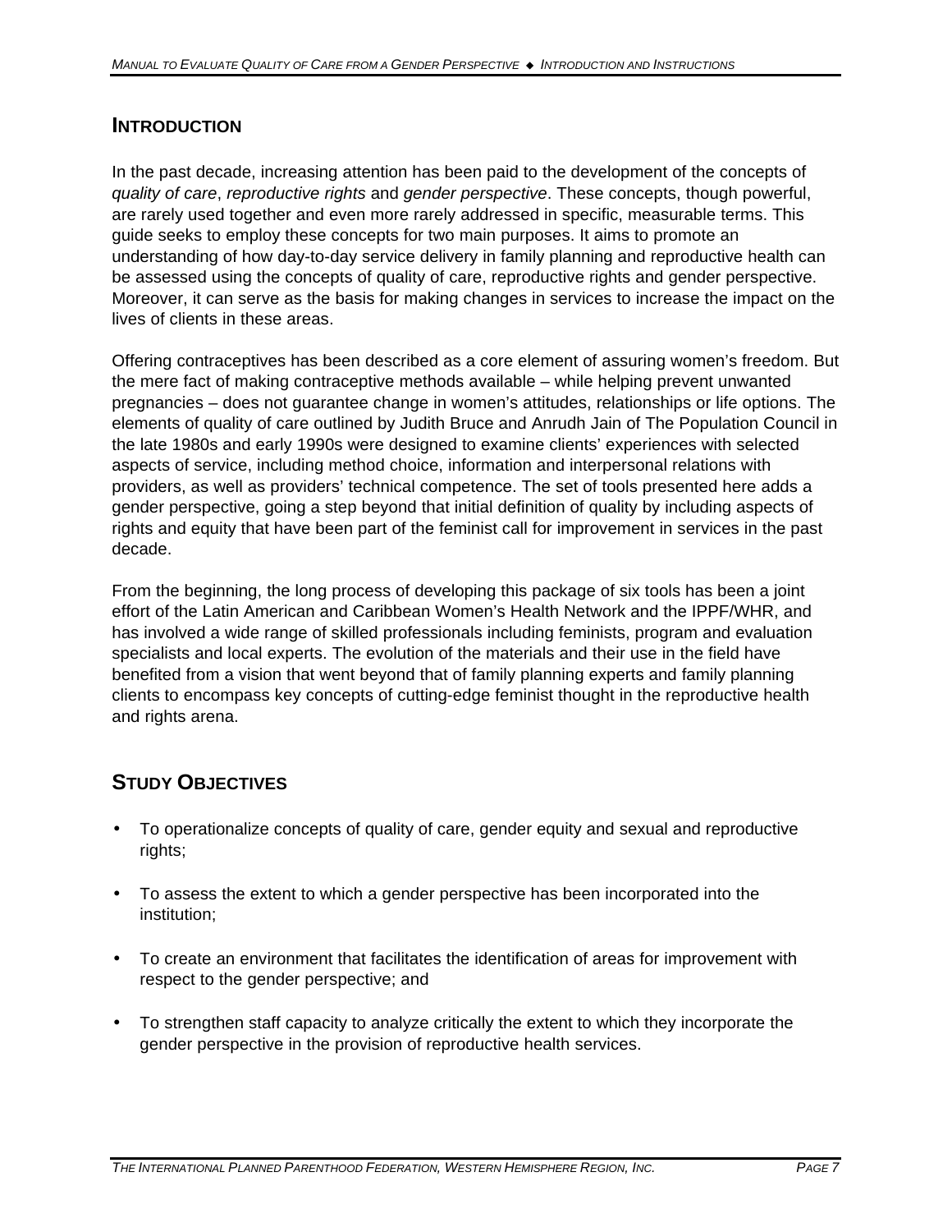## INTRODUCTION

In the past decade, increasing attention has been paid to the development of the concepts of *quality of care*, *reproductive rights* and *gender perspective*. These concepts, though powerful, are rarely used together and even more rarely addressed in specific, measurable terms. This guide seeks to employ these concepts for two main purposes. It aims to promote an understanding of how day-to-day service delivery in family planning and reproductive health can be assessed using the concepts of quality of care, reproductive rights and gender perspective. Moreover, it can serve as the basis for making changes in services to increase the impact on the lives of clients in these areas.

Offering contraceptives has been described as a core element of assuring women's freedom. But the mere fact of making contraceptive methods available – while helping prevent unwanted pregnancies – does not guarantee change in women's attitudes, relationships or life options. The elements of quality of care outlined by Judith Bruce and Anrudh Jain of The Population Council in the late 1980s and early 1990s were designed to examine clients' experiences with selected aspects of service, including method choice, information and interpersonal relations with providers, as well as providers' technical competence. The set of tools presented here adds a gender perspective, going a step beyond that initial definition of quality by including aspects of rights and equity that have been part of the feminist call for improvement in services in the past decade.

From the beginning, the long process of developing this package of six tools has been a joint effort of the Latin American and Caribbean Women's Health Network and the IPPF/WHR, and has involved a wide range of skilled professionals including feminists, program and evaluation specialists and local experts. The evolution of the materials and their use in the field have benefited from a vision that went beyond that of family planning experts and family planning clients to encompass key concepts of cutting-edge feminist thought in the reproductive health and rights arena.

## STUDY OBJECTIVES

- To operationalize concepts of quality of care, gender equity and sexual and reproductive rights;
- To assess the extent to which a gender perspective has been incorporated into the institution;
- To create an environment that facilitates the identification of areas for improvement with respect to the gender perspective; and
- To strengthen staff capacity to analyze critically the extent to which they incorporate the gender perspective in the provision of reproductive health services.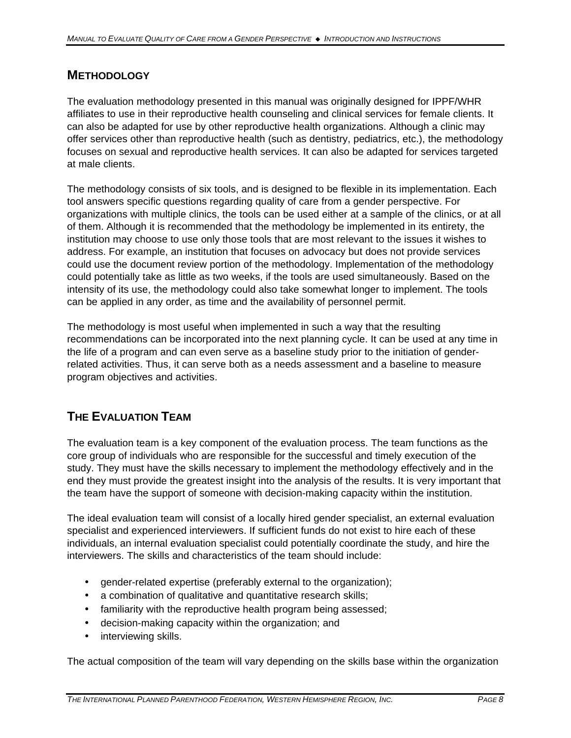## METHODOLOGY

The evaluation methodology presented in this manual was originally designed for IPPF/WHR affiliates to use in their reproductive health counseling and clinical services for female clients. It can also be adapted for use by other reproductive health organizations. Although a clinic may offer services other than reproductive health (such as dentistry, pediatrics, etc.), the methodology focuses on sexual and reproductive health services. It can also be adapted for services targeted at male clients.

The methodology consists of six tools, and is designed to be flexible in its implementation. Each tool answers specific questions regarding quality of care from a gender perspective. For organizations with multiple clinics, the tools can be used either at a sample of the clinics, or at all of them. Although it is recommended that the methodology be implemented in its entirety, the institution may choose to use only those tools that are most relevant to the issues it wishes to address. For example, an institution that focuses on advocacy but does not provide services could use the document review portion of the methodology. Implementation of the methodology could potentially take as little as two weeks, if the tools are used simultaneously. Based on the intensity of its use, the methodology could also take somewhat longer to implement. The tools can be applied in any order, as time and the availability of personnel permit.

The methodology is most useful when implemented in such a way that the resulting recommendations can be incorporated into the next planning cycle. It can be used at any time in the life of a program and can even serve as a baseline study prior to the initiation of gender-related activities. Thus, it can serve both as a needs assessment and a baseline to measure program objectives and activities.

## THE EVALUATION TEAM

The evaluation team is a key component of the evaluation process. The team functions as the core group of individuals who are responsible for the successful and timely execution of the study. They must have the skills necessary to implement the methodology effectively and in the end they must provide the greatest insight into the analysis of the results. It is very important that the team have the support of someone with decision-making capacity within the institution.

The ideal evaluation team will consist of a locally hired gender specialist, an external evaluation specialist and experienced interviewers. If sufficient funds do not exist to hire each of these individuals, an internal evaluation specialist could potentially coordinate the study, and hire the interviewers. The skills and characteristics of the team should include:

- gender-related expertise (preferably external to the organization);
- a combination of qualitative and quantitative research skills;
- familiarity with the reproductive health program being assessed;
- decision-making capacity within the organization; and
- interviewing skills.

The actual composition of the team will vary depending on the skills base within the organization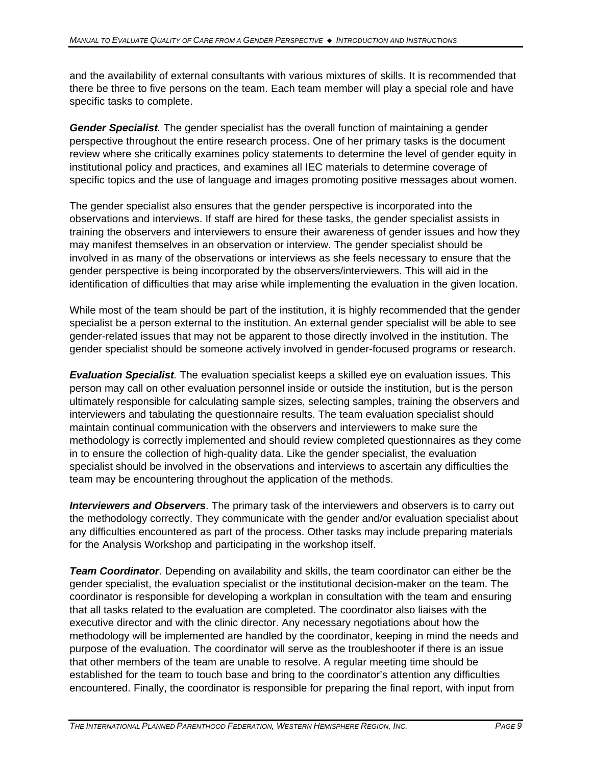and the availability of external consultants with various mixtures of skills. It is recommended that there be three to five persons on the team. Each team member will play a special role and have specific tasks to complete.

***Gender Specialist.*** The gender specialist has the overall function of maintaining a gender perspective throughout the entire research process. One of her primary tasks is the document review where she critically examines policy statements to determine the level of gender equity in institutional policy and practices, and examines all IEC materials to determine coverage of specific topics and the use of language and images promoting positive messages about women.

The gender specialist also ensures that the gender perspective is incorporated into the observations and interviews. If staff are hired for these tasks, the gender specialist assists in training the observers and interviewers to ensure their awareness of gender issues and how they may manifest themselves in an observation or interview. The gender specialist should be involved in as many of the observations or interviews as she feels necessary to ensure that the gender perspective is being incorporated by the observers/interviewers. This will aid in the identification of difficulties that may arise while implementing the evaluation in the given location.

While most of the team should be part of the institution, it is highly recommended that the gender specialist be a person external to the institution. An external gender specialist will be able to see gender-related issues that may not be apparent to those directly involved in the institution. The gender specialist should be someone actively involved in gender-focused programs or research.

***Evaluation Specialist.*** The evaluation specialist keeps a skilled eye on evaluation issues. This person may call on other evaluation personnel inside or outside the institution, but is the person ultimately responsible for calculating sample sizes, selecting samples, training the observers and interviewers and tabulating the questionnaire results. The team evaluation specialist should maintain continual communication with the observers and interviewers to make sure the methodology is correctly implemented and should review completed questionnaires as they come in to ensure the collection of high-quality data. Like the gender specialist, the evaluation specialist should be involved in the observations and interviews to ascertain any difficulties the team may be encountering throughout the application of the methods.

***Interviewers and Observers***. The primary task of the interviewers and observers is to carry out the methodology correctly. They communicate with the gender and/or evaluation specialist about any difficulties encountered as part of the process. Other tasks may include preparing materials for the Analysis Workshop and participating in the workshop itself.

***Team Coordinator***. Depending on availability and skills, the team coordinator can either be the gender specialist, the evaluation specialist or the institutional decision-maker on the team. The coordinator is responsible for developing a workplan in consultation with the team and ensuring that all tasks related to the evaluation are completed. The coordinator also liaises with the executive director and with the clinic director. Any necessary negotiations about how the methodology will be implemented are handled by the coordinator, keeping in mind the needs and purpose of the evaluation. The coordinator will serve as the troubleshooter if there is an issue that other members of the team are unable to resolve. A regular meeting time should be established for the team to touch base and bring to the coordinator's attention any difficulties encountered. Finally, the coordinator is responsible for preparing the final report, with input from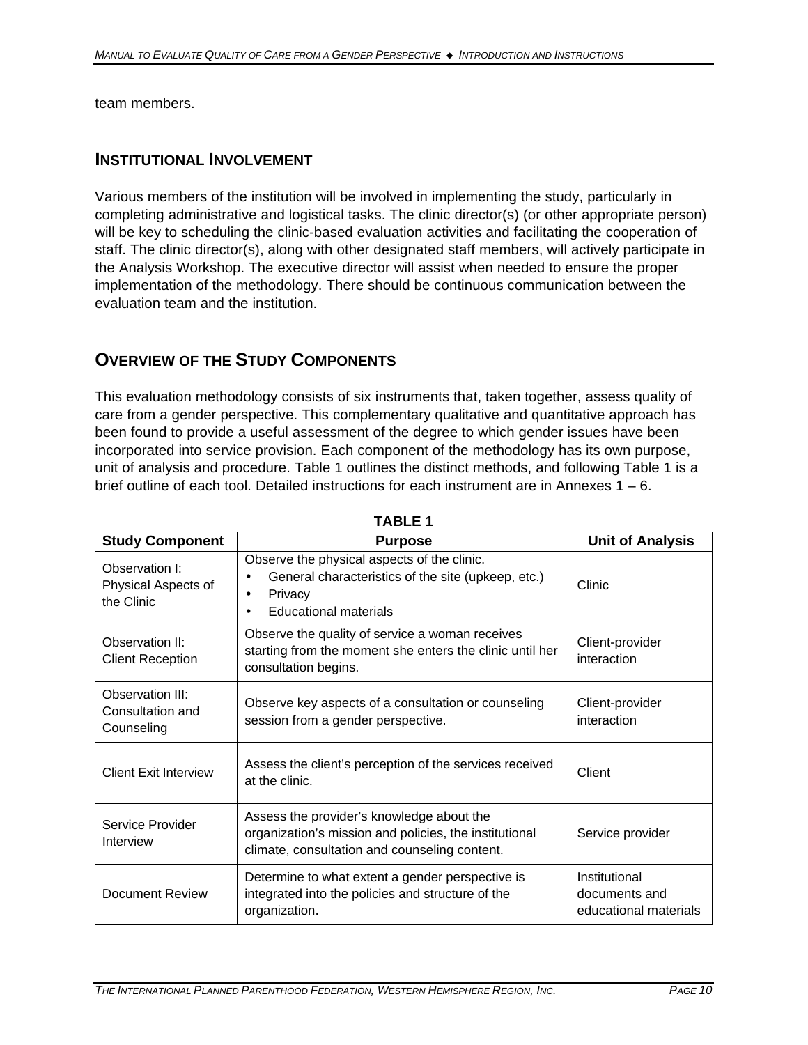team members.

## INSTITUTIONAL INVOLVEMENT

Various members of the institution will be involved in implementing the study, particularly in completing administrative and logistical tasks. The clinic director(s) (or other appropriate person) will be key to scheduling the clinic-based evaluation activities and facilitating the cooperation of staff. The clinic director(s), along with other designated staff members, will actively participate in the Analysis Workshop. The executive director will assist when needed to ensure the proper implementation of the methodology. There should be continuous communication between the evaluation team and the institution.

## OVERVIEW OF THE STUDY COMPONENTS

This evaluation methodology consists of six instruments that, taken together, assess quality of care from a gender perspective. This complementary qualitative and quantitative approach has been found to provide a useful assessment of the degree to which gender issues have been incorporated into service provision. Each component of the methodology has its own purpose, unit of analysis and procedure. Table 1 outlines the distinct methods, and following Table 1 is a brief outline of each tool. Detailed instructions for each instrument are in Annexes 1 – 6.

**TABLE 1**

| Study Component | Purpose | Unit of Analysis |
|---|---|---|
| Observation I: Physical Aspects of the Clinic | Observe the physical aspects of the clinic.<br>• General characteristics of the site (upkeep, etc.)<br>• Privacy<br>• Educational materials | Clinic |
| Observation II: Client Reception | Observe the quality of service a woman receives starting from the moment she enters the clinic until her consultation begins. | Client-provider interaction |
| Observation III: Consultation and Counseling | Observe key aspects of a consultation or counseling session from a gender perspective. | Client-provider interaction |
| Client Exit Interview | Assess the client's perception of the services received at the clinic. | Client |
| Service Provider Interview | Assess the provider's knowledge about the organization's mission and policies, the institutional climate, consultation and counseling content. | Service provider |
| Document Review | Determine to what extent a gender perspective is integrated into the policies and structure of the organization. | Institutional documents and educational materials |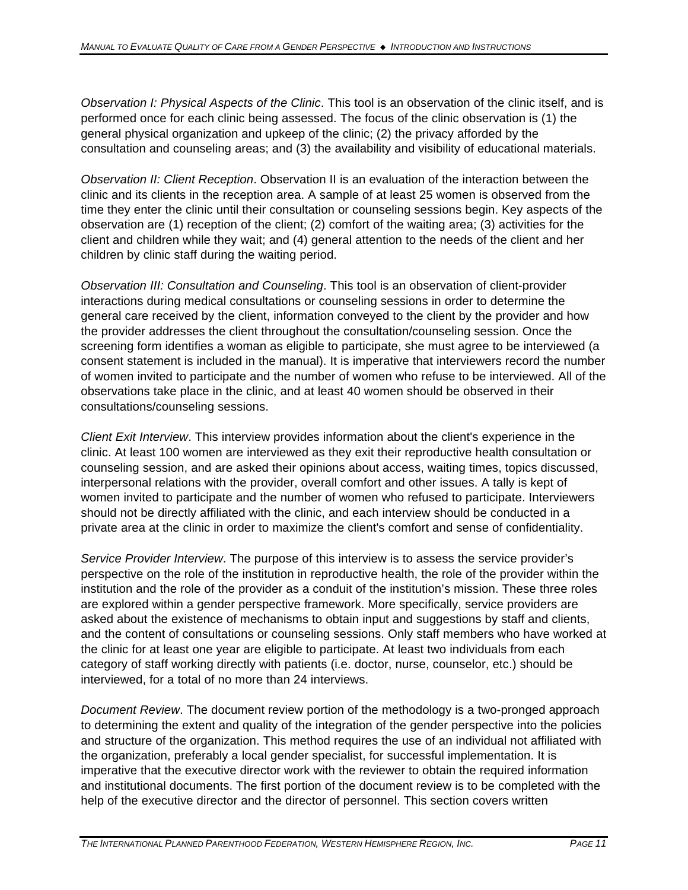*Observation I: Physical Aspects of the Clinic*. This tool is an observation of the clinic itself, and is performed once for each clinic being assessed. The focus of the clinic observation is (1) the general physical organization and upkeep of the clinic; (2) the privacy afforded by the consultation and counseling areas; and (3) the availability and visibility of educational materials.

*Observation II: Client Reception*. Observation II is an evaluation of the interaction between the clinic and its clients in the reception area. A sample of at least 25 women is observed from the time they enter the clinic until their consultation or counseling sessions begin. Key aspects of the observation are (1) reception of the client; (2) comfort of the waiting area; (3) activities for the client and children while they wait; and (4) general attention to the needs of the client and her children by clinic staff during the waiting period.

*Observation III: Consultation and Counseling*. This tool is an observation of client-provider interactions during medical consultations or counseling sessions in order to determine the general care received by the client, information conveyed to the client by the provider and how the provider addresses the client throughout the consultation/counseling session. Once the screening form identifies a woman as eligible to participate, she must agree to be interviewed (a consent statement is included in the manual). It is imperative that interviewers record the number of women invited to participate and the number of women who refuse to be interviewed. All of the observations take place in the clinic, and at least 40 women should be observed in their consultations/counseling sessions.

*Client Exit Interview*. This interview provides information about the client's experience in the clinic. At least 100 women are interviewed as they exit their reproductive health consultation or counseling session, and are asked their opinions about access, waiting times, topics discussed, interpersonal relations with the provider, overall comfort and other issues. A tally is kept of women invited to participate and the number of women who refused to participate. Interviewers should not be directly affiliated with the clinic, and each interview should be conducted in a private area at the clinic in order to maximize the client's comfort and sense of confidentiality.

*Service Provider Interview*. The purpose of this interview is to assess the service provider's perspective on the role of the institution in reproductive health, the role of the provider within the institution and the role of the provider as a conduit of the institution's mission. These three roles are explored within a gender perspective framework. More specifically, service providers are asked about the existence of mechanisms to obtain input and suggestions by staff and clients, and the content of consultations or counseling sessions. Only staff members who have worked at the clinic for at least one year are eligible to participate. At least two individuals from each category of staff working directly with patients (i.e. doctor, nurse, counselor, etc.) should be interviewed, for a total of no more than 24 interviews.

*Document Review*. The document review portion of the methodology is a two-pronged approach to determining the extent and quality of the integration of the gender perspective into the policies and structure of the organization. This method requires the use of an individual not affiliated with the organization, preferably a local gender specialist, for successful implementation. It is imperative that the executive director work with the reviewer to obtain the required information and institutional documents. The first portion of the document review is to be completed with the help of the executive director and the director of personnel. This section covers written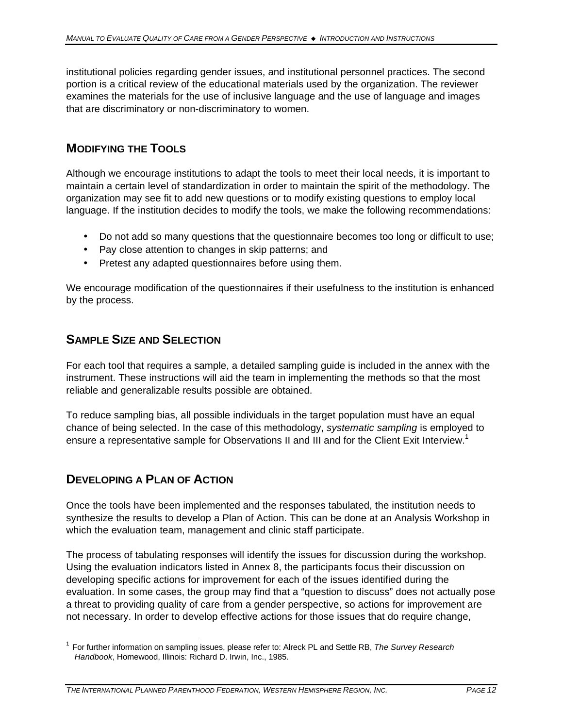institutional policies regarding gender issues, and institutional personnel practices. The second portion is a critical review of the educational materials used by the organization. The reviewer examines the materials for the use of inclusive language and the use of language and images that are discriminatory or non-discriminatory to women.

## Modifying the Tools

Although we encourage institutions to adapt the tools to meet their local needs, it is important to maintain a certain level of standardization in order to maintain the spirit of the methodology. The organization may see fit to add new questions or to modify existing questions to employ local language. If the institution decides to modify the tools, we make the following recommendations:

- Do not add so many questions that the questionnaire becomes too long or difficult to use;
- Pay close attention to changes in skip patterns; and
- Pretest any adapted questionnaires before using them.

We encourage modification of the questionnaires if their usefulness to the institution is enhanced by the process.

## Sample Size and Selection

For each tool that requires a sample, a detailed sampling guide is included in the annex with the instrument. These instructions will aid the team in implementing the methods so that the most reliable and generalizable results possible are obtained.

To reduce sampling bias, all possible individuals in the target population must have an equal chance of being selected. In the case of this methodology, *systematic sampling* is employed to ensure a representative sample for Observations II and III and for the Client Exit Interview.[1]

## Developing a Plan of Action

Once the tools have been implemented and the responses tabulated, the institution needs to synthesize the results to develop a Plan of Action. This can be done at an Analysis Workshop in which the evaluation team, management and clinic staff participate.

The process of tabulating responses will identify the issues for discussion during the workshop. Using the evaluation indicators listed in Annex 8, the participants focus their discussion on developing specific actions for improvement for each of the issues identified during the evaluation. In some cases, the group may find that a "question to discuss" does not actually pose a threat to providing quality of care from a gender perspective, so actions for improvement are not necessary. In order to develop effective actions for those issues that do require change,

---

[1] For further information on sampling issues, please refer to: Alreck PL and Settle RB, *The Survey Research Handbook*, Homewood, Illinois: Richard D. Irwin, Inc., 1985.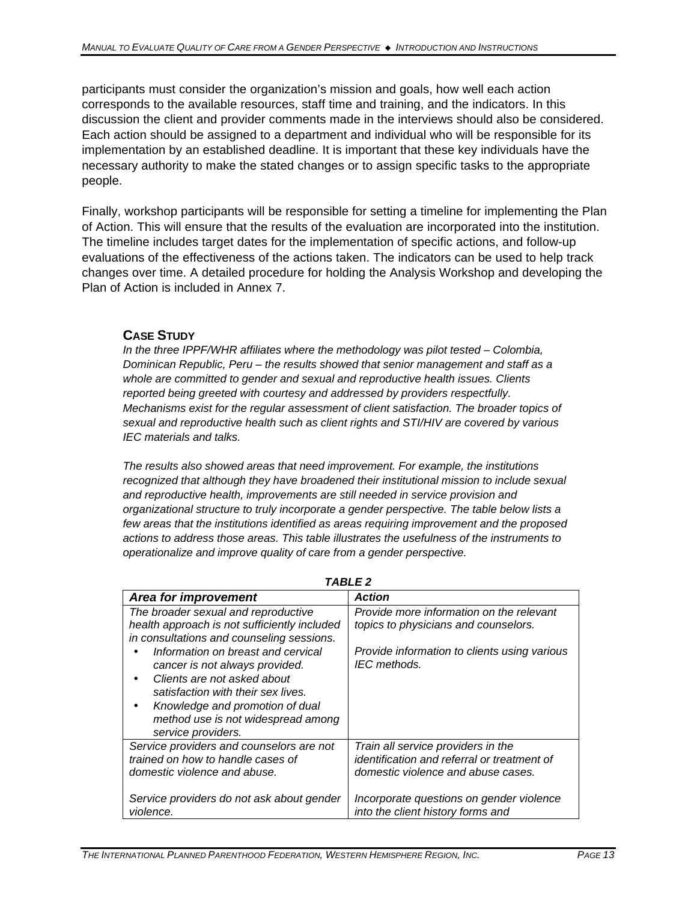participants must consider the organization's mission and goals, how well each action corresponds to the available resources, staff time and training, and the indicators. In this discussion the client and provider comments made in the interviews should also be considered. Each action should be assigned to a department and individual who will be responsible for its implementation by an established deadline. It is important that these key individuals have the necessary authority to make the stated changes or to assign specific tasks to the appropriate people.

Finally, workshop participants will be responsible for setting a timeline for implementing the Plan of Action. This will ensure that the results of the evaluation are incorporated into the institution. The timeline includes target dates for the implementation of specific actions, and follow-up evaluations of the effectiveness of the actions taken. The indicators can be used to help track changes over time. A detailed procedure for holding the Analysis Workshop and developing the Plan of Action is included in Annex 7.

### CASE STUDY

*In the three IPPF/WHR affiliates where the methodology was pilot tested – Colombia, Dominican Republic, Peru – the results showed that senior management and staff as a whole are committed to gender and sexual and reproductive health issues. Clients reported being greeted with courtesy and addressed by providers respectfully. Mechanisms exist for the regular assessment of client satisfaction. The broader topics of sexual and reproductive health such as client rights and STI/HIV are covered by various IEC materials and talks.*

*The results also showed areas that need improvement. For example, the institutions recognized that although they have broadened their institutional mission to include sexual and reproductive health, improvements are still needed in service provision and organizational structure to truly incorporate a gender perspective. The table below lists a few areas that the institutions identified as areas requiring improvement and the proposed actions to address those areas. This table illustrates the usefulness of the instruments to operationalize and improve quality of care from a gender perspective.*

***TABLE 2***

| *Area for improvement* | *Action* |
|---|---|
| *The broader sexual and reproductive health approach is not sufficiently included in consultations and counseling sessions.*<br>• *Information on breast and cervical cancer is not always provided.*<br>• *Clients are not asked about satisfaction with their sex lives.*<br>• *Knowledge and promotion of dual method use is not widespread among service providers.* | *Provide more information on the relevant topics to physicians and counselors.*<br><br>*Provide information to clients using various IEC methods.* |
| *Service providers and counselors are not trained on how to handle cases of domestic violence and abuse.*<br><br>*Service providers do not ask about gender violence.* | *Train all service providers in the identification and referral or treatment of domestic violence and abuse cases.*<br><br>*Incorporate questions on gender violence into the client history forms and* |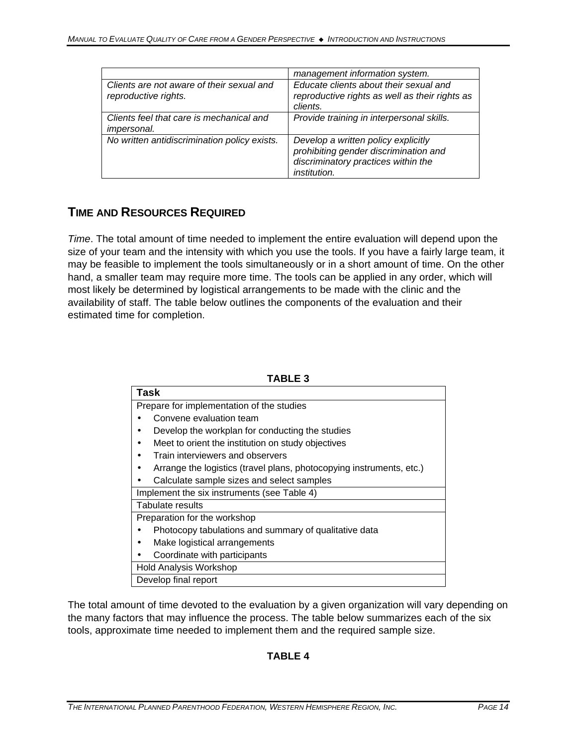| | *management information system.* |
|---|---|
| *Clients are not aware of their sexual and reproductive rights.* | *Educate clients about their sexual and reproductive rights as well as their rights as clients.* |
| *Clients feel that care is mechanical and impersonal.* | *Provide training in interpersonal skills.* |
| *No written antidiscrimination policy exists.* | *Develop a written policy explicitly prohibiting gender discrimination and discriminatory practices within the institution.* |

## TIME AND RESOURCES REQUIRED

*Time*. The total amount of time needed to implement the entire evaluation will depend upon the size of your team and the intensity with which you use the tools. If you have a fairly large team, it may be feasible to implement the tools simultaneously or in a short amount of time. On the other hand, a smaller team may require more time. The tools can be applied in any order, which will most likely be determined by logistical arrangements to be made with the clinic and the availability of staff. The table below outlines the components of the evaluation and their estimated time for completion.

**TABLE 3**

| **Task** |
|---|
| Prepare for implementation of the studies<br>• Convene evaluation team<br>• Develop the workplan for conducting the studies<br>• Meet to orient the institution on study objectives<br>• Train interviewers and observers<br>• Arrange the logistics (travel plans, photocopying instruments, etc.)<br>• Calculate sample sizes and select samples |
| Implement the six instruments (see Table 4) |
| Tabulate results |
| Preparation for the workshop<br>• Photocopy tabulations and summary of qualitative data<br>• Make logistical arrangements<br>• Coordinate with participants |
| Hold Analysis Workshop |
| Develop final report |

The total amount of time devoted to the evaluation by a given organization will vary depending on the many factors that may influence the process. The table below summarizes each of the six tools, approximate time needed to implement them and the required sample size.

**TABLE 4**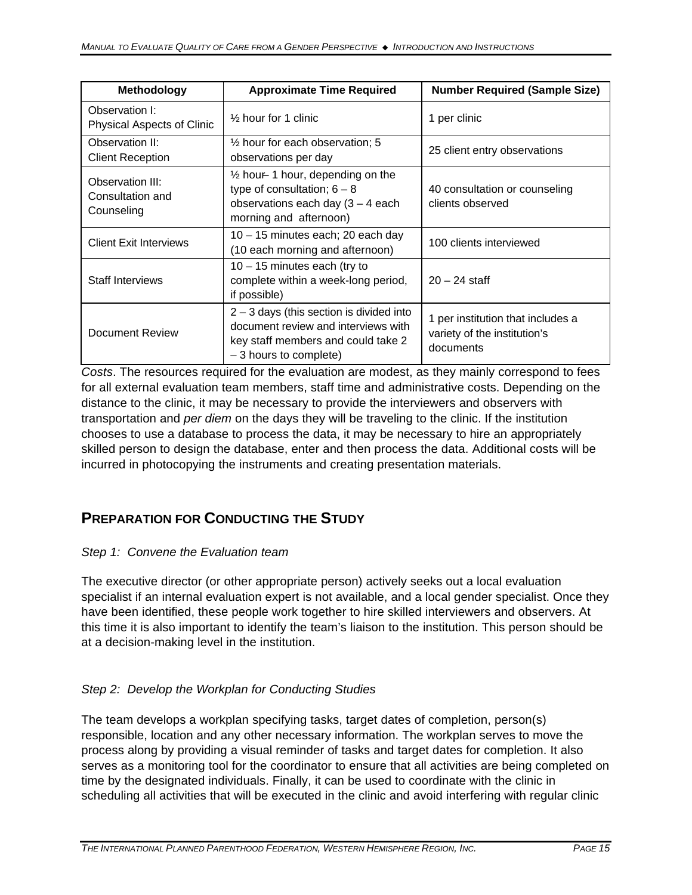| Methodology | Approximate Time Required | Number Required (Sample Size) |
|---|---|---|
| Observation I: Physical Aspects of Clinic | ½ hour for 1 clinic | 1 per clinic |
| Observation II: Client Reception | ½ hour for each observation; 5 observations per day | 25 client entry observations |
| Observation III: Consultation and Counseling | ½ hour– 1 hour, depending on the type of consultation; 6 – 8 observations each day (3 – 4 each morning and afternoon) | 40 consultation or counseling clients observed |
| Client Exit Interviews | 10 – 15 minutes each; 20 each day (10 each morning and afternoon) | 100 clients interviewed |
| Staff Interviews | 10 – 15 minutes each (try to complete within a week-long period, if possible) | 20 – 24 staff |
| Document Review | 2 – 3 days (this section is divided into document review and interviews with key staff members and could take 2 – 3 hours to complete) | 1 per institution that includes a variety of the institution's documents |

*Costs*. The resources required for the evaluation are modest, as they mainly correspond to fees for all external evaluation team members, staff time and administrative costs. Depending on the distance to the clinic, it may be necessary to provide the interviewers and observers with transportation and *per diem* on the days they will be traveling to the clinic. If the institution chooses to use a database to process the data, it may be necessary to hire an appropriately skilled person to design the database, enter and then process the data. Additional costs will be incurred in photocopying the instruments and creating presentation materials.

## PREPARATION FOR CONDUCTING THE STUDY

*Step 1: Convene the Evaluation team*

The executive director (or other appropriate person) actively seeks out a local evaluation specialist if an internal evaluation expert is not available, and a local gender specialist. Once they have been identified, these people work together to hire skilled interviewers and observers. At this time it is also important to identify the team's liaison to the institution. This person should be at a decision-making level in the institution.

*Step 2: Develop the Workplan for Conducting Studies*

The team develops a workplan specifying tasks, target dates of completion, person(s) responsible, location and any other necessary information. The workplan serves to move the process along by providing a visual reminder of tasks and target dates for completion. It also serves as a monitoring tool for the coordinator to ensure that all activities are being completed on time by the designated individuals. Finally, it can be used to coordinate with the clinic in scheduling all activities that will be executed in the clinic and avoid interfering with regular clinic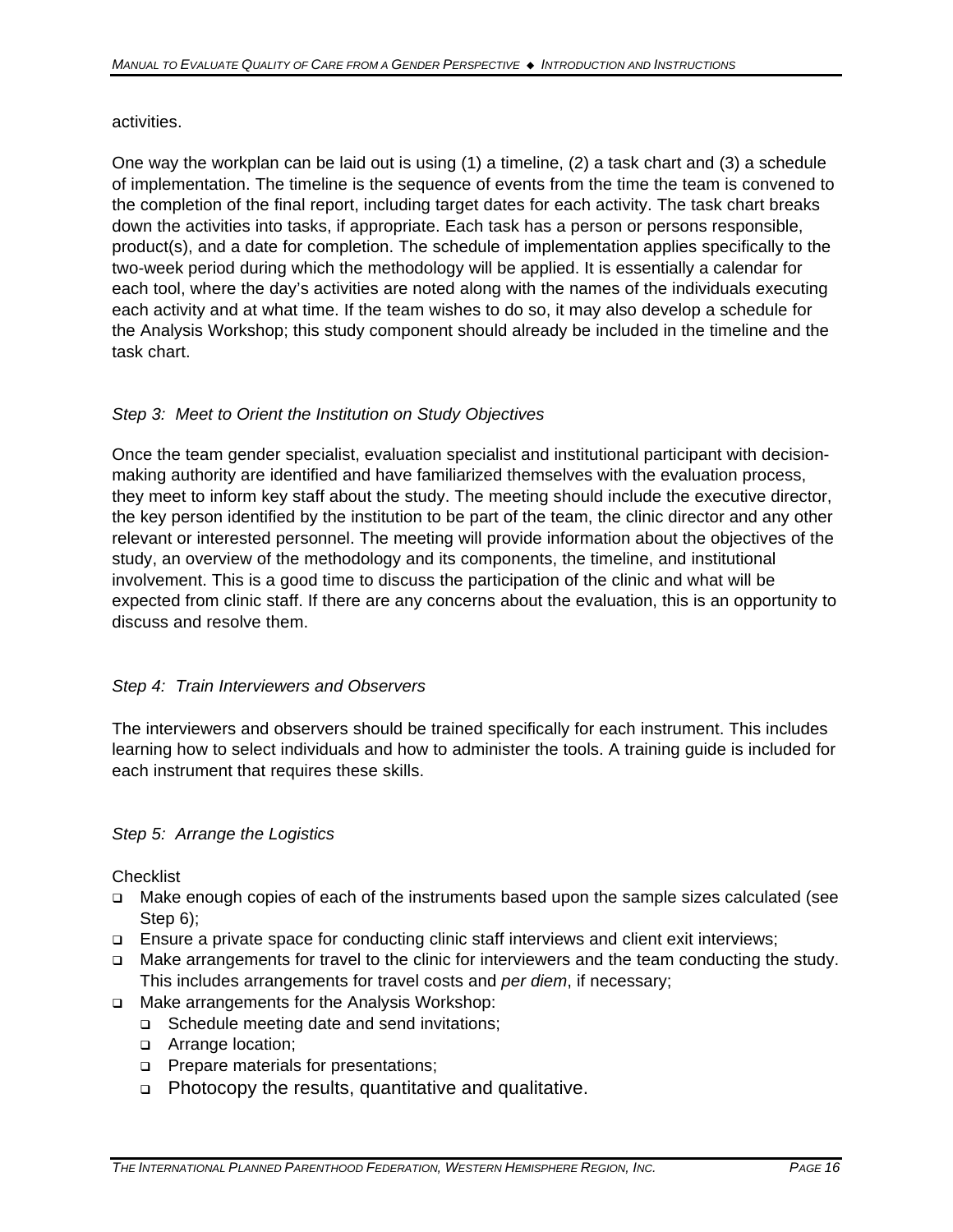activities.

One way the workplan can be laid out is using (1) a timeline, (2) a task chart and (3) a schedule of implementation. The timeline is the sequence of events from the time the team is convened to the completion of the final report, including target dates for each activity. The task chart breaks down the activities into tasks, if appropriate. Each task has a person or persons responsible, product(s), and a date for completion. The schedule of implementation applies specifically to the two-week period during which the methodology will be applied. It is essentially a calendar for each tool, where the day's activities are noted along with the names of the individuals executing each activity and at what time. If the team wishes to do so, it may also develop a schedule for the Analysis Workshop; this study component should already be included in the timeline and the task chart.

### *Step 3: Meet to Orient the Institution on Study Objectives*

Once the team gender specialist, evaluation specialist and institutional participant with decision-making authority are identified and have familiarized themselves with the evaluation process, they meet to inform key staff about the study. The meeting should include the executive director, the key person identified by the institution to be part of the team, the clinic director and any other relevant or interested personnel. The meeting will provide information about the objectives of the study, an overview of the methodology and its components, the timeline, and institutional involvement. This is a good time to discuss the participation of the clinic and what will be expected from clinic staff. If there are any concerns about the evaluation, this is an opportunity to discuss and resolve them.

### *Step 4: Train Interviewers and Observers*

The interviewers and observers should be trained specifically for each instrument. This includes learning how to select individuals and how to administer the tools. A training guide is included for each instrument that requires these skills.

### *Step 5: Arrange the Logistics*

Checklist

- Make enough copies of each of the instruments based upon the sample sizes calculated (see Step 6);
- Ensure a private space for conducting clinic staff interviews and client exit interviews;
- Make arrangements for travel to the clinic for interviewers and the team conducting the study. This includes arrangements for travel costs and *per diem*, if necessary;
- Make arrangements for the Analysis Workshop:
  - Schedule meeting date and send invitations;
  - Arrange location;
  - Prepare materials for presentations;
  - Photocopy the results, quantitative and qualitative.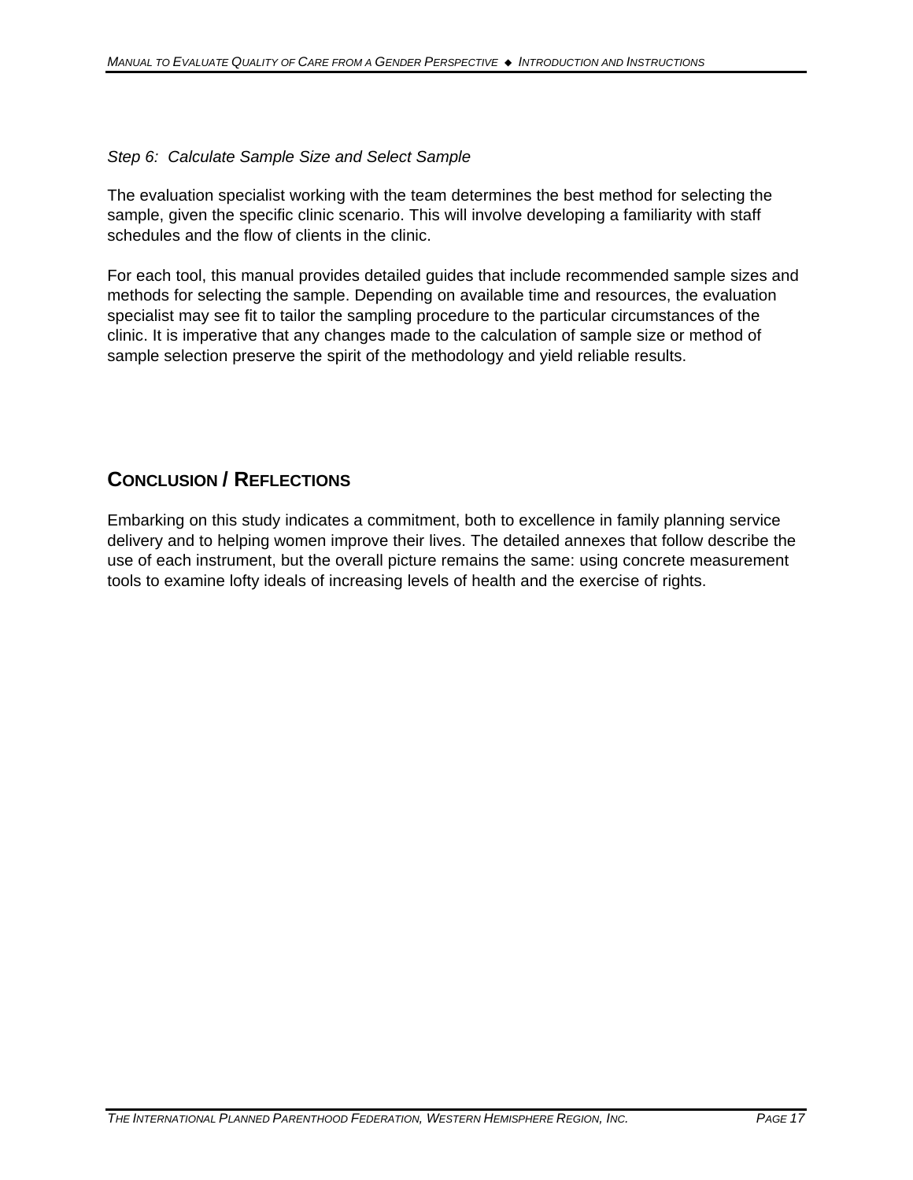*Step 6: Calculate Sample Size and Select Sample*

The evaluation specialist working with the team determines the best method for selecting the sample, given the specific clinic scenario. This will involve developing a familiarity with staff schedules and the flow of clients in the clinic.

For each tool, this manual provides detailed guides that include recommended sample sizes and methods for selecting the sample. Depending on available time and resources, the evaluation specialist may see fit to tailor the sampling procedure to the particular circumstances of the clinic. It is imperative that any changes made to the calculation of sample size or method of sample selection preserve the spirit of the methodology and yield reliable results.

## CONCLUSION / REFLECTIONS

Embarking on this study indicates a commitment, both to excellence in family planning service delivery and to helping women improve their lives. The detailed annexes that follow describe the use of each instrument, but the overall picture remains the same: using concrete measurement tools to examine lofty ideals of increasing levels of health and the exercise of rights.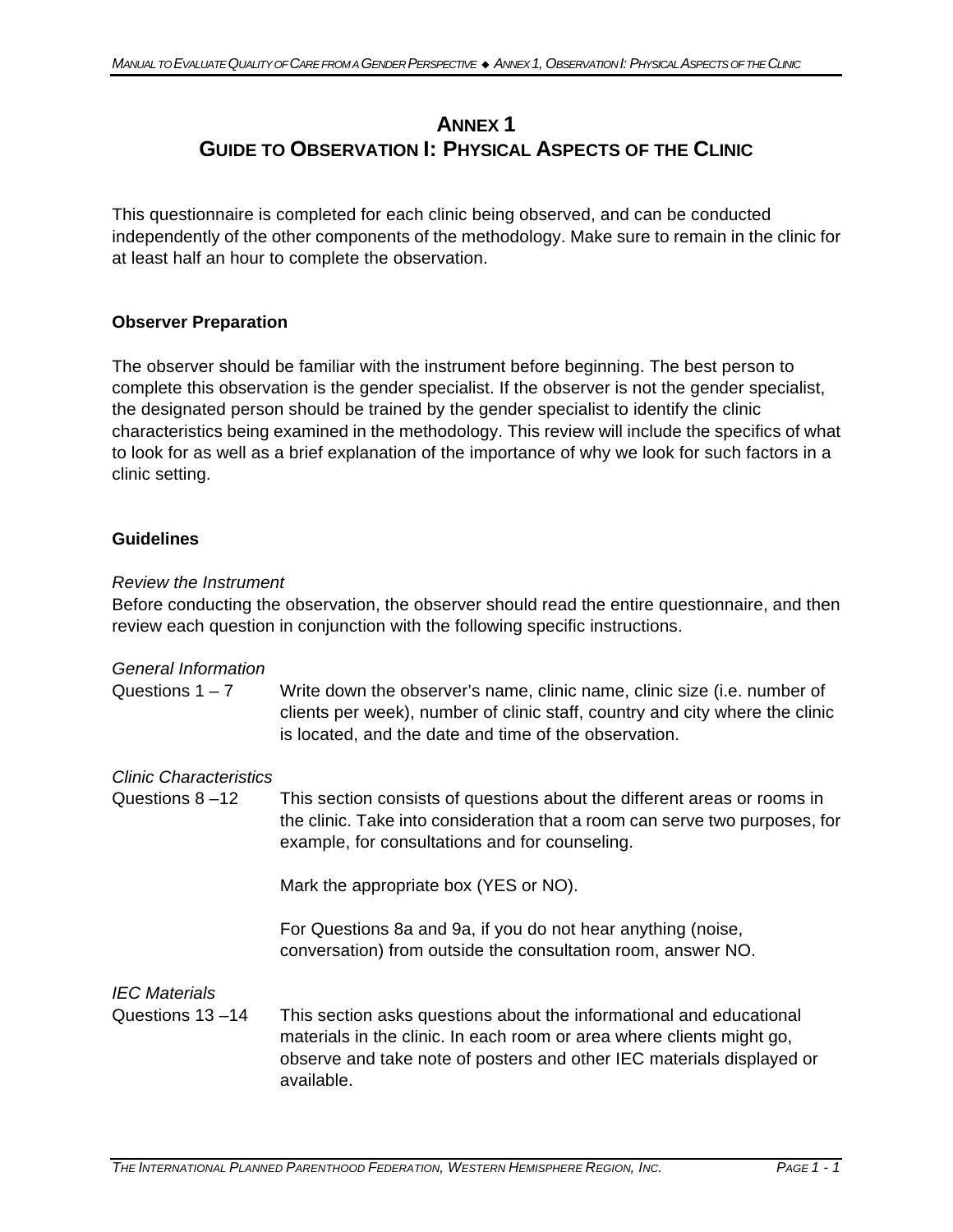# ANNEX 1
# GUIDE TO OBSERVATION I: PHYSICAL ASPECTS OF THE CLINIC

This questionnaire is completed for each clinic being observed, and can be conducted independently of the other components of the methodology. Make sure to remain in the clinic for at least half an hour to complete the observation.

## Observer Preparation

The observer should be familiar with the instrument before beginning. The best person to complete this observation is the gender specialist. If the observer is not the gender specialist, the designated person should be trained by the gender specialist to identify the clinic characteristics being examined in the methodology. This review will include the specifics of what to look for as well as a brief explanation of the importance of why we look for such factors in a clinic setting.

## Guidelines

*Review the Instrument*
Before conducting the observation, the observer should read the entire questionnaire, and then review each question in conjunction with the following specific instructions.

*General Information*

Questions 1 – 7 Write down the observer's name, clinic name, clinic size (i.e. number of clients per week), number of clinic staff, country and city where the clinic is located, and the date and time of the observation.

*Clinic Characteristics*

Questions 8 –12 This section consists of questions about the different areas or rooms in the clinic. Take into consideration that a room can serve two purposes, for example, for consultations and for counseling.

Mark the appropriate box (YES or NO).

For Questions 8a and 9a, if you do not hear anything (noise, conversation) from outside the consultation room, answer NO.

*IEC Materials*

Questions 13 –14 This section asks questions about the informational and educational materials in the clinic. In each room or area where clients might go, observe and take note of posters and other IEC materials displayed or available.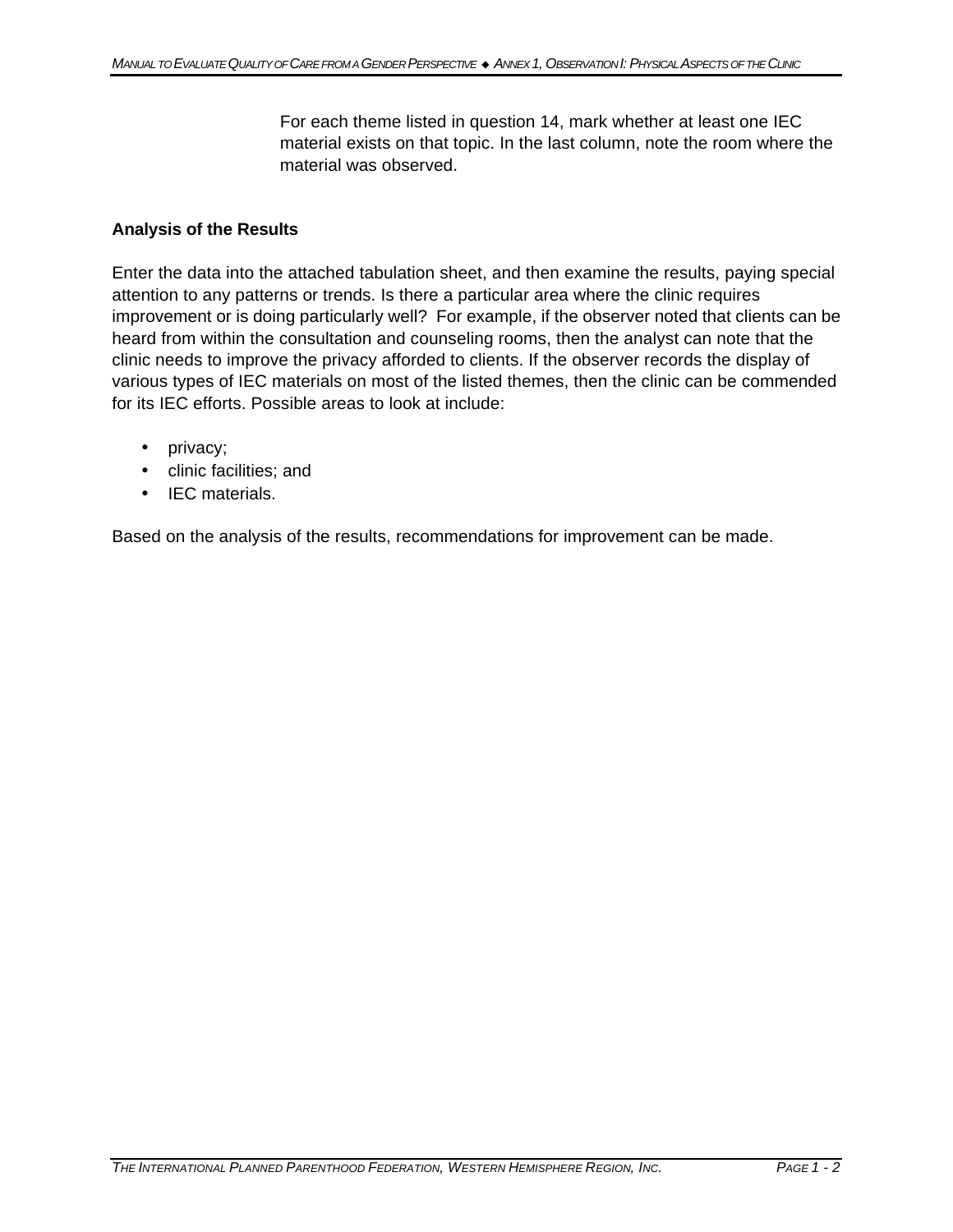For each theme listed in question 14, mark whether at least one IEC material exists on that topic. In the last column, note the room where the material was observed.

**Analysis of the Results**

Enter the data into the attached tabulation sheet, and then examine the results, paying special attention to any patterns or trends. Is there a particular area where the clinic requires improvement or is doing particularly well? For example, if the observer noted that clients can be heard from within the consultation and counseling rooms, then the analyst can note that the clinic needs to improve the privacy afforded to clients. If the observer records the display of various types of IEC materials on most of the listed themes, then the clinic can be commended for its IEC efforts. Possible areas to look at include:

- privacy;
- clinic facilities; and
- IEC materials.

Based on the analysis of the results, recommendations for improvement can be made.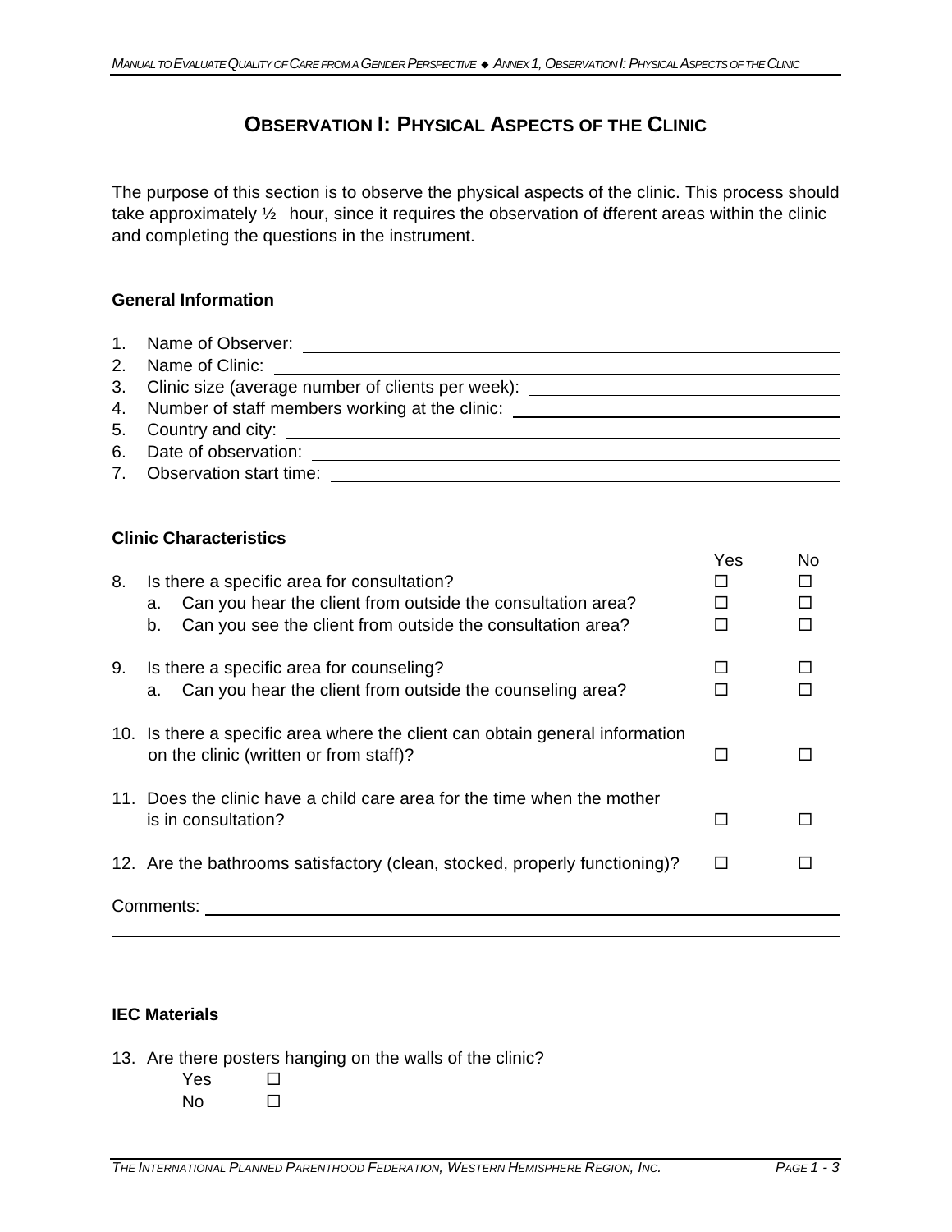# Observation I: Physical Aspects of the Clinic

The purpose of this section is to observe the physical aspects of the clinic. This process should take approximately ½ hour, since it requires the observation of different areas within the clinic and completing the questions in the instrument.

### General Information

1. Name of Observer: ______________________
2. Name of Clinic: ______________________
3. Clinic size (average number of clients per week): ______________________
4. Number of staff members working at the clinic: ______________________
5. Country and city: ______________________
6. Date of observation: ______________________
7. Observation start time: ______________________

### Clinic Characteristics

| | Yes | No |
|---|---|---|
| 8. Is there a specific area for consultation? | ☐ | ☐ |
| a. Can you hear the client from outside the consultation area? | ☐ | ☐ |
| b. Can you see the client from outside the consultation area? | ☐ | ☐ |
| 9. Is there a specific area for counseling? | ☐ | ☐ |
| a. Can you hear the client from outside the counseling area? | ☐ | ☐ |
| 10. Is there a specific area where the client can obtain general information on the clinic (written or from staff)? | ☐ | ☐ |
| 11. Does the clinic have a child care area for the time when the mother is in consultation? | ☐ | ☐ |
| 12. Are the bathrooms satisfactory (clean, stocked, properly functioning)? | ☐ | ☐ |

Comments: ______________________

______________________

______________________

### IEC Materials

13. Are there posters hanging on the walls of the clinic?
    - Yes ☐
    - No ☐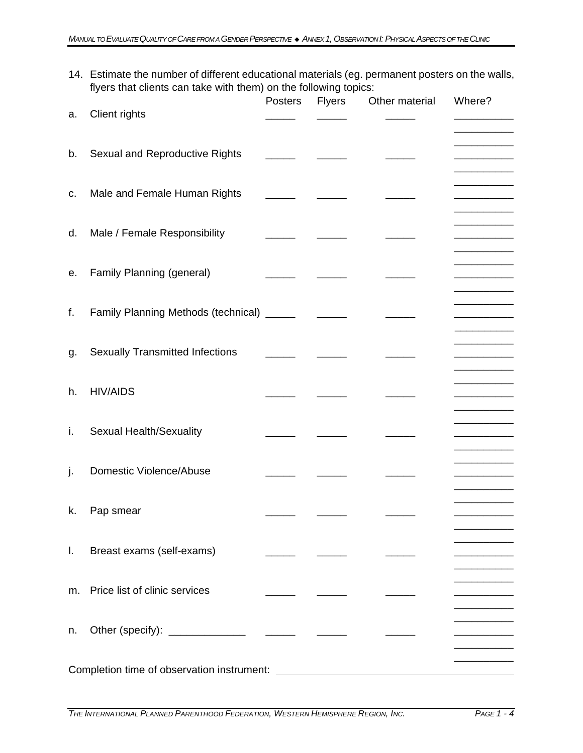14. Estimate the number of different educational materials (eg. permanent posters on the walls, flyers that clients can take with them) on the following topics:

| | Topic | Posters | Flyers | Other material | Where? |
|---|---|---|---|---|---|
| a. | Client rights | _____ | _____ | _____ | __________ |
| b. | Sexual and Reproductive Rights | _____ | _____ | _____ | __________ |
| c. | Male and Female Human Rights | _____ | _____ | _____ | __________ |
| d. | Male / Female Responsibility | _____ | _____ | _____ | __________ |
| e. | Family Planning (general) | _____ | _____ | _____ | __________ |
| f. | Family Planning Methods (technical) | _____ | _____ | _____ | __________ |
| g. | Sexually Transmitted Infections | _____ | _____ | _____ | __________ |
| h. | HIV/AIDS | _____ | _____ | _____ | __________ |
| i. | Sexual Health/Sexuality | _____ | _____ | _____ | __________ |
| j. | Domestic Violence/Abuse | _____ | _____ | _____ | __________ |
| k. | Pap smear | _____ | _____ | _____ | __________ |
| l. | Breast exams (self-exams) | _____ | _____ | _____ | __________ |
| m. | Price list of clinic services | _____ | _____ | _____ | __________ |
| n. | Other (specify): _____________ | _____ | _____ | _____ | __________ |

Completion time of observation instrument: ______________________________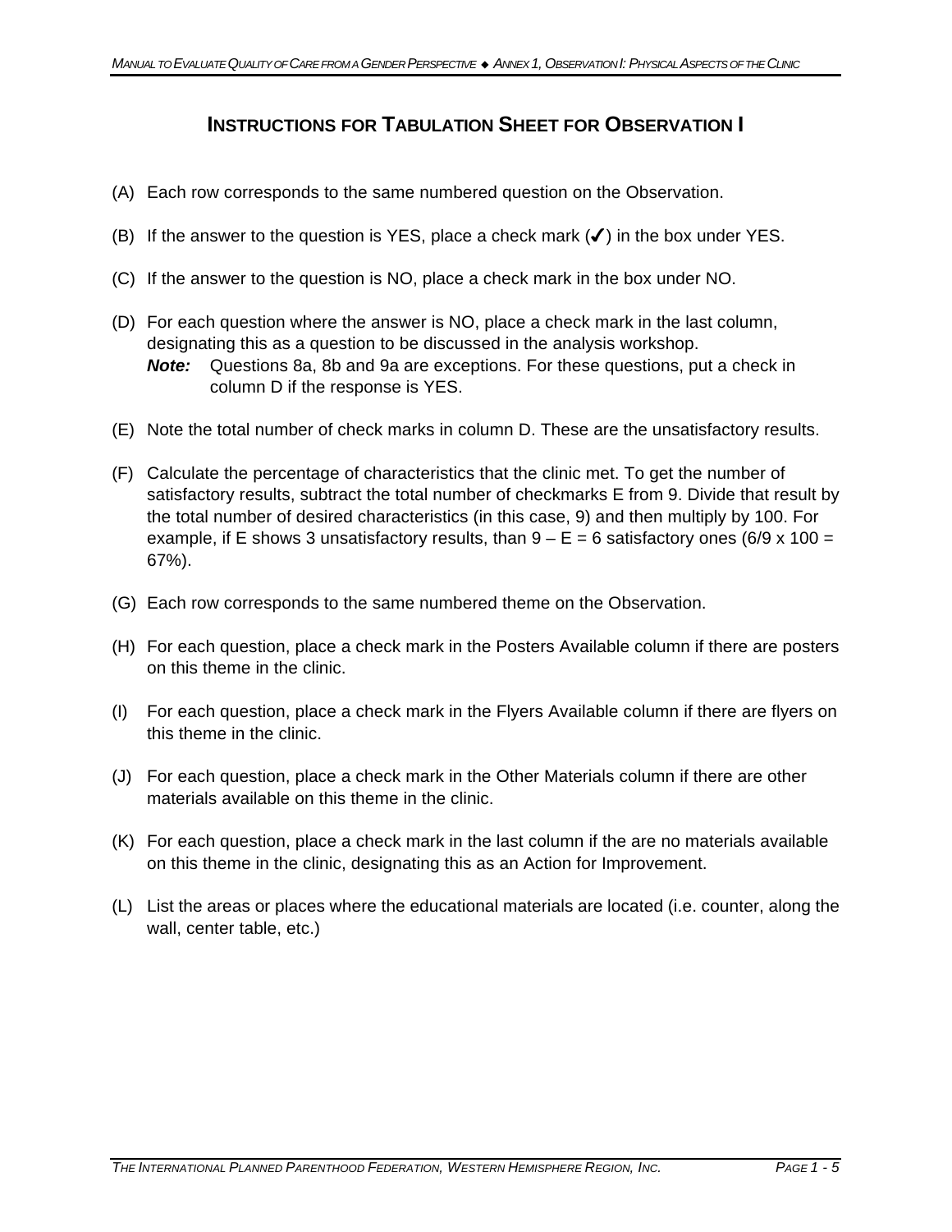## INSTRUCTIONS FOR TABULATION SHEET FOR OBSERVATION I

(A) Each row corresponds to the same numbered question on the Observation.

(B) If the answer to the question is YES, place a check mark (✓) in the box under YES.

(C) If the answer to the question is NO, place a check mark in the box under NO.

(D) For each question where the answer is NO, place a check mark in the last column, designating this as a question to be discussed in the analysis workshop.
  ***Note:*** Questions 8a, 8b and 9a are exceptions. For these questions, put a check in column D if the response is YES.

(E) Note the total number of check marks in column D. These are the unsatisfactory results.

(F) Calculate the percentage of characteristics that the clinic met. To get the number of satisfactory results, subtract the total number of checkmarks E from 9. Divide that result by the total number of desired characteristics (in this case, 9) and then multiply by 100. For example, if E shows 3 unsatisfactory results, than 9 – E = 6 satisfactory ones (6/9 x 100 = 67%).

(G) Each row corresponds to the same numbered theme on the Observation.

(H) For each question, place a check mark in the Posters Available column if there are posters on this theme in the clinic.

(I) For each question, place a check mark in the Flyers Available column if there are flyers on this theme in the clinic.

(J) For each question, place a check mark in the Other Materials column if there are other materials available on this theme in the clinic.

(K) For each question, place a check mark in the last column if the are no materials available on this theme in the clinic, designating this as an Action for Improvement.

(L) List the areas or places where the educational materials are located (i.e. counter, along the wall, center table, etc.)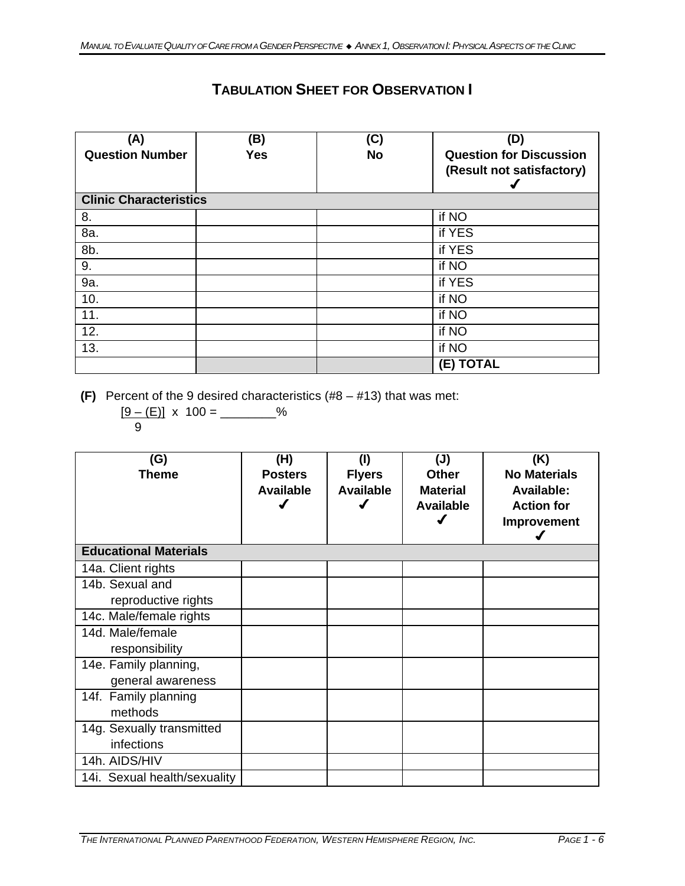## TABULATION SHEET FOR OBSERVATION I

| (A) Question Number | (B) Yes | (C) No | (D) Question for Discussion (Result not satisfactory) ✓ |
|---|---|---|---|
| **Clinic Characteristics** | | | |
| 8. | | | if NO |
| 8a. | | | if YES |
| 8b. | | | if YES |
| 9. | | | if NO |
| 9a. | | | if YES |
| 10. | | | if NO |
| 11. | | | if NO |
| 12. | | | if NO |
| 13. | | | if NO |
| | | | **(E) TOTAL** |

**(F)** Percent of the 9 desired characteristics (#8 – #13) that was met:

$\frac{9 - (E)}{9} \times 100 =$ ________%

| (G) Theme | (H) Posters Available ✓ | (I) Flyers Available ✓ | (J) Other Material Available ✓ | (K) No Materials Available: Action for Improvement ✓ |
|---|---|---|---|---|
| **Educational Materials** | | | | |
| 14a. Client rights | | | | |
| 14b. Sexual and reproductive rights | | | | |
| 14c. Male/female rights | | | | |
| 14d. Male/female responsibility | | | | |
| 14e. Family planning, general awareness | | | | |
| 14f. Family planning methods | | | | |
| 14g. Sexually transmitted infections | | | | |
| 14h. AIDS/HIV | | | | |
| 14i. Sexual health/sexuality | | | | |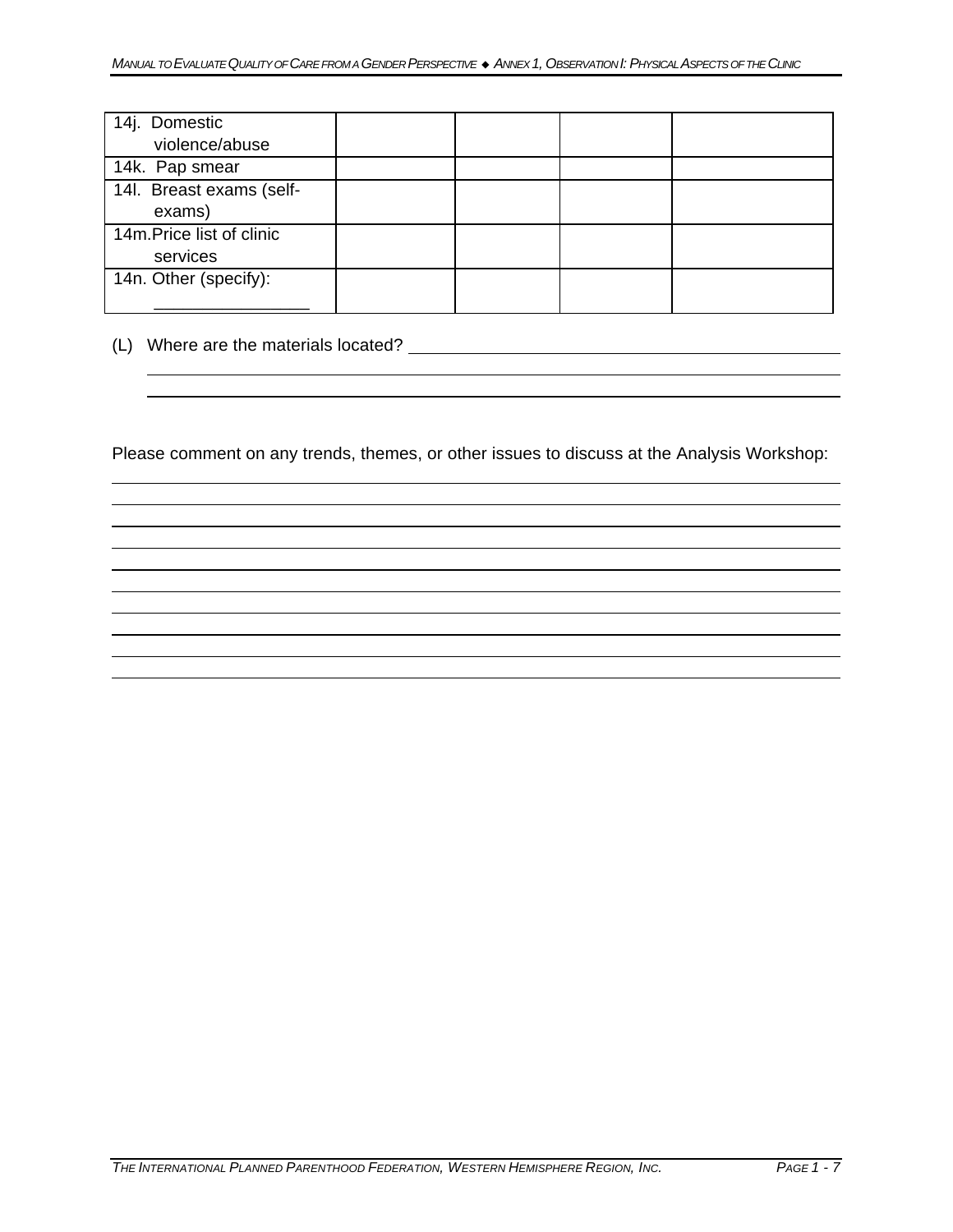| 14j. Domestic violence/abuse | | | | |
|---|---|---|---|---|
| 14k. Pap smear | | | | |
| 14l. Breast exams (self-exams) | | | | |
| 14m. Price list of clinic services | | | | |
| 14n. Other (specify): ________________ | | | | |

(L) Where are the materials located? ________________________________________________
________________________________________________________________________________
________________________________________________________________________________

Please comment on any trends, themes, or other issues to discuss at the Analysis Workshop:

________________________________________________________________________________
________________________________________________________________________________
________________________________________________________________________________
________________________________________________________________________________
________________________________________________________________________________
________________________________________________________________________________
________________________________________________________________________________
________________________________________________________________________________
________________________________________________________________________________
________________________________________________________________________________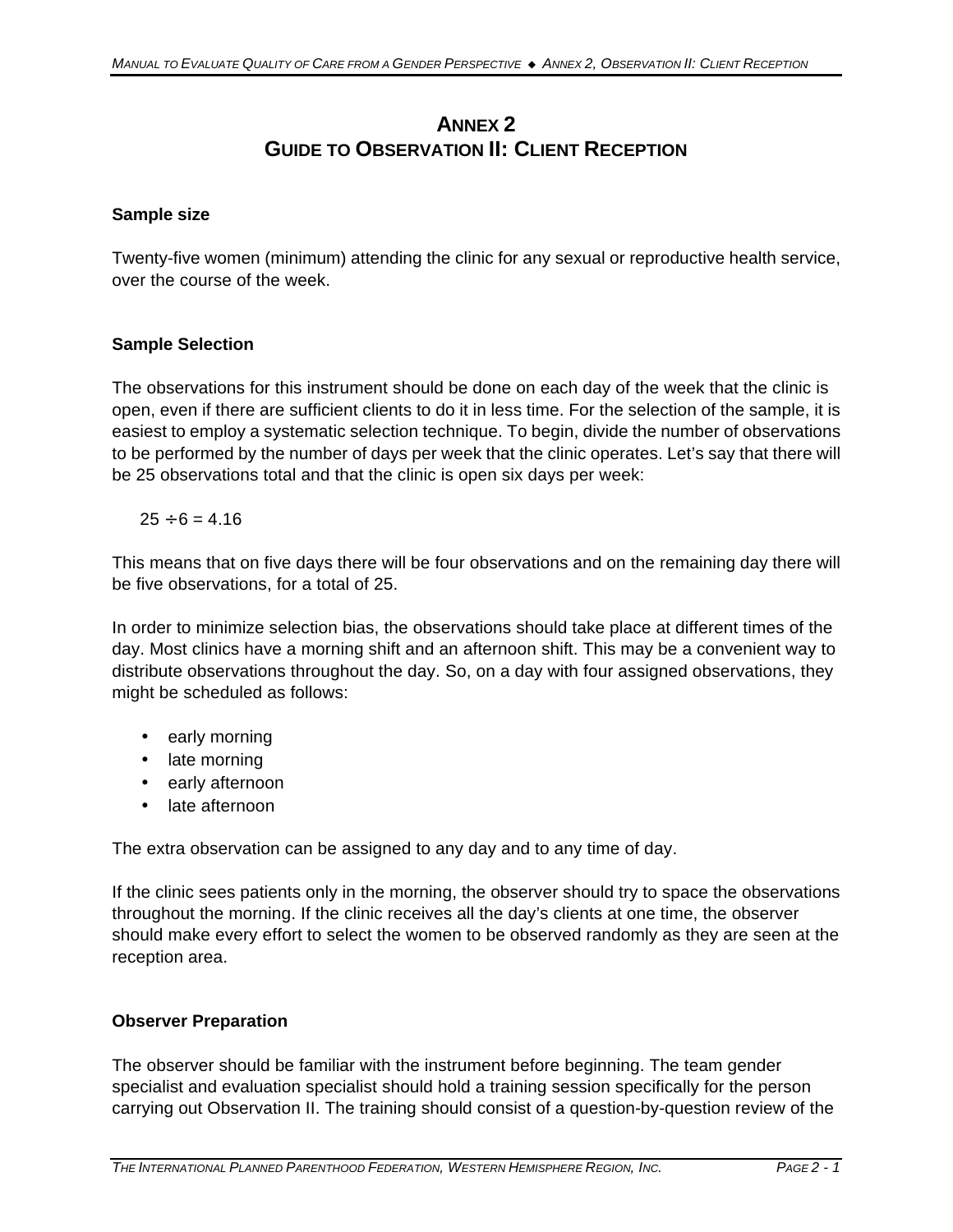# ANNEX 2
# GUIDE TO OBSERVATION II: CLIENT RECEPTION

**Sample size**

Twenty-five women (minimum) attending the clinic for any sexual or reproductive health service, over the course of the week.

**Sample Selection**

The observations for this instrument should be done on each day of the week that the clinic is open, even if there are sufficient clients to do it in less time. For the selection of the sample, it is easiest to employ a systematic selection technique. To begin, divide the number of observations to be performed by the number of days per week that the clinic operates. Let's say that there will be 25 observations total and that the clinic is open six days per week:

$25 \div 6 = 4.16$

This means that on five days there will be four observations and on the remaining day there will be five observations, for a total of 25.

In order to minimize selection bias, the observations should take place at different times of the day. Most clinics have a morning shift and an afternoon shift. This may be a convenient way to distribute observations throughout the day. So, on a day with four assigned observations, they might be scheduled as follows:

- early morning
- late morning
- early afternoon
- late afternoon

The extra observation can be assigned to any day and to any time of day.

If the clinic sees patients only in the morning, the observer should try to space the observations throughout the morning. If the clinic receives all the day's clients at one time, the observer should make every effort to select the women to be observed randomly as they are seen at the reception area.

**Observer Preparation**

The observer should be familiar with the instrument before beginning. The team gender specialist and evaluation specialist should hold a training session specifically for the person carrying out Observation II. The training should consist of a question-by-question review of the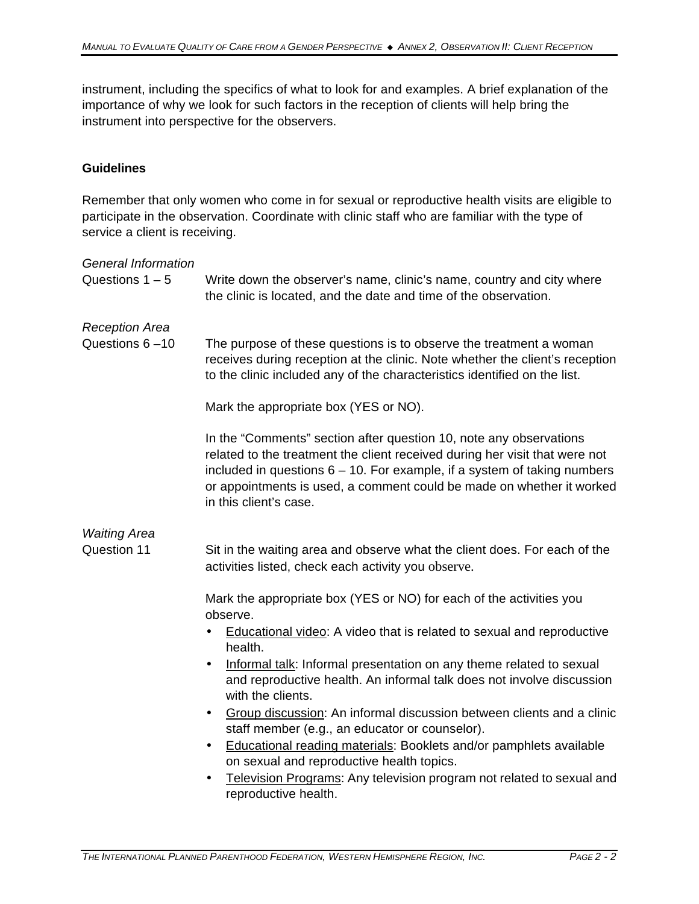instrument, including the specifics of what to look for and examples. A brief explanation of the importance of why we look for such factors in the reception of clients will help bring the instrument into perspective for the observers.

**Guidelines**

Remember that only women who come in for sexual or reproductive health visits are eligible to participate in the observation. Coordinate with clinic staff who are familiar with the type of service a client is receiving.

*General Information*

Questions 1 – 5: Write down the observer's name, clinic's name, country and city where the clinic is located, and the date and time of the observation.

*Reception Area*

Questions 6 –10: The purpose of these questions is to observe the treatment a woman receives during reception at the clinic. Note whether the client's reception to the clinic included any of the characteristics identified on the list.

Mark the appropriate box (YES or NO).

In the "Comments" section after question 10, note any observations related to the treatment the client received during her visit that were not included in questions 6 – 10. For example, if a system of taking numbers or appointments is used, a comment could be made on whether it worked in this client's case.

*Waiting Area*

Question 11: Sit in the waiting area and observe what the client does. For each of the activities listed, check each activity you observe.

Mark the appropriate box (YES or NO) for each of the activities you observe.

- Educational video: A video that is related to sexual and reproductive health.
- Informal talk: Informal presentation on any theme related to sexual and reproductive health. An informal talk does not involve discussion with the clients.
- Group discussion: An informal discussion between clients and a clinic staff member (e.g., an educator or counselor).
- Educational reading materials: Booklets and/or pamphlets available on sexual and reproductive health topics.
- Television Programs: Any television program not related to sexual and reproductive health.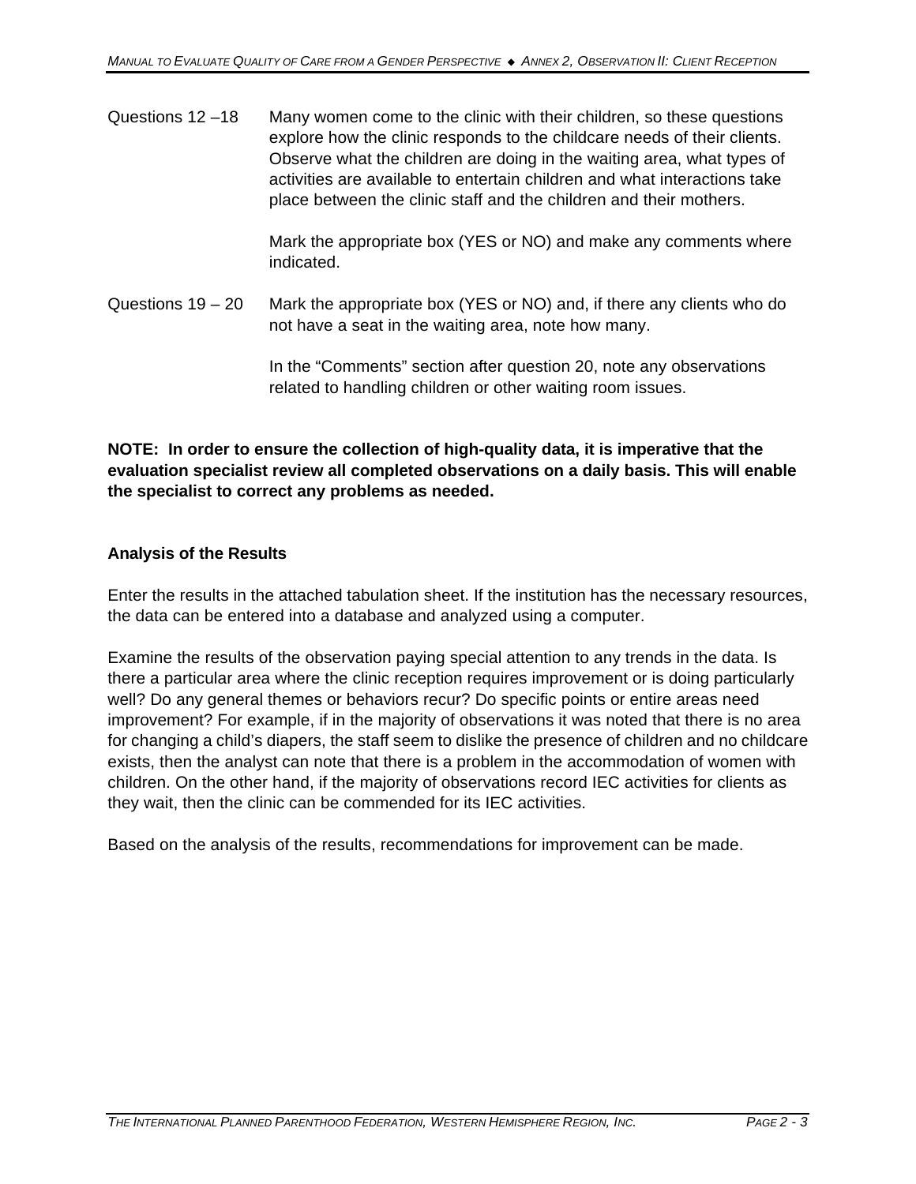Questions 12 –18 Many women come to the clinic with their children, so these questions explore how the clinic responds to the childcare needs of their clients. Observe what the children are doing in the waiting area, what types of activities are available to entertain children and what interactions take place between the clinic staff and the children and their mothers.

Mark the appropriate box (YES or NO) and make any comments where indicated.

Questions 19 – 20 Mark the appropriate box (YES or NO) and, if there any clients who do not have a seat in the waiting area, note how many.

In the "Comments" section after question 20, note any observations related to handling children or other waiting room issues.

**NOTE: In order to ensure the collection of high-quality data, it is imperative that the evaluation specialist review all completed observations on a daily basis. This will enable the specialist to correct any problems as needed.**

**Analysis of the Results**

Enter the results in the attached tabulation sheet. If the institution has the necessary resources, the data can be entered into a database and analyzed using a computer.

Examine the results of the observation paying special attention to any trends in the data. Is there a particular area where the clinic reception requires improvement or is doing particularly well? Do any general themes or behaviors recur? Do specific points or entire areas need improvement? For example, if in the majority of observations it was noted that there is no area for changing a child's diapers, the staff seem to dislike the presence of children and no childcare exists, then the analyst can note that there is a problem in the accommodation of women with children. On the other hand, if the majority of observations record IEC activities for clients as they wait, then the clinic can be commended for its IEC activities.

Based on the analysis of the results, recommendations for improvement can be made.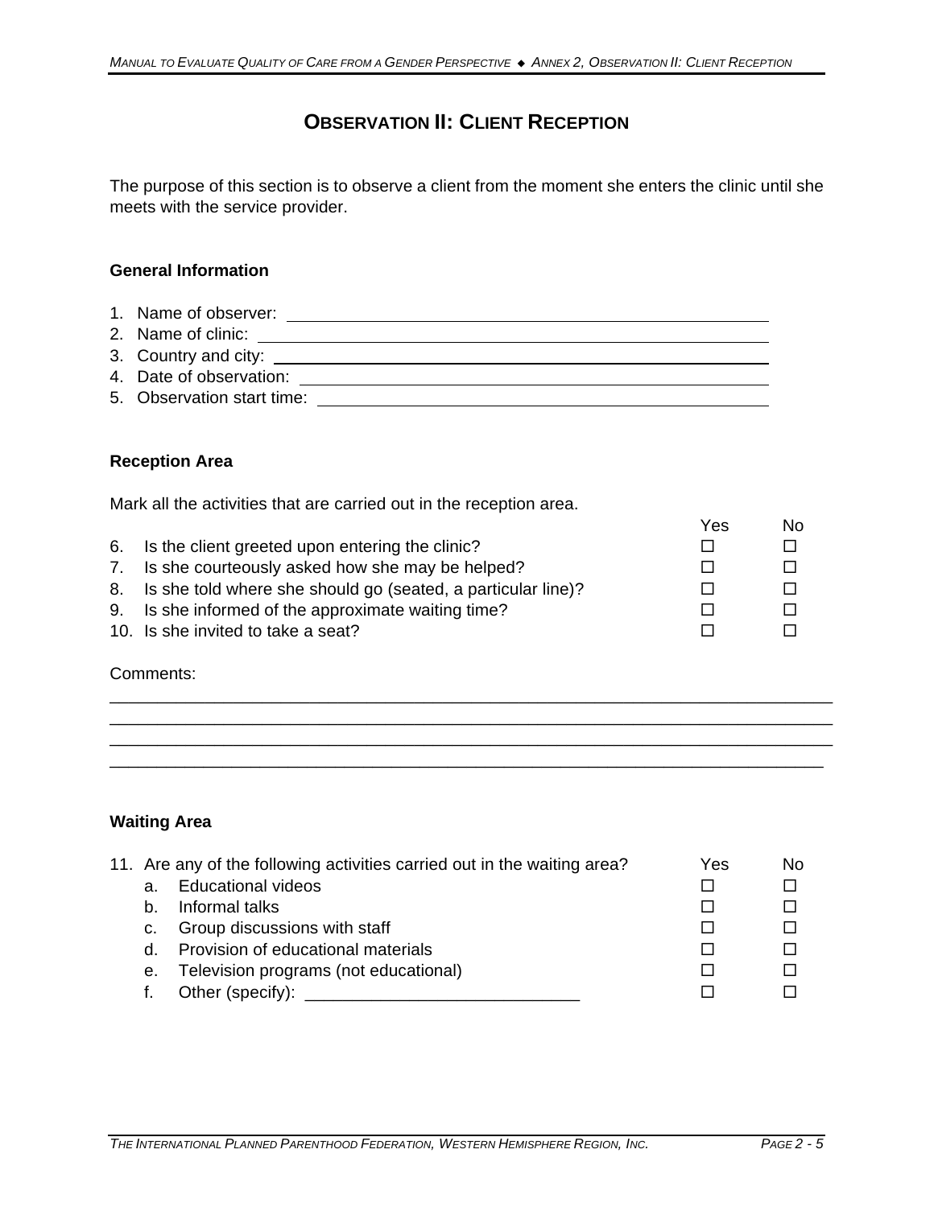# OBSERVATION II: CLIENT RECEPTION

The purpose of this section is to observe a client from the moment she enters the clinic until she meets with the service provider.

### General Information

1. Name of observer: ______________________________
2. Name of clinic: ______________________________
3. Country and city: ______________________________
4. Date of observation: ______________________________
5. Observation start time: ______________________________

### Reception Area

Mark all the activities that are carried out in the reception area.

| | | Yes | No |
|---|---|---|---|
| 6. | Is the client greeted upon entering the clinic? | ☐ | ☐ |
| 7. | Is she courteously asked how she may be helped? | ☐ | ☐ |
| 8. | Is she told where she should go (seated, a particular line)? | ☐ | ☐ |
| 9. | Is she informed of the approximate waiting time? | ☐ | ☐ |
| 10. | Is she invited to take a seat? | ☐ | ☐ |

Comments:

________________________________________________________________________
________________________________________________________________________
________________________________________________________________________
________________________________________________________________________

### Waiting Area

| | | Yes | No |
|---|---|---|---|
| 11. | Are any of the following activities carried out in the waiting area? | | |
| a. | Educational videos | ☐ | ☐ |
| b. | Informal talks | ☐ | ☐ |
| c. | Group discussions with staff | ☐ | ☐ |
| d. | Provision of educational materials | ☐ | ☐ |
| e. | Television programs (not educational) | ☐ | ☐ |
| f. | Other (specify): ____________________________ | ☐ | ☐ |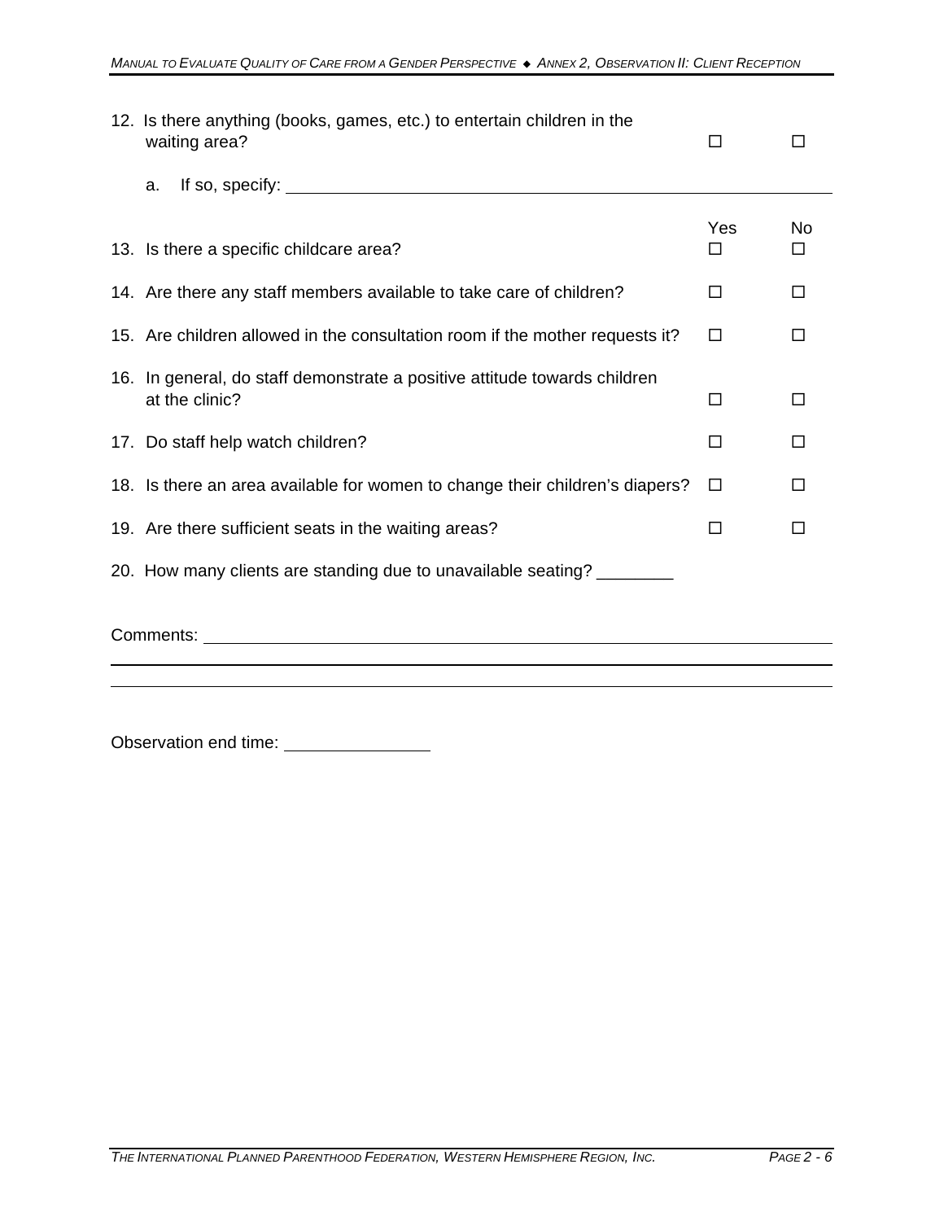| | Yes | No |
|---|---|---|
| 12. Is there anything (books, games, etc.) to entertain children in the waiting area? | ☐ | ☐ |
| a. If so, specify: ________________ | | |
| 13. Is there a specific childcare area? | ☐ | ☐ |
| 14. Are there any staff members available to take care of children? | ☐ | ☐ |
| 15. Are children allowed in the consultation room if the mother requests it? | ☐ | ☐ |
| 16. In general, do staff demonstrate a positive attitude towards children at the clinic? | ☐ | ☐ |
| 17. Do staff help watch children? | ☐ | ☐ |
| 18. Is there an area available for women to change their children's diapers? | ☐ | ☐ |
| 19. Are there sufficient seats in the waiting areas? | ☐ | ☐ |

20. How many clients are standing due to unavailable seating? ________

Comments: ______________________________________________

______________________________________________

______________________________________________

Observation end time: ______________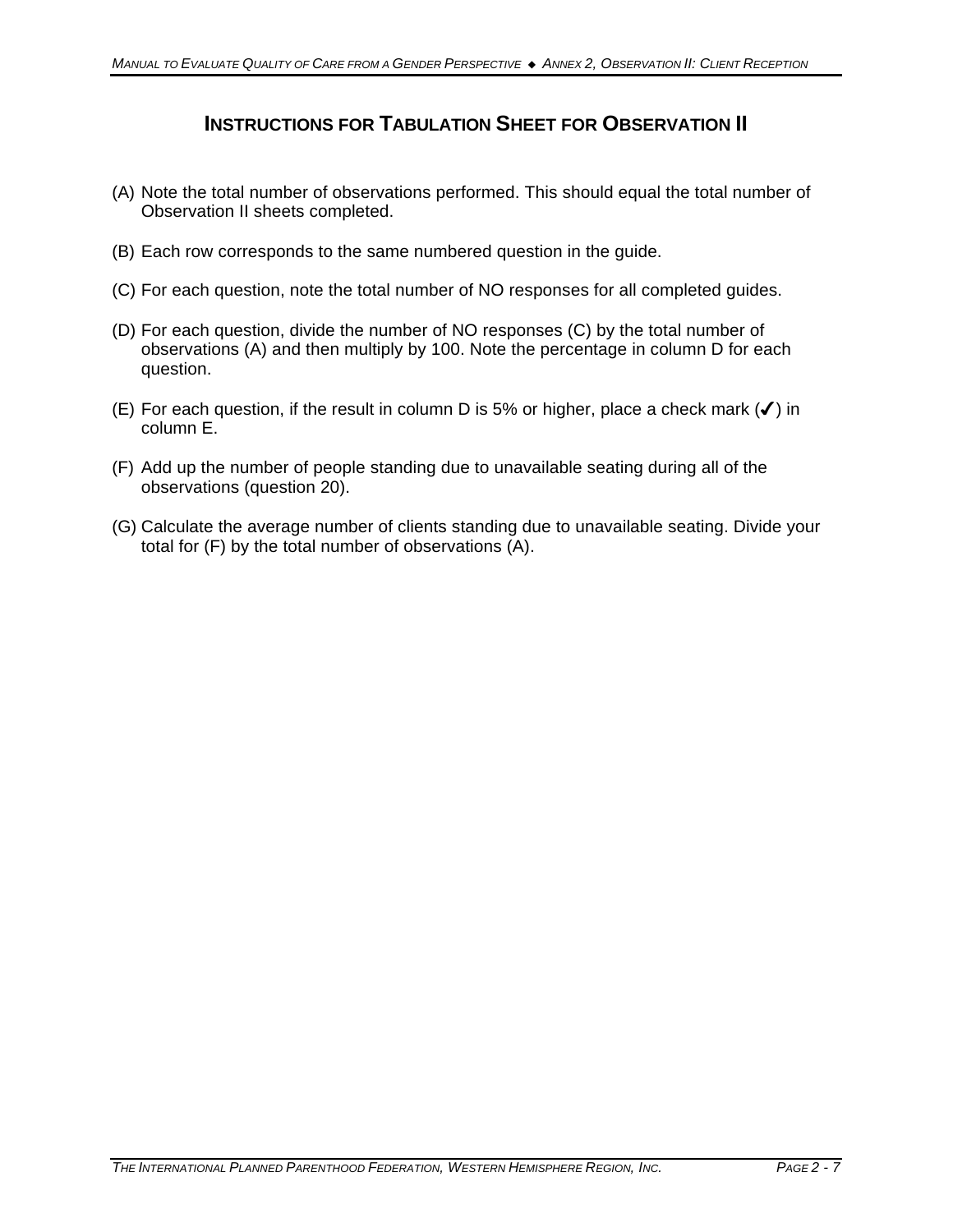## INSTRUCTIONS FOR TABULATION SHEET FOR OBSERVATION II

(A) Note the total number of observations performed. This should equal the total number of Observation II sheets completed.

(B) Each row corresponds to the same numbered question in the guide.

(C) For each question, note the total number of NO responses for all completed guides.

(D) For each question, divide the number of NO responses (C) by the total number of observations (A) and then multiply by 100. Note the percentage in column D for each question.

(E) For each question, if the result in column D is 5% or higher, place a check mark (✓) in column E.

(F) Add up the number of people standing due to unavailable seating during all of the observations (question 20).

(G) Calculate the average number of clients standing due to unavailable seating. Divide your total for (F) by the total number of observations (A).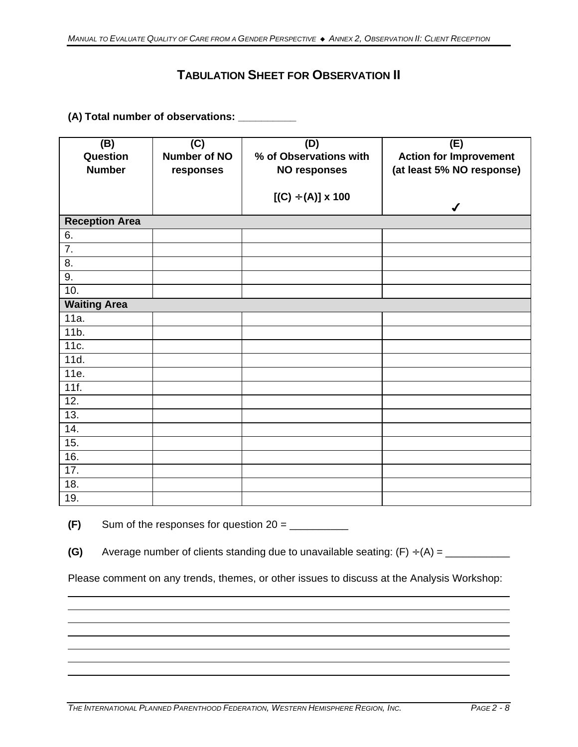# TABULATION SHEET FOR OBSERVATION II

**(A) Total number of observations: __________**

| (B) Question Number | (C) Number of NO responses | (D) % of Observations with NO responses [(C) ÷ (A)] x 100 | (E) Action for Improvement (at least 5% NO response) ✓ |
|---|---|---|---|
| **Reception Area** | | | |
| 6. | | | |
| 7. | | | |
| 8. | | | |
| 9. | | | |
| 10. | | | |
| **Waiting Area** | | | |
| 11a. | | | |
| 11b. | | | |
| 11c. | | | |
| 11d. | | | |
| 11e. | | | |
| 11f. | | | |
| 12. | | | |
| 13. | | | |
| 14. | | | |
| 15. | | | |
| 16. | | | |
| 17. | | | |
| 18. | | | |
| 19. | | | |

**(F)** Sum of the responses for question 20 = __________

**(G)** Average number of clients standing due to unavailable seating: (F) ÷ (A) = ___________

Please comment on any trends, themes, or other issues to discuss at the Analysis Workshop:

___

___

___

___

___

___

___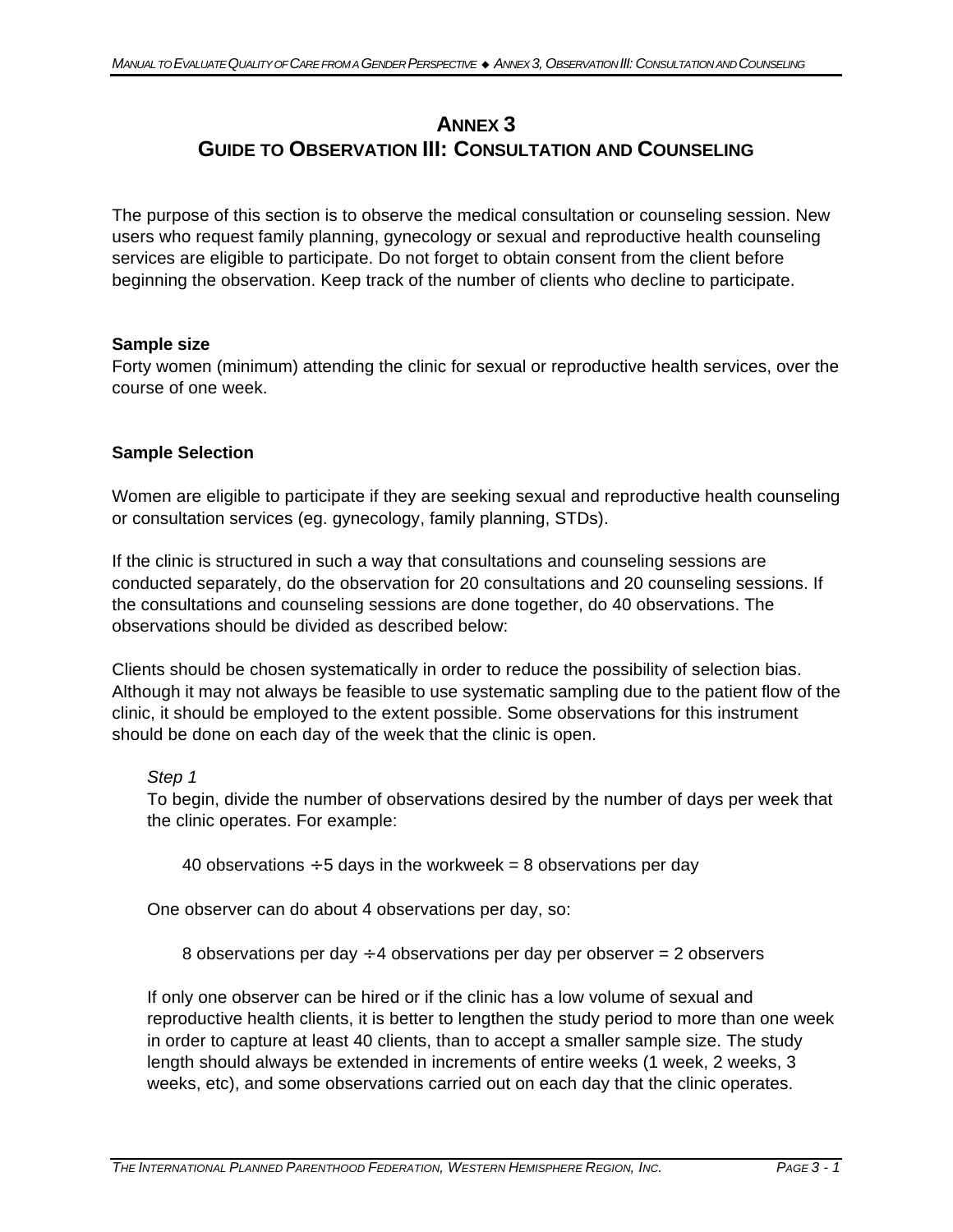# ANNEX 3
# GUIDE TO OBSERVATION III: CONSULTATION AND COUNSELING

The purpose of this section is to observe the medical consultation or counseling session. New users who request family planning, gynecology or sexual and reproductive health counseling services are eligible to participate. Do not forget to obtain consent from the client before beginning the observation. Keep track of the number of clients who decline to participate.

**Sample size**
Forty women (minimum) attending the clinic for sexual or reproductive health services, over the course of one week.

**Sample Selection**

Women are eligible to participate if they are seeking sexual and reproductive health counseling or consultation services (eg. gynecology, family planning, STDs).

If the clinic is structured in such a way that consultations and counseling sessions are conducted separately, do the observation for 20 consultations and 20 counseling sessions. If the consultations and counseling sessions are done together, do 40 observations. The observations should be divided as described below:

Clients should be chosen systematically in order to reduce the possibility of selection bias. Although it may not always be feasible to use systematic sampling due to the patient flow of the clinic, it should be employed to the extent possible. Some observations for this instrument should be done on each day of the week that the clinic is open.

*Step 1*
To begin, divide the number of observations desired by the number of days per week that the clinic operates. For example:

40 observations ÷ 5 days in the workweek = 8 observations per day

One observer can do about 4 observations per day, so:

8 observations per day ÷ 4 observations per day per observer = 2 observers

If only one observer can be hired or if the clinic has a low volume of sexual and reproductive health clients, it is better to lengthen the study period to more than one week in order to capture at least 40 clients, than to accept a smaller sample size. The study length should always be extended in increments of entire weeks (1 week, 2 weeks, 3 weeks, etc), and some observations carried out on each day that the clinic operates.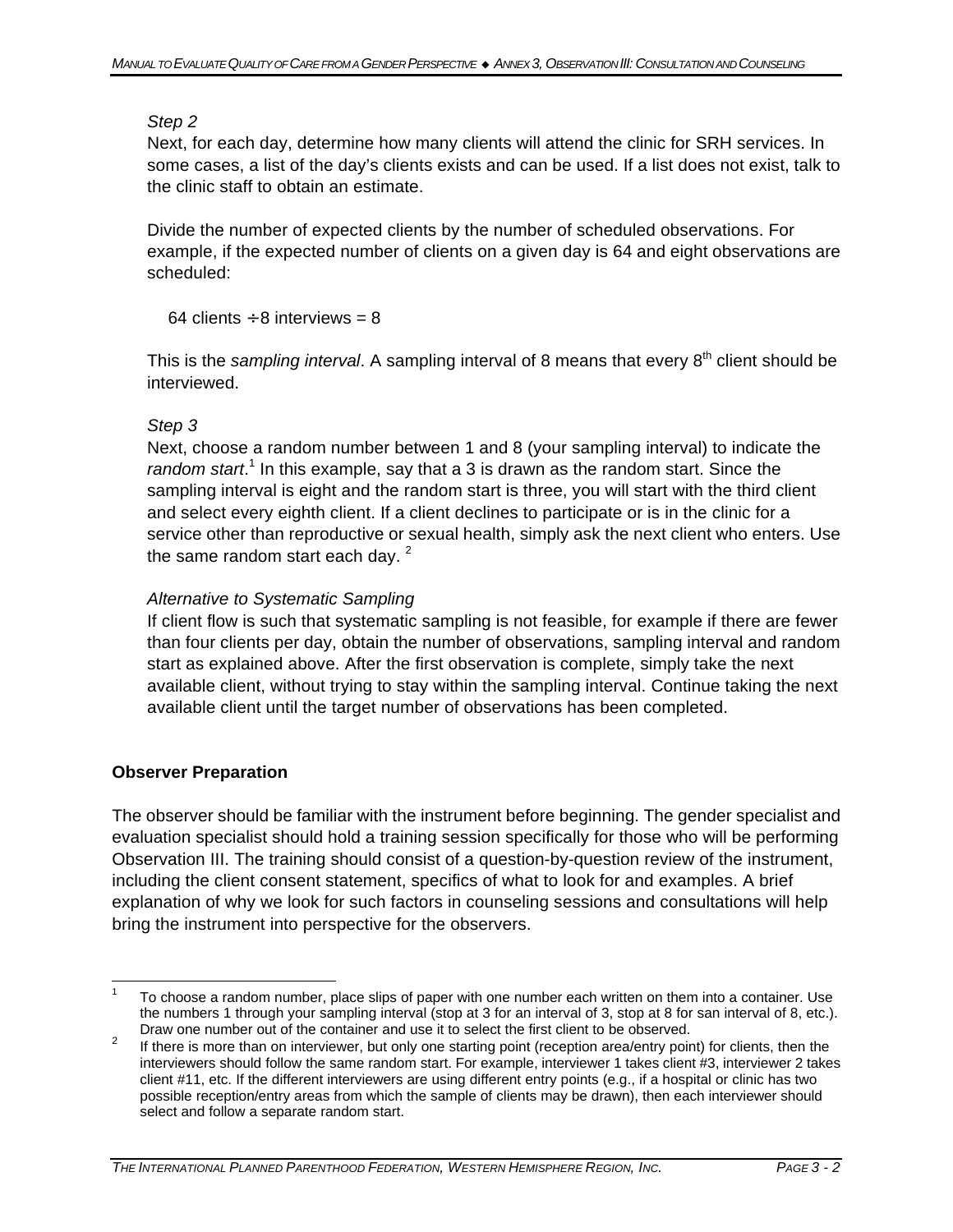*Step 2*

Next, for each day, determine how many clients will attend the clinic for SRH services. In some cases, a list of the day's clients exists and can be used. If a list does not exist, talk to the clinic staff to obtain an estimate.

Divide the number of expected clients by the number of scheduled observations. For example, if the expected number of clients on a given day is 64 and eight observations are scheduled:

64 clients ÷ 8 interviews = 8

This is the *sampling interval*. A sampling interval of 8 means that every 8th client should be interviewed.

*Step 3*

Next, choose a random number between 1 and 8 (your sampling interval) to indicate the *random start*.[1] In this example, say that a 3 is drawn as the random start. Since the sampling interval is eight and the random start is three, you will start with the third client and select every eighth client. If a client declines to participate or is in the clinic for a service other than reproductive or sexual health, simply ask the next client who enters. Use the same random start each day.[2]

*Alternative to Systematic Sampling*

If client flow is such that systematic sampling is not feasible, for example if there are fewer than four clients per day, obtain the number of observations, sampling interval and random start as explained above. After the first observation is complete, simply take the next available client, without trying to stay within the sampling interval. Continue taking the next available client until the target number of observations has been completed.

**Observer Preparation**

The observer should be familiar with the instrument before beginning. The gender specialist and evaluation specialist should hold a training session specifically for those who will be performing Observation III. The training should consist of a question-by-question review of the instrument, including the client consent statement, specifics of what to look for and examples. A brief explanation of why we look for such factors in counseling sessions and consultations will help bring the instrument into perspective for the observers.

---

[1] To choose a random number, place slips of paper with one number each written on them into a container. Use the numbers 1 through your sampling interval (stop at 3 for an interval of 3, stop at 8 for san interval of 8, etc.). Draw one number out of the container and use it to select the first client to be observed.

[2] If there is more than on interviewer, but only one starting point (reception area/entry point) for clients, then the interviewers should follow the same random start. For example, interviewer 1 takes client #3, interviewer 2 takes client #11, etc. If the different interviewers are using different entry points (e.g., if a hospital or clinic has two possible reception/entry areas from which the sample of clients may be drawn), then each interviewer should select and follow a separate random start.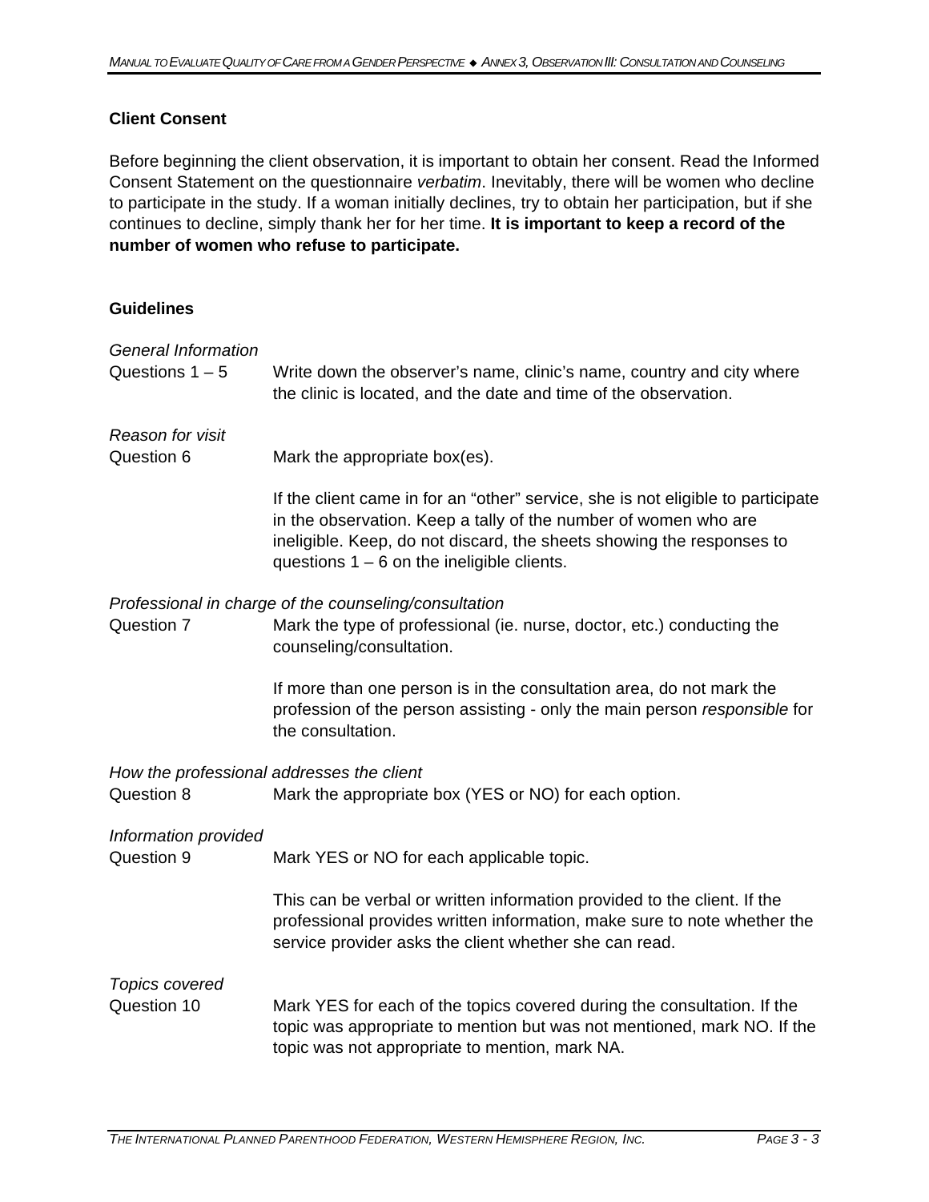**Client Consent**

Before beginning the client observation, it is important to obtain her consent. Read the Informed Consent Statement on the questionnaire *verbatim*. Inevitably, there will be women who decline to participate in the study. If a woman initially declines, try to obtain her participation, but if she continues to decline, simply thank her for her time. **It is important to keep a record of the number of women who refuse to participate.**

**Guidelines**

*General Information*

Questions 1 – 5 — Write down the observer's name, clinic's name, country and city where the clinic is located, and the date and time of the observation.

*Reason for visit*

Question 6 — Mark the appropriate box(es).

If the client came in for an "other" service, she is not eligible to participate in the observation. Keep a tally of the number of women who are ineligible. Keep, do not discard, the sheets showing the responses to questions 1 – 6 on the ineligible clients.

*Professional in charge of the counseling/consultation*

Question 7 — Mark the type of professional (ie. nurse, doctor, etc.) conducting the counseling/consultation.

If more than one person is in the consultation area, do not mark the profession of the person assisting - only the main person *responsible* for the consultation.

*How the professional addresses the client*

Question 8 — Mark the appropriate box (YES or NO) for each option.

*Information provided*

Question 9 — Mark YES or NO for each applicable topic.

This can be verbal or written information provided to the client. If the professional provides written information, make sure to note whether the service provider asks the client whether she can read.

*Topics covered*

Question 10 — Mark YES for each of the topics covered during the consultation. If the topic was appropriate to mention but was not mentioned, mark NO. If the topic was not appropriate to mention, mark NA.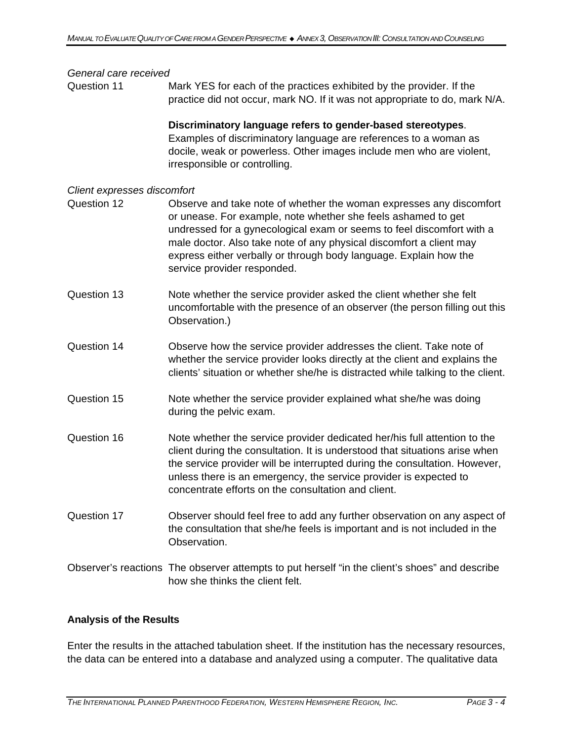*General care received*

Question 11 — Mark YES for each of the practices exhibited by the provider. If the practice did not occur, mark NO. If it was not appropriate to do, mark N/A.

**Discriminatory language refers to gender-based stereotypes**. Examples of discriminatory language are references to a woman as docile, weak or powerless. Other images include men who are violent, irresponsible or controlling.

*Client expresses discomfort*

Question 12 — Observe and take note of whether the woman expresses any discomfort or unease. For example, note whether she feels ashamed to get undressed for a gynecological exam or seems to feel discomfort with a male doctor. Also take note of any physical discomfort a client may express either verbally or through body language. Explain how the service provider responded.

Question 13 — Note whether the service provider asked the client whether she felt uncomfortable with the presence of an observer (the person filling out this Observation.)

Question 14 — Observe how the service provider addresses the client. Take note of whether the service provider looks directly at the client and explains the clients' situation or whether she/he is distracted while talking to the client.

Question 15 — Note whether the service provider explained what she/he was doing during the pelvic exam.

Question 16 — Note whether the service provider dedicated her/his full attention to the client during the consultation. It is understood that situations arise when the service provider will be interrupted during the consultation. However, unless there is an emergency, the service provider is expected to concentrate efforts on the consultation and client.

Question 17 — Observer should feel free to add any further observation on any aspect of the consultation that she/he feels is important and is not included in the Observation.

Observer's reactions — The observer attempts to put herself "in the client's shoes" and describe how she thinks the client felt.

**Analysis of the Results**

Enter the results in the attached tabulation sheet. If the institution has the necessary resources, the data can be entered into a database and analyzed using a computer. The qualitative data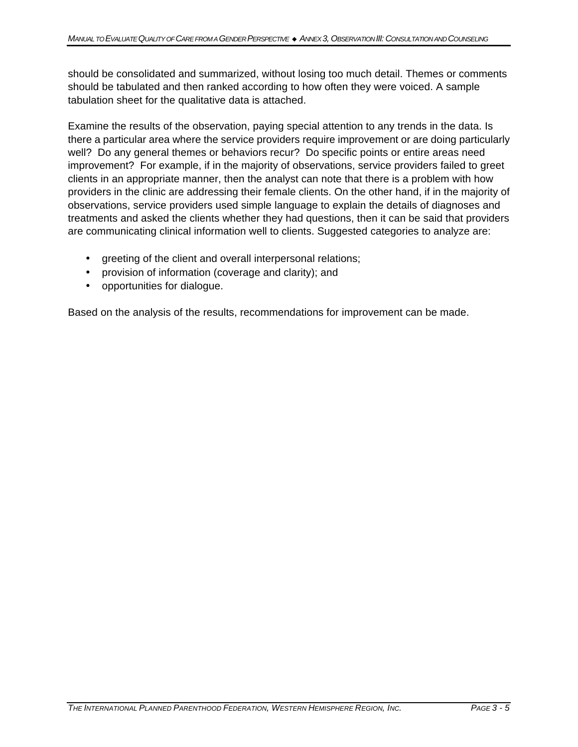should be consolidated and summarized, without losing too much detail. Themes or comments should be tabulated and then ranked according to how often they were voiced. A sample tabulation sheet for the qualitative data is attached.

Examine the results of the observation, paying special attention to any trends in the data. Is there a particular area where the service providers require improvement or are doing particularly well? Do any general themes or behaviors recur? Do specific points or entire areas need improvement? For example, if in the majority of observations, service providers failed to greet clients in an appropriate manner, then the analyst can note that there is a problem with how providers in the clinic are addressing their female clients. On the other hand, if in the majority of observations, service providers used simple language to explain the details of diagnoses and treatments and asked the clients whether they had questions, then it can be said that providers are communicating clinical information well to clients. Suggested categories to analyze are:

- greeting of the client and overall interpersonal relations;
- provision of information (coverage and clarity); and
- opportunities for dialogue.

Based on the analysis of the results, recommendations for improvement can be made.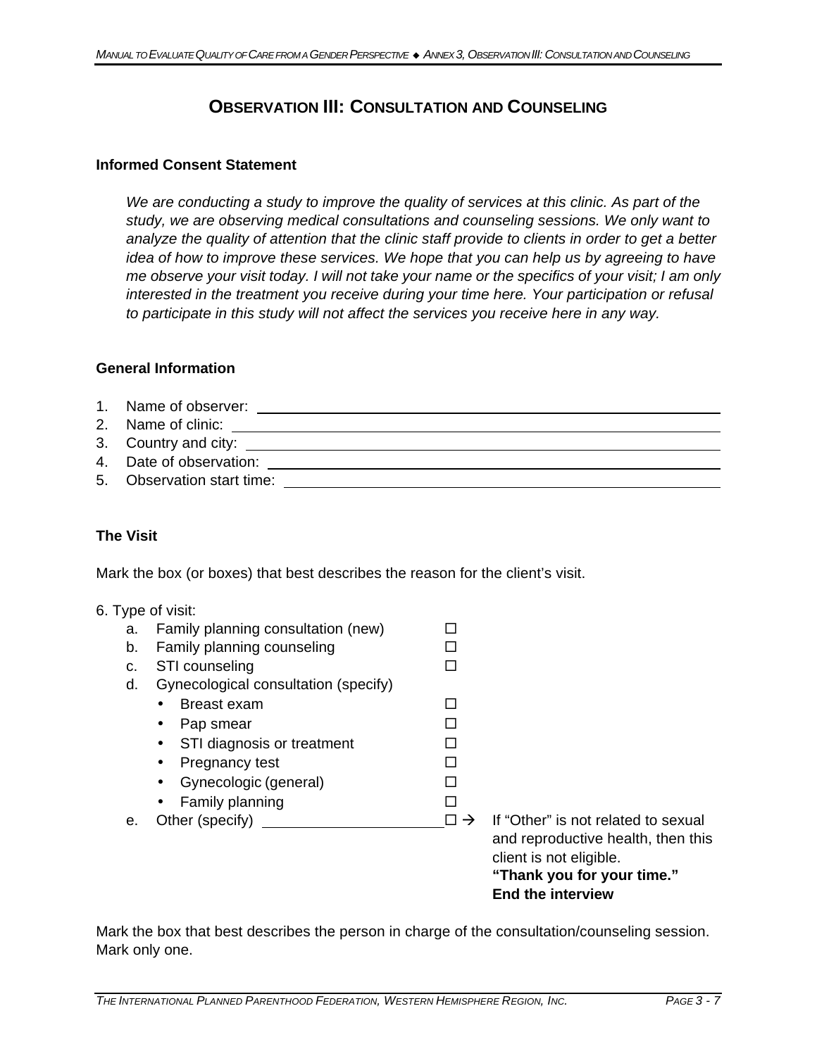# OBSERVATION III: CONSULTATION AND COUNSELING

**Informed Consent Statement**

*We are conducting a study to improve the quality of services at this clinic. As part of the study, we are observing medical consultations and counseling sessions. We only want to analyze the quality of attention that the clinic staff provide to clients in order to get a better idea of how to improve these services. We hope that you can help us by agreeing to have me observe your visit today. I will not take your name or the specifics of your visit; I am only interested in the treatment you receive during your time here. Your participation or refusal to participate in this study will not affect the services you receive here in any way.*

**General Information**

1. Name of observer: ______________________________
2. Name of clinic: ______________________________
3. Country and city: ______________________________
4. Date of observation: ______________________________
5. Observation start time: ______________________________

**The Visit**

Mark the box (or boxes) that best describes the reason for the client's visit.

6. Type of visit:
   a. Family planning consultation (new) ☐
   b. Family planning counseling ☐
   c. STI counseling ☐
   d. Gynecological consultation (specify)
      - Breast exam ☐
      - Pap smear ☐
      - STI diagnosis or treatment ☐
      - Pregnancy test ☐
      - Gynecologic (general) ☐
      - Family planning ☐
   e. Other (specify) ____________ ☐ → If "Other" is not related to sexual and reproductive health, then this client is not eligible. **"Thank you for your time." End the interview**

Mark the box that best describes the person in charge of the consultation/counseling session. Mark only one.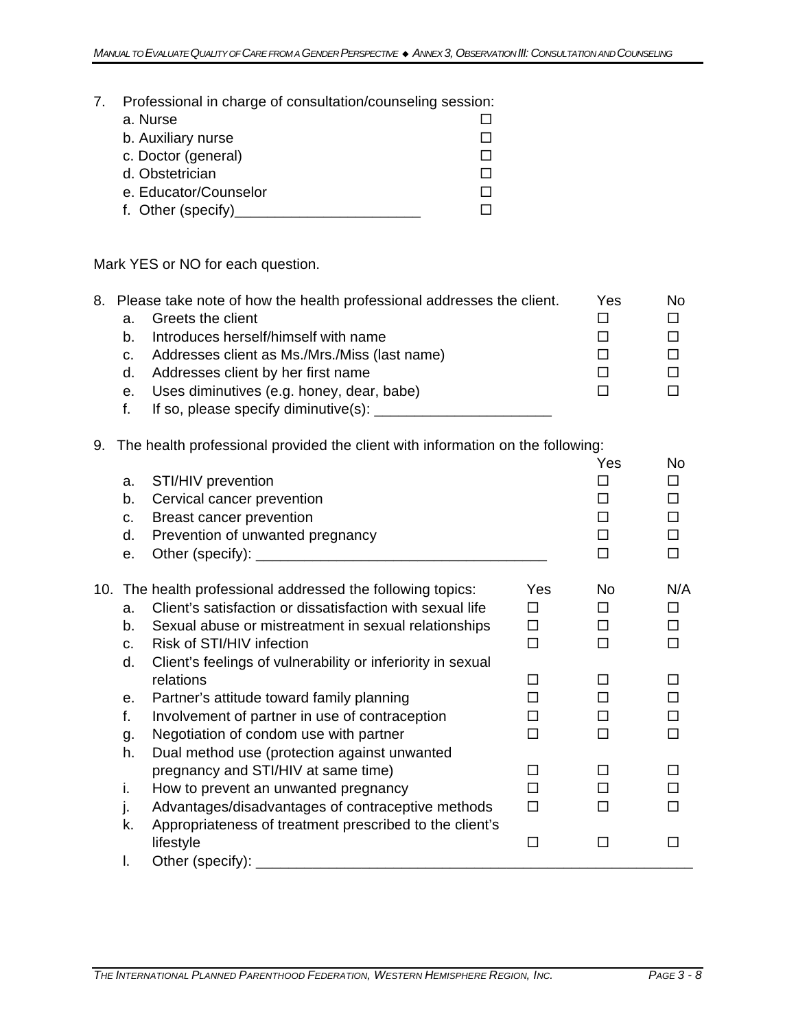7. Professional in charge of consultation/counseling session:

| | |
|---|---|
| a. Nurse | ☐ |
| b. Auxiliary nurse | ☐ |
| c. Doctor (general) | ☐ |
| d. Obstetrician | ☐ |
| e. Educator/Counselor | ☐ |
| f. Other (specify)_______________________ | ☐ |

Mark YES or NO for each question.

8. Please take note of how the health professional addresses the client.

| | Yes | No |
|---|---|---|
| a. Greets the client | ☐ | ☐ |
| b. Introduces herself/himself with name | ☐ | ☐ |
| c. Addresses client as Ms./Mrs./Miss (last name) | ☐ | ☐ |
| d. Addresses client by her first name | ☐ | ☐ |
| e. Uses diminutives (e.g. honey, dear, babe) | ☐ | ☐ |
| f. If so, please specify diminutive(s): ______________________ | | |

9. The health professional provided the client with information on the following:

| | Yes | No |
|---|---|---|
| a. STI/HIV prevention | ☐ | ☐ |
| b. Cervical cancer prevention | ☐ | ☐ |
| c. Breast cancer prevention | ☐ | ☐ |
| d. Prevention of unwanted pregnancy | ☐ | ☐ |
| e. Other (specify): ____________________________________ | ☐ | ☐ |

10. The health professional addressed the following topics:

| | Yes | No | N/A |
|---|---|---|---|
| a. Client's satisfaction or dissatisfaction with sexual life | ☐ | ☐ | ☐ |
| b. Sexual abuse or mistreatment in sexual relationships | ☐ | ☐ | ☐ |
| c. Risk of STI/HIV infection | ☐ | ☐ | ☐ |
| d. Client's feelings of vulnerability or inferiority in sexual relations | ☐ | ☐ | ☐ |
| e. Partner's attitude toward family planning | ☐ | ☐ | ☐ |
| f. Involvement of partner in use of contraception | ☐ | ☐ | ☐ |
| g. Negotiation of condom use with partner | ☐ | ☐ | ☐ |
| h. Dual method use (protection against unwanted pregnancy and STI/HIV at same time) | ☐ | ☐ | ☐ |
| i. How to prevent an unwanted pregnancy | ☐ | ☐ | ☐ |
| j. Advantages/disadvantages of contraceptive methods | ☐ | ☐ | ☐ |
| k. Appropriateness of treatment prescribed to the client's lifestyle | ☐ | ☐ | ☐ |
| l. Other (specify): _______________________________________________________ | | | |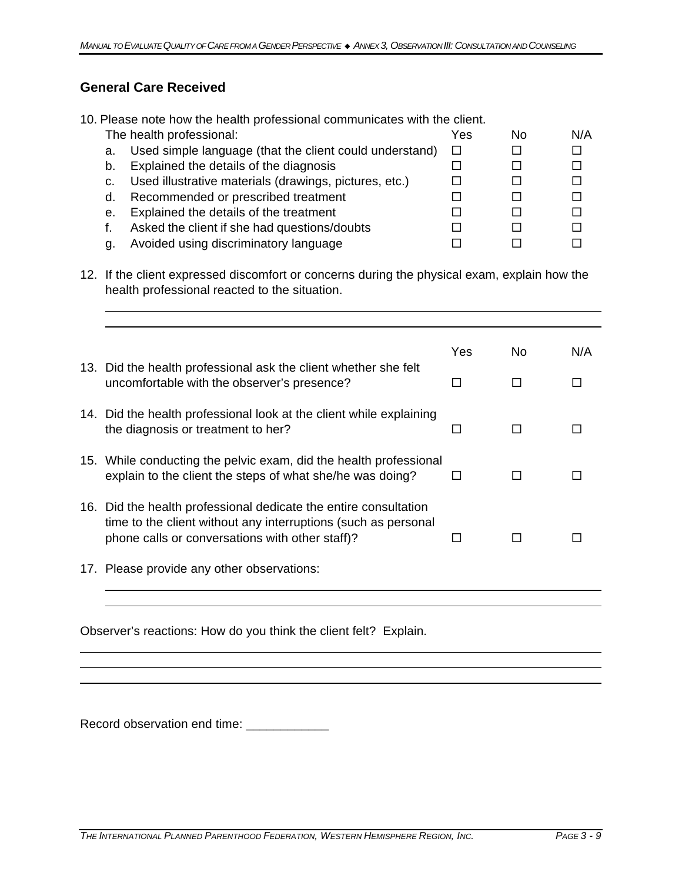## General Care Received

10. Please note how the health professional communicates with the client.

| The health professional: | Yes | No | N/A |
|---|---|---|---|
| a. Used simple language (that the client could understand) | ☐ | ☐ | ☐ |
| b. Explained the details of the diagnosis | ☐ | ☐ | ☐ |
| c. Used illustrative materials (drawings, pictures, etc.) | ☐ | ☐ | ☐ |
| d. Recommended or prescribed treatment | ☐ | ☐ | ☐ |
| e. Explained the details of the treatment | ☐ | ☐ | ☐ |
| f. Asked the client if she had questions/doubts | ☐ | ☐ | ☐ |
| g. Avoided using discriminatory language | ☐ | ☐ | ☐ |

12. If the client expressed discomfort or concerns during the physical exam, explain how the health professional reacted to the situation.

_______________________________________________

_______________________________________________

| | Yes | No | N/A |
|---|---|---|---|
| 13. Did the health professional ask the client whether she felt uncomfortable with the observer's presence? | ☐ | ☐ | ☐ |
| 14. Did the health professional look at the client while explaining the diagnosis or treatment to her? | ☐ | ☐ | ☐ |
| 15. While conducting the pelvic exam, did the health professional explain to the client the steps of what she/he was doing? | ☐ | ☐ | ☐ |
| 16. Did the health professional dedicate the entire consultation time to the client without any interruptions (such as personal phone calls or conversations with other staff)? | ☐ | ☐ | ☐ |

17. Please provide any other observations:

_______________________________________________

_______________________________________________

Observer's reactions: How do you think the client felt? Explain.

_______________________________________________

_______________________________________________

_______________________________________________

Record observation end time: ____________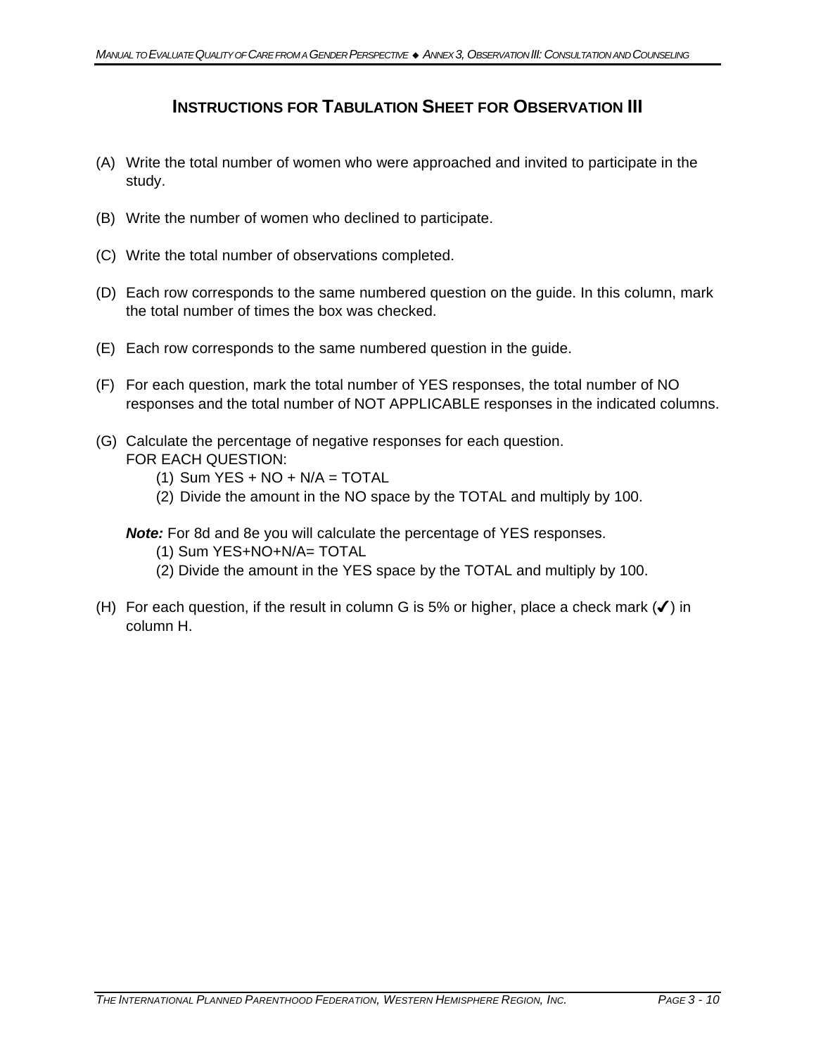## INSTRUCTIONS FOR TABULATION SHEET FOR OBSERVATION III

(A) Write the total number of women who were approached and invited to participate in the study.

(B) Write the number of women who declined to participate.

(C) Write the total number of observations completed.

(D) Each row corresponds to the same numbered question on the guide. In this column, mark the total number of times the box was checked.

(E) Each row corresponds to the same numbered question in the guide.

(F) For each question, mark the total number of YES responses, the total number of NO responses and the total number of NOT APPLICABLE responses in the indicated columns.

(G) Calculate the percentage of negative responses for each question.
FOR EACH QUESTION:
   (1) Sum YES + NO + N/A = TOTAL
   (2) Divide the amount in the NO space by the TOTAL and multiply by 100.

***Note:*** For 8d and 8e you will calculate the percentage of YES responses.
   (1) Sum YES+NO+N/A= TOTAL
   (2) Divide the amount in the YES space by the TOTAL and multiply by 100.

(H) For each question, if the result in column G is 5% or higher, place a check mark (✔) in column H.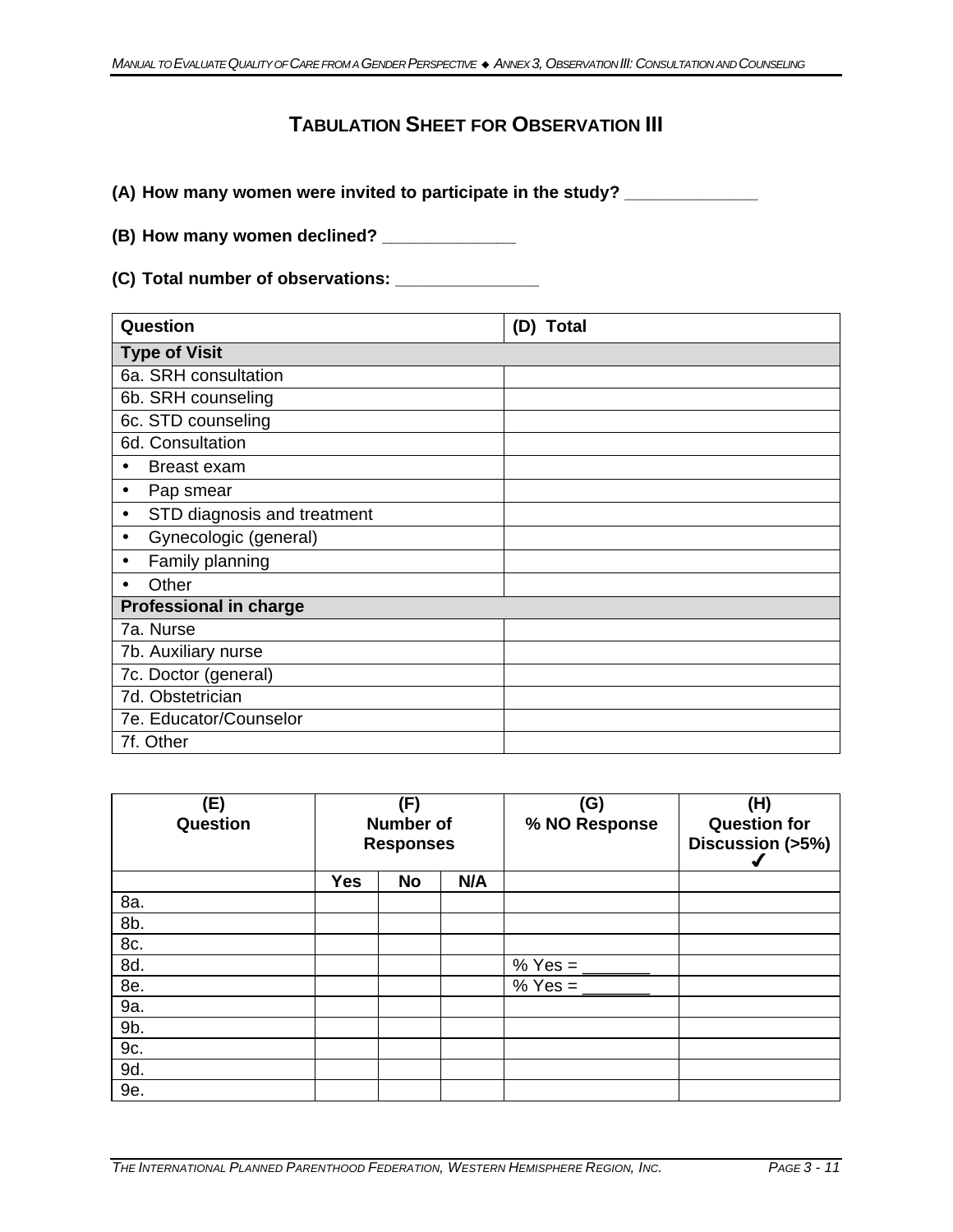## TABULATION SHEET FOR OBSERVATION III

**(A) How many women were invited to participate in the study? _____________**

**(B) How many women declined? _____________**

**(C) Total number of observations: ______________**

| Question | (D) Total |
|---|---|
| **Type of Visit** | |
| 6a. SRH consultation | |
| 6b. SRH counseling | |
| 6c. STD counseling | |
| 6d. Consultation | |
| • Breast exam | |
| • Pap smear | |
| • STD diagnosis and treatment | |
| • Gynecologic (general) | |
| • Family planning | |
| • Other | |
| **Professional in charge** | |
| 7a. Nurse | |
| 7b. Auxiliary nurse | |
| 7c. Doctor (general) | |
| 7d. Obstetrician | |
| 7e. Educator/Counselor | |
| 7f. Other | |

| (E) Question | (F) Number of Responses | | | (G) % NO Response | (H) Question for Discussion (>5%) ✓ |
|---|---|---|---|---|---|
| | Yes | No | N/A | | |
| 8a. | | | | | |
| 8b. | | | | | |
| 8c. | | | | | |
| 8d. | | | | % Yes = _______ | |
| 8e. | | | | % Yes = _______ | |
| 9a. | | | | | |
| 9b. | | | | | |
| 9c. | | | | | |
| 9d. | | | | | |
| 9e. | | | | | |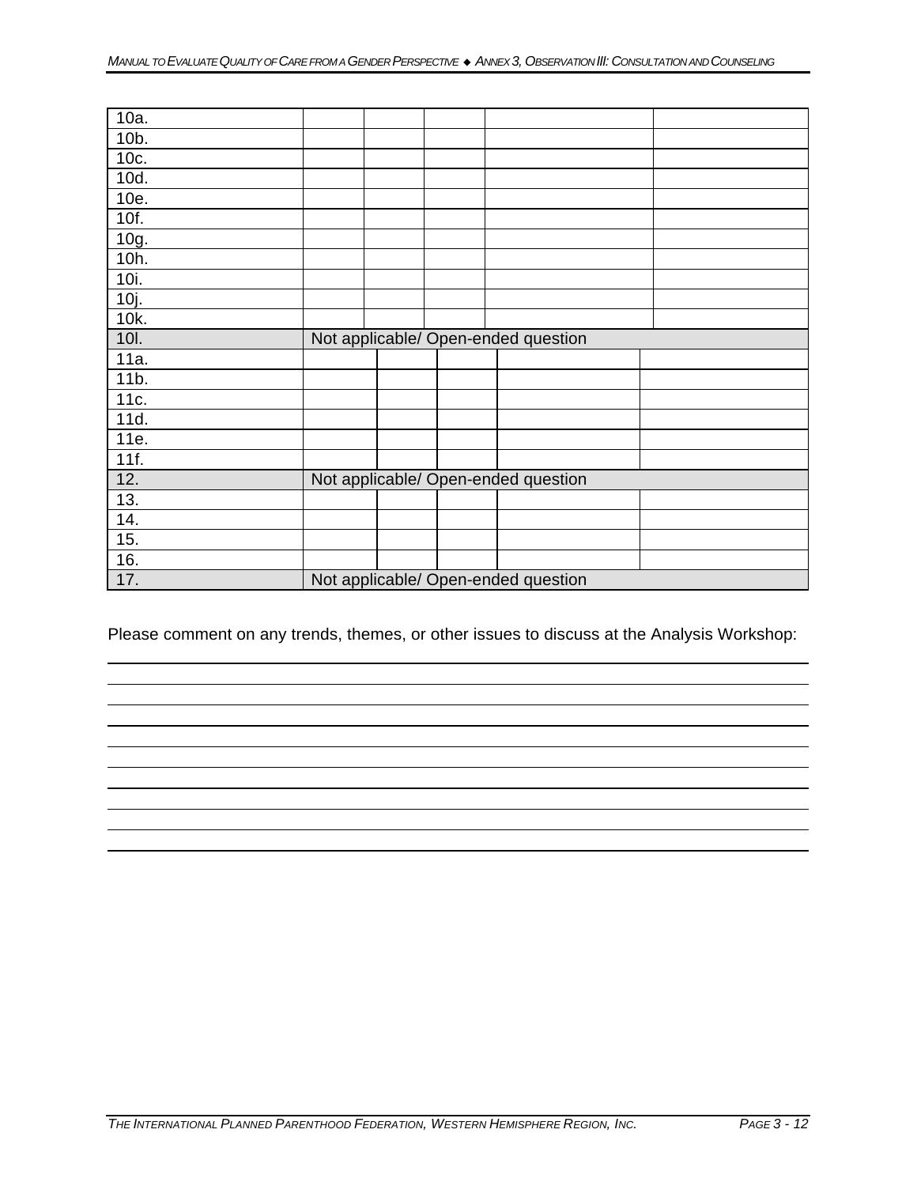| | | | | | |
|---|---|---|---|---|---|
| 10a. | | | | | |
| 10b. | | | | | |
| 10c. | | | | | |
| 10d. | | | | | |
| 10e. | | | | | |
| 10f. | | | | | |
| 10g. | | | | | |
| 10h. | | | | | |
| 10i. | | | | | |
| 10j. | | | | | |
| 10k. | | | | | |
| 10l. | Not applicable/ Open-ended question | | | | |
| 11a. | | | | | |
| 11b. | | | | | |
| 11c. | | | | | |
| 11d. | | | | | |
| 11e. | | | | | |
| 11f. | | | | | |
| 12. | Not applicable/ Open-ended question | | | | |
| 13. | | | | | |
| 14. | | | | | |
| 15. | | | | | |
| 16. | | | | | |
| 17. | Not applicable/ Open-ended question | | | | |

Please comment on any trends, themes, or other issues to discuss at the Analysis Workshop:

_______________________________________________________________________________

_______________________________________________________________________________

_______________________________________________________________________________

_______________________________________________________________________________

_______________________________________________________________________________

_______________________________________________________________________________

_______________________________________________________________________________

_______________________________________________________________________________

_______________________________________________________________________________

_______________________________________________________________________________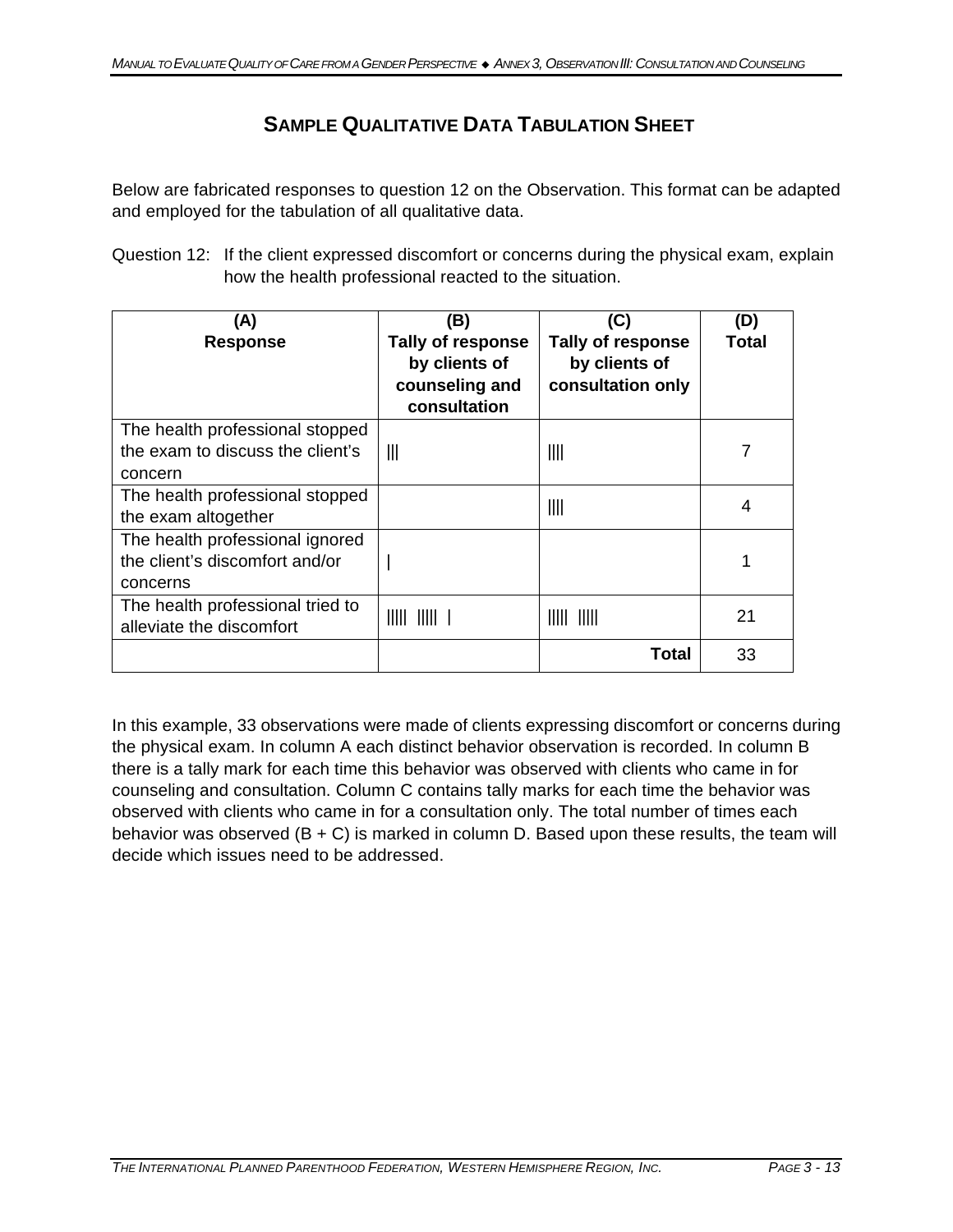# Sample Qualitative Data Tabulation Sheet

Below are fabricated responses to question 12 on the Observation. This format can be adapted and employed for the tabulation of all qualitative data.

Question 12: If the client expressed discomfort or concerns during the physical exam, explain how the health professional reacted to the situation.

| (A) Response | (B) Tally of response by clients of counseling and consultation | (C) Tally of response by clients of consultation only | (D) Total |
|---|---|---|---|
| The health professional stopped the exam to discuss the client's concern | ||| | |||| | 7 |
| The health professional stopped the exam altogether | | |||| | 4 |
| The health professional ignored the client's discomfort and/or concerns | | | | 1 |
| The health professional tried to alleviate the discomfort | ||||| ||||| | | ||||| ||||| | 21 |
| | | **Total** | 33 |

In this example, 33 observations were made of clients expressing discomfort or concerns during the physical exam. In column A each distinct behavior observation is recorded. In column B there is a tally mark for each time this behavior was observed with clients who came in for counseling and consultation. Column C contains tally marks for each time the behavior was observed with clients who came in for a consultation only. The total number of times each behavior was observed (B + C) is marked in column D. Based upon these results, the team will decide which issues need to be addressed.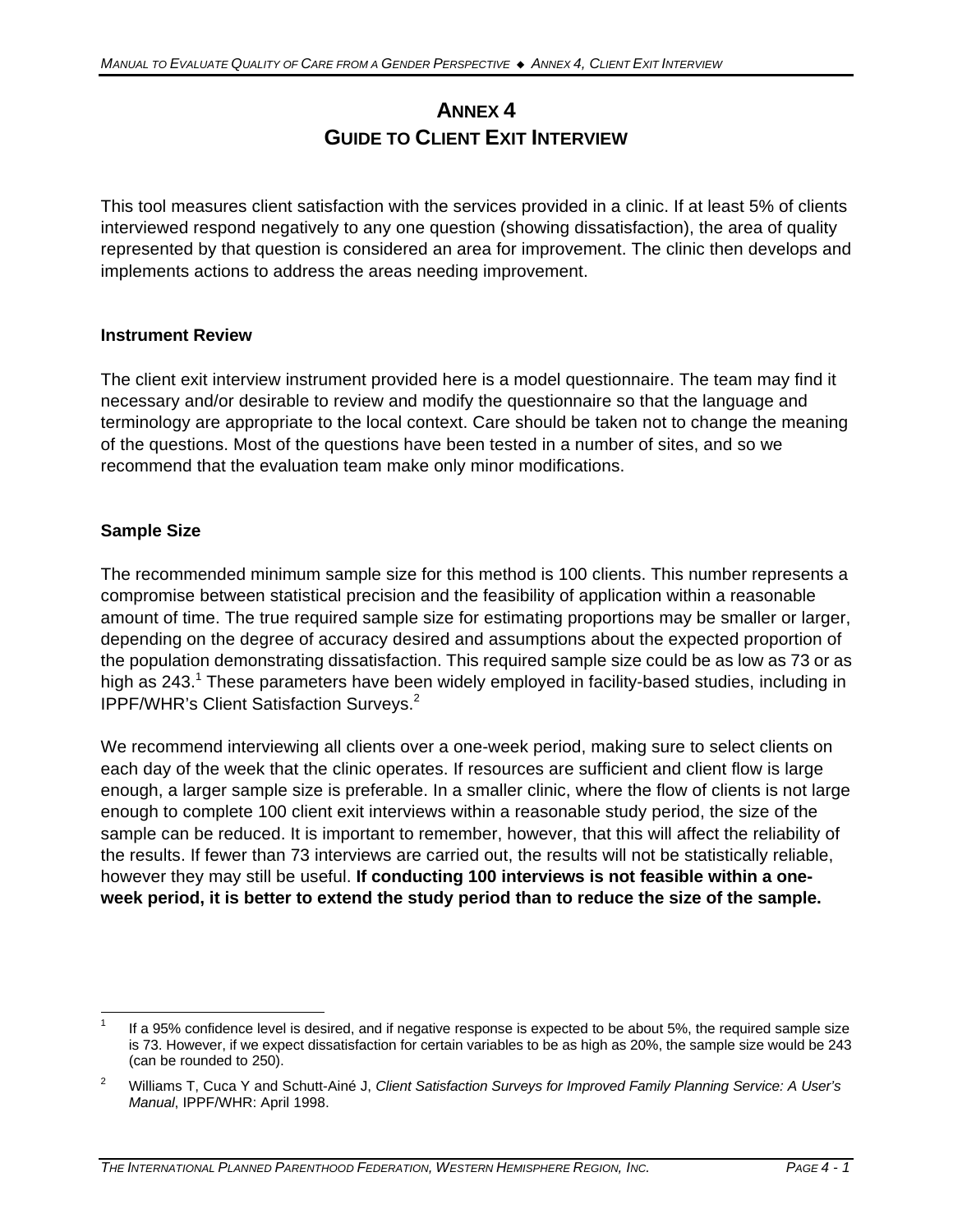# ANNEX 4
# GUIDE TO CLIENT EXIT INTERVIEW

This tool measures client satisfaction with the services provided in a clinic. If at least 5% of clients interviewed respond negatively to any one question (showing dissatisfaction), the area of quality represented by that question is considered an area for improvement. The clinic then develops and implements actions to address the areas needing improvement.

### Instrument Review

The client exit interview instrument provided here is a model questionnaire. The team may find it necessary and/or desirable to review and modify the questionnaire so that the language and terminology are appropriate to the local context. Care should be taken not to change the meaning of the questions. Most of the questions have been tested in a number of sites, and so we recommend that the evaluation team make only minor modifications.

### Sample Size

The recommended minimum sample size for this method is 100 clients. This number represents a compromise between statistical precision and the feasibility of application within a reasonable amount of time. The true required sample size for estimating proportions may be smaller or larger, depending on the degree of accuracy desired and assumptions about the expected proportion of the population demonstrating dissatisfaction. This required sample size could be as low as 73 or as high as 243.[1] These parameters have been widely employed in facility-based studies, including in IPPF/WHR's Client Satisfaction Surveys.[2]

We recommend interviewing all clients over a one-week period, making sure to select clients on each day of the week that the clinic operates. If resources are sufficient and client flow is large enough, a larger sample size is preferable. In a smaller clinic, where the flow of clients is not large enough to complete 100 client exit interviews within a reasonable study period, the size of the sample can be reduced. It is important to remember, however, that this will affect the reliability of the results. If fewer than 73 interviews are carried out, the results will not be statistically reliable, however they may still be useful. **If conducting 100 interviews is not feasible within a one-week period, it is better to extend the study period than to reduce the size of the sample.**

---

[1] If a 95% confidence level is desired, and if negative response is expected to be about 5%, the required sample size is 73. However, if we expect dissatisfaction for certain variables to be as high as 20%, the sample size would be 243 (can be rounded to 250).

[2] Williams T, Cuca Y and Schutt-Ainé J, *Client Satisfaction Surveys for Improved Family Planning Service: A User's Manual*, IPPF/WHR: April 1998.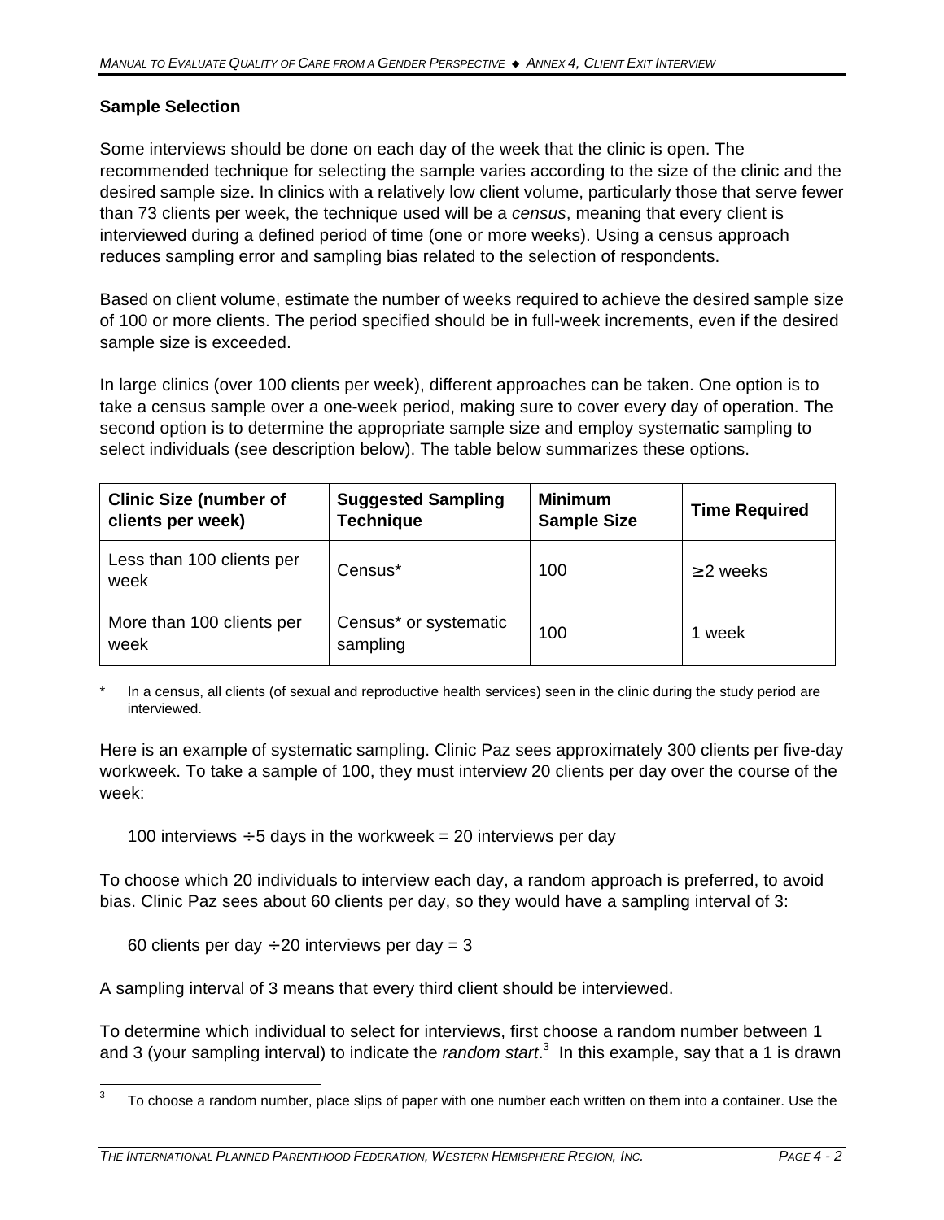### Sample Selection

Some interviews should be done on each day of the week that the clinic is open. The recommended technique for selecting the sample varies according to the size of the clinic and the desired sample size. In clinics with a relatively low client volume, particularly those that serve fewer than 73 clients per week, the technique used will be a *census*, meaning that every client is interviewed during a defined period of time (one or more weeks). Using a census approach reduces sampling error and sampling bias related to the selection of respondents.

Based on client volume, estimate the number of weeks required to achieve the desired sample size of 100 or more clients. The period specified should be in full-week increments, even if the desired sample size is exceeded.

In large clinics (over 100 clients per week), different approaches can be taken. One option is to take a census sample over a one-week period, making sure to cover every day of operation. The second option is to determine the appropriate sample size and employ systematic sampling to select individuals (see description below). The table below summarizes these options.

| Clinic Size (number of clients per week) | Suggested Sampling Technique | Minimum Sample Size | Time Required |
|---|---|---|---|
| Less than 100 clients per week | Census* | 100 | ≥ 2 weeks |
| More than 100 clients per week | Census* or systematic sampling | 100 | 1 week |

\* In a census, all clients (of sexual and reproductive health services) seen in the clinic during the study period are interviewed.

Here is an example of systematic sampling. Clinic Paz sees approximately 300 clients per five-day workweek. To take a sample of 100, they must interview 20 clients per day over the course of the week:

100 interviews ÷ 5 days in the workweek = 20 interviews per day

To choose which 20 individuals to interview each day, a random approach is preferred, to avoid bias. Clinic Paz sees about 60 clients per day, so they would have a sampling interval of 3:

60 clients per day ÷ 20 interviews per day = 3

A sampling interval of 3 means that every third client should be interviewed.

To determine which individual to select for interviews, first choose a random number between 1 and 3 (your sampling interval) to indicate the *random start*.[3] In this example, say that a 1 is drawn

[3] To choose a random number, place slips of paper with one number each written on them into a container. Use the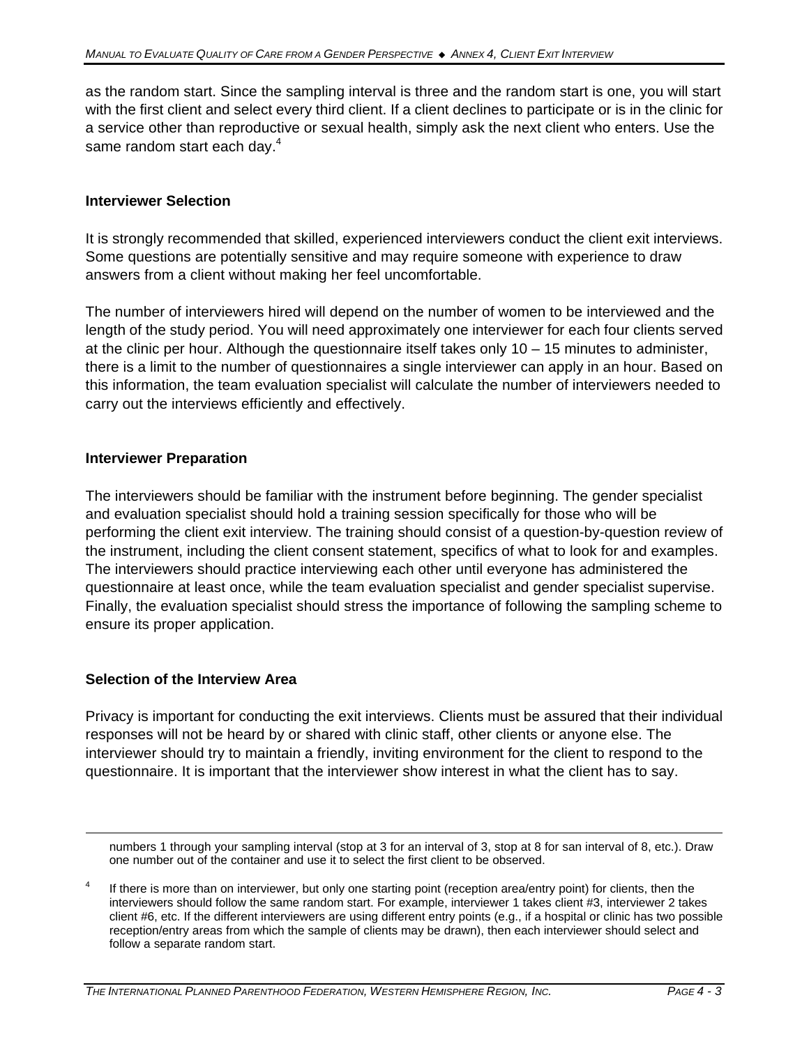as the random start. Since the sampling interval is three and the random start is one, you will start with the first client and select every third client. If a client declines to participate or is in the clinic for a service other than reproductive or sexual health, simply ask the next client who enters. Use the same random start each day.[4]

### Interviewer Selection

It is strongly recommended that skilled, experienced interviewers conduct the client exit interviews. Some questions are potentially sensitive and may require someone with experience to draw answers from a client without making her feel uncomfortable.

The number of interviewers hired will depend on the number of women to be interviewed and the length of the study period. You will need approximately one interviewer for each four clients served at the clinic per hour. Although the questionnaire itself takes only 10 – 15 minutes to administer, there is a limit to the number of questionnaires a single interviewer can apply in an hour. Based on this information, the team evaluation specialist will calculate the number of interviewers needed to carry out the interviews efficiently and effectively.

### Interviewer Preparation

The interviewers should be familiar with the instrument before beginning. The gender specialist and evaluation specialist should hold a training session specifically for those who will be performing the client exit interview. The training should consist of a question-by-question review of the instrument, including the client consent statement, specifics of what to look for and examples. The interviewers should practice interviewing each other until everyone has administered the questionnaire at least once, while the team evaluation specialist and gender specialist supervise. Finally, the evaluation specialist should stress the importance of following the sampling scheme to ensure its proper application.

### Selection of the Interview Area

Privacy is important for conducting the exit interviews. Clients must be assured that their individual responses will not be heard by or shared with clinic staff, other clients or anyone else. The interviewer should try to maintain a friendly, inviting environment for the client to respond to the questionnaire. It is important that the interviewer show interest in what the client has to say.

---

numbers 1 through your sampling interval (stop at 3 for an interval of 3, stop at 8 for san interval of 8, etc.). Draw one number out of the container and use it to select the first client to be observed.

[4] If there is more than on interviewer, but only one starting point (reception area/entry point) for clients, then the interviewers should follow the same random start. For example, interviewer 1 takes client #3, interviewer 2 takes client #6, etc. If the different interviewers are using different entry points (e.g., if a hospital or clinic has two possible reception/entry areas from which the sample of clients may be drawn), then each interviewer should select and follow a separate random start.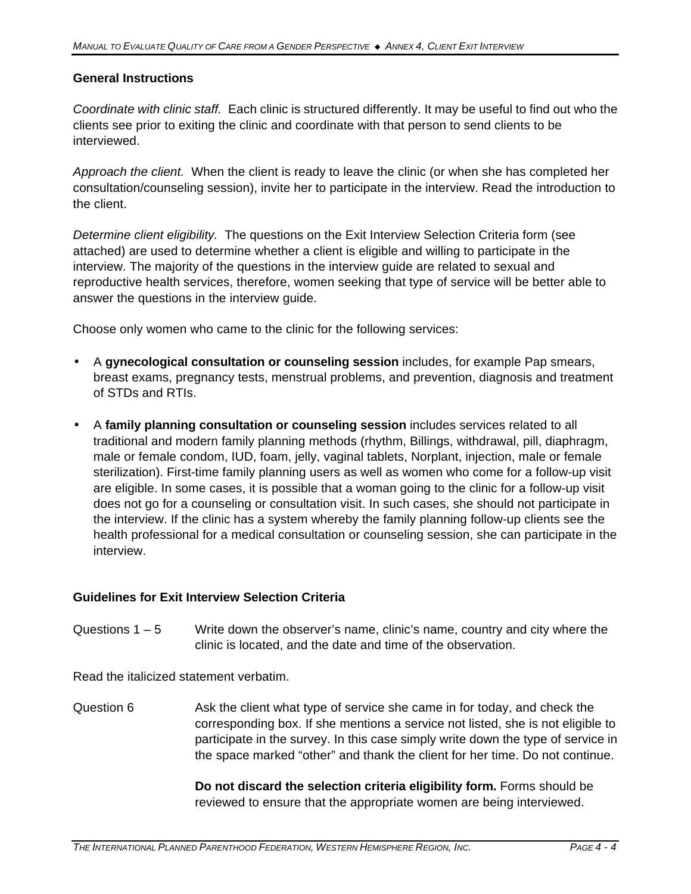### General Instructions

*Coordinate with clinic staff.* Each clinic is structured differently. It may be useful to find out who the clients see prior to exiting the clinic and coordinate with that person to send clients to be interviewed.

*Approach the client.* When the client is ready to leave the clinic (or when she has completed her consultation/counseling session), invite her to participate in the interview. Read the introduction to the client.

*Determine client eligibility.* The questions on the Exit Interview Selection Criteria form (see attached) are used to determine whether a client is eligible and willing to participate in the interview. The majority of the questions in the interview guide are related to sexual and reproductive health services, therefore, women seeking that type of service will be better able to answer the questions in the interview guide.

Choose only women who came to the clinic for the following services:

- A **gynecological consultation or counseling session** includes, for example Pap smears, breast exams, pregnancy tests, menstrual problems, and prevention, diagnosis and treatment of STDs and RTIs.
- A **family planning consultation or counseling session** includes services related to all traditional and modern family planning methods (rhythm, Billings, withdrawal, pill, diaphragm, male or female condom, IUD, foam, jelly, vaginal tablets, Norplant, injection, male or female sterilization). First-time family planning users as well as women who come for a follow-up visit are eligible. In some cases, it is possible that a woman going to the clinic for a follow-up visit does not go for a counseling or consultation visit. In such cases, she should not participate in the interview. If the clinic has a system whereby the family planning follow-up clients see the health professional for a medical consultation or counseling session, she can participate in the interview.

### Guidelines for Exit Interview Selection Criteria

Questions 1 – 5 Write down the observer's name, clinic's name, country and city where the clinic is located, and the date and time of the observation.

Read the italicized statement verbatim.

Question 6 Ask the client what type of service she came in for today, and check the corresponding box. If she mentions a service not listed, she is not eligible to participate in the survey. In this case simply write down the type of service in the space marked "other" and thank the client for her time. Do not continue.

**Do not discard the selection criteria eligibility form.** Forms should be reviewed to ensure that the appropriate women are being interviewed.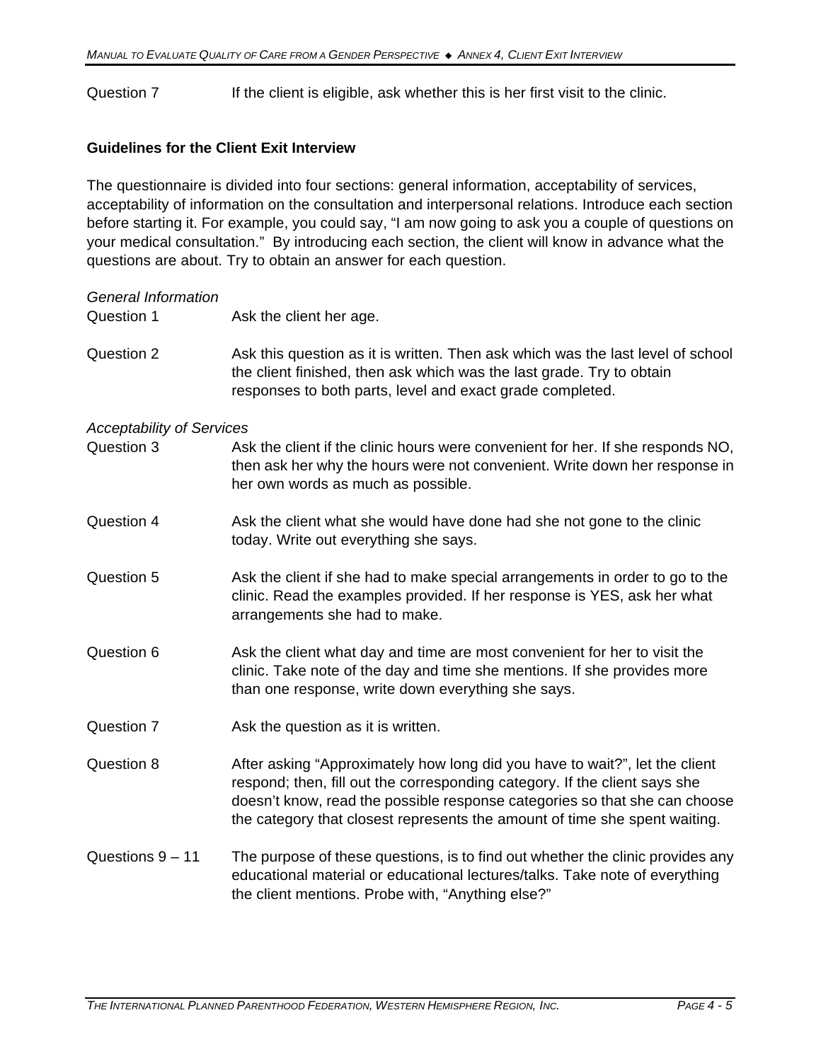Question 7 If the client is eligible, ask whether this is her first visit to the clinic.

### Guidelines for the Client Exit Interview

The questionnaire is divided into four sections: general information, acceptability of services, acceptability of information on the consultation and interpersonal relations. Introduce each section before starting it. For example, you could say, "I am now going to ask you a couple of questions on your medical consultation." By introducing each section, the client will know in advance what the questions are about. Try to obtain an answer for each question.

*General Information*

Question 1 Ask the client her age.

Question 2 Ask this question as it is written. Then ask which was the last level of school the client finished, then ask which was the last grade. Try to obtain responses to both parts, level and exact grade completed.

*Acceptability of Services*

Question 3 Ask the client if the clinic hours were convenient for her. If she responds NO, then ask her why the hours were not convenient. Write down her response in her own words as much as possible.

Question 4 Ask the client what she would have done had she not gone to the clinic today. Write out everything she says.

Question 5 Ask the client if she had to make special arrangements in order to go to the clinic. Read the examples provided. If her response is YES, ask her what arrangements she had to make.

Question 6 Ask the client what day and time are most convenient for her to visit the clinic. Take note of the day and time she mentions. If she provides more than one response, write down everything she says.

Question 7 Ask the question as it is written.

Question 8 After asking "Approximately how long did you have to wait?", let the client respond; then, fill out the corresponding category. If the client says she doesn't know, read the possible response categories so that she can choose the category that closest represents the amount of time she spent waiting.

Questions 9 – 11 The purpose of these questions, is to find out whether the clinic provides any educational material or educational lectures/talks. Take note of everything the client mentions. Probe with, "Anything else?"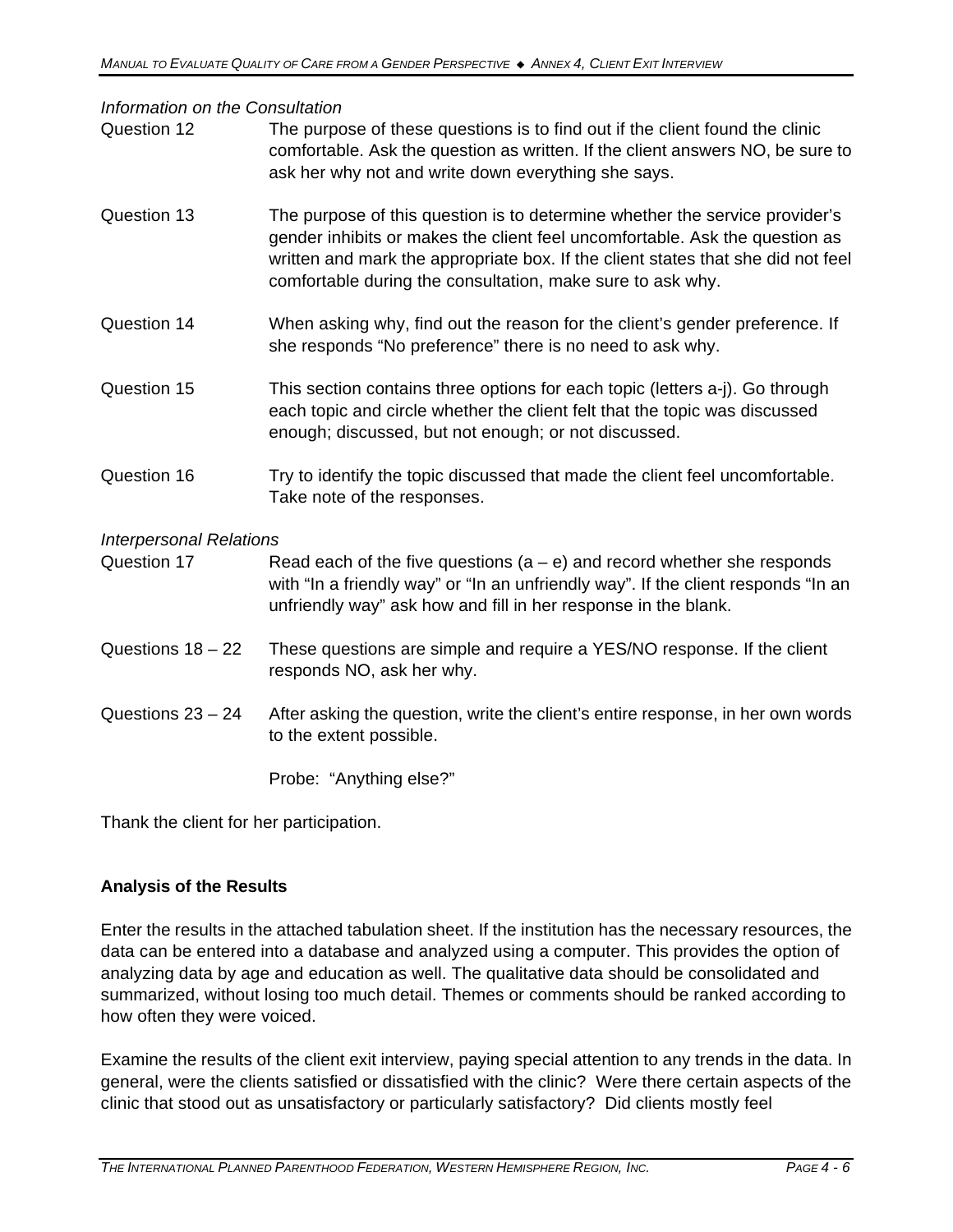*Information on the Consultation*

| | |
|---|---|
| Question 12 | The purpose of these questions is to find out if the client found the clinic comfortable. Ask the question as written. If the client answers NO, be sure to ask her why not and write down everything she says. |
| Question 13 | The purpose of this question is to determine whether the service provider's gender inhibits or makes the client feel uncomfortable. Ask the question as written and mark the appropriate box. If the client states that she did not feel comfortable during the consultation, make sure to ask why. |
| Question 14 | When asking why, find out the reason for the client's gender preference. If she responds "No preference" there is no need to ask why. |
| Question 15 | This section contains three options for each topic (letters a-j). Go through each topic and circle whether the client felt that the topic was discussed enough; discussed, but not enough; or not discussed. |
| Question 16 | Try to identify the topic discussed that made the client feel uncomfortable. Take note of the responses. |

*Interpersonal Relations*

| | |
|---|---|
| Question 17 | Read each of the five questions (a – e) and record whether she responds with "In a friendly way" or "In an unfriendly way". If the client responds "In an unfriendly way" ask how and fill in her response in the blank. |
| Questions 18 – 22 | These questions are simple and require a YES/NO response. If the client responds NO, ask her why. |
| Questions 23 – 24 | After asking the question, write the client's entire response, in her own words to the extent possible.<br><br>Probe: "Anything else?" |

Thank the client for her participation.

**Analysis of the Results**

Enter the results in the attached tabulation sheet. If the institution has the necessary resources, the data can be entered into a database and analyzed using a computer. This provides the option of analyzing data by age and education as well. The qualitative data should be consolidated and summarized, without losing too much detail. Themes or comments should be ranked according to how often they were voiced.

Examine the results of the client exit interview, paying special attention to any trends in the data. In general, were the clients satisfied or dissatisfied with the clinic? Were there certain aspects of the clinic that stood out as unsatisfactory or particularly satisfactory? Did clients mostly feel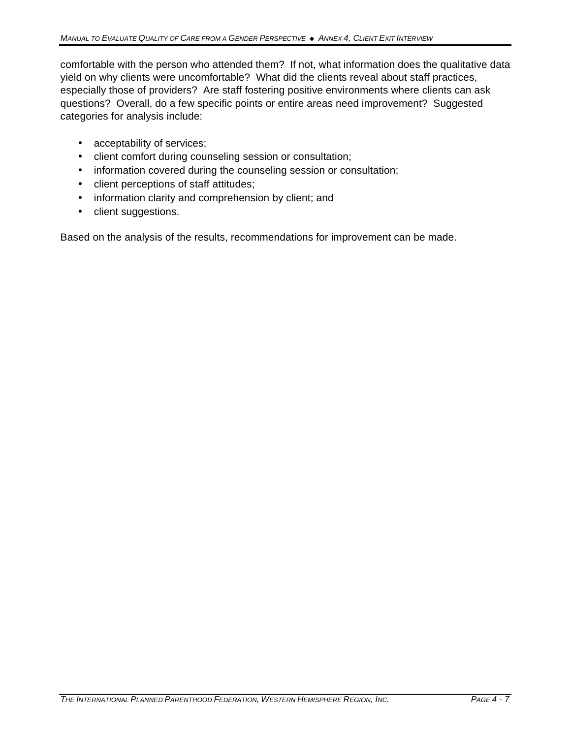comfortable with the person who attended them? If not, what information does the qualitative data yield on why clients were uncomfortable? What did the clients reveal about staff practices, especially those of providers? Are staff fostering positive environments where clients can ask questions? Overall, do a few specific points or entire areas need improvement? Suggested categories for analysis include:

- acceptability of services;
- client comfort during counseling session or consultation;
- information covered during the counseling session or consultation;
- client perceptions of staff attitudes;
- information clarity and comprehension by client; and
- client suggestions.

Based on the analysis of the results, recommendations for improvement can be made.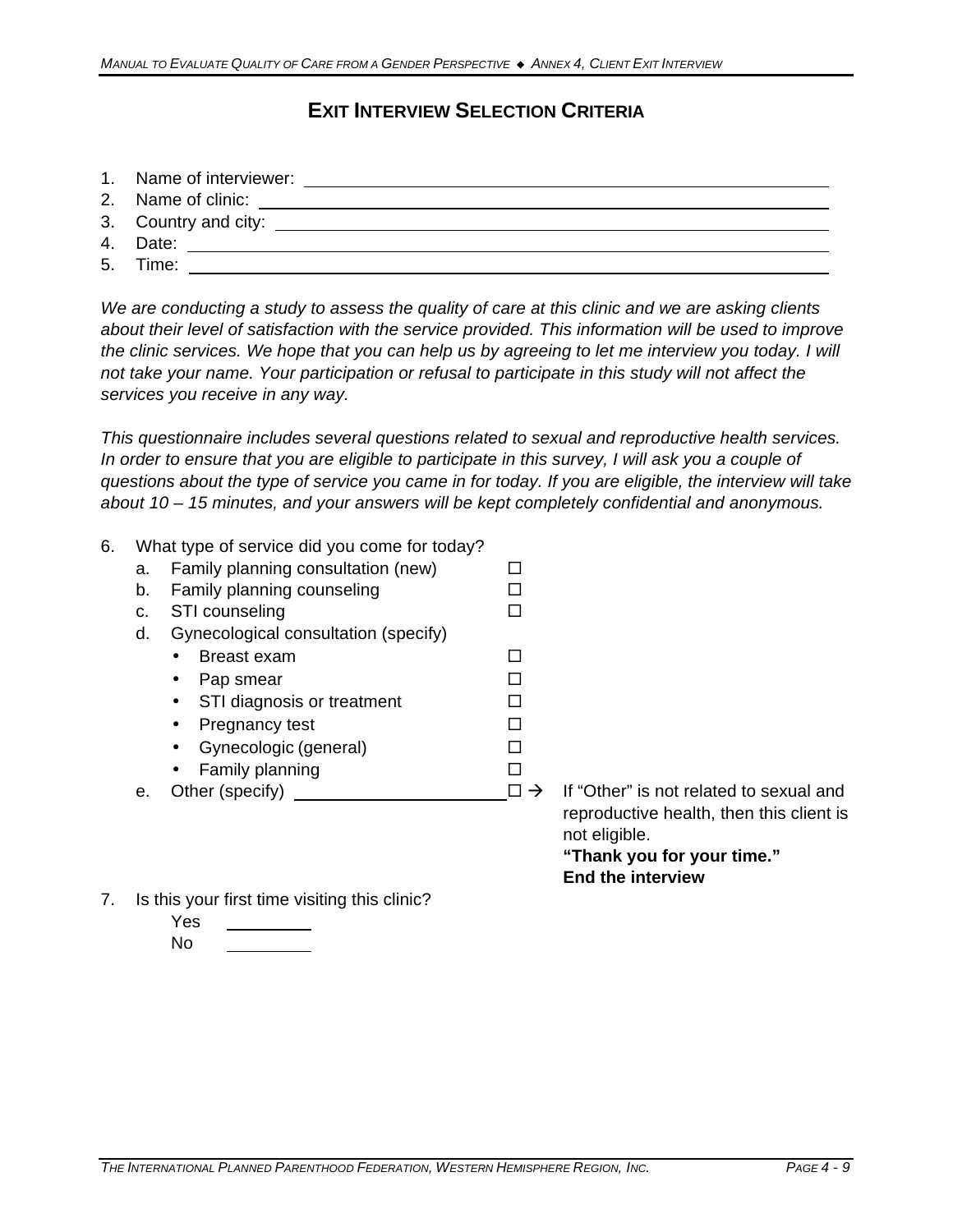# EXIT INTERVIEW SELECTION CRITERIA

1. Name of interviewer: ____________________
2. Name of clinic: ____________________
3. Country and city: ____________________
4. Date: ____________________
5. Time: ____________________

*We are conducting a study to assess the quality of care at this clinic and we are asking clients about their level of satisfaction with the service provided. This information will be used to improve the clinic services. We hope that you can help us by agreeing to let me interview you today. I will not take your name. Your participation or refusal to participate in this study will not affect the services you receive in any way.*

*This questionnaire includes several questions related to sexual and reproductive health services. In order to ensure that you are eligible to participate in this survey, I will ask you a couple of questions about the type of service you came in for today. If you are eligible, the interview will take about 10 – 15 minutes, and your answers will be kept completely confidential and anonymous.*

6. What type of service did you come for today?
   - a. Family planning consultation (new) ☐
   - b. Family planning counseling ☐
   - c. STI counseling ☐
   - d. Gynecological consultation (specify)
     - Breast exam ☐
     - Pap smear ☐
     - STI diagnosis or treatment ☐
     - Pregnancy test ☐
     - Gynecologic (general) ☐
     - Family planning ☐
   - e. Other (specify) ____________ ☐ → If "Other" is not related to sexual and reproductive health, then this client is not eligible. **"Thank you for your time." End the interview**

7. Is this your first time visiting this clinic?
   - Yes ______
   - No ______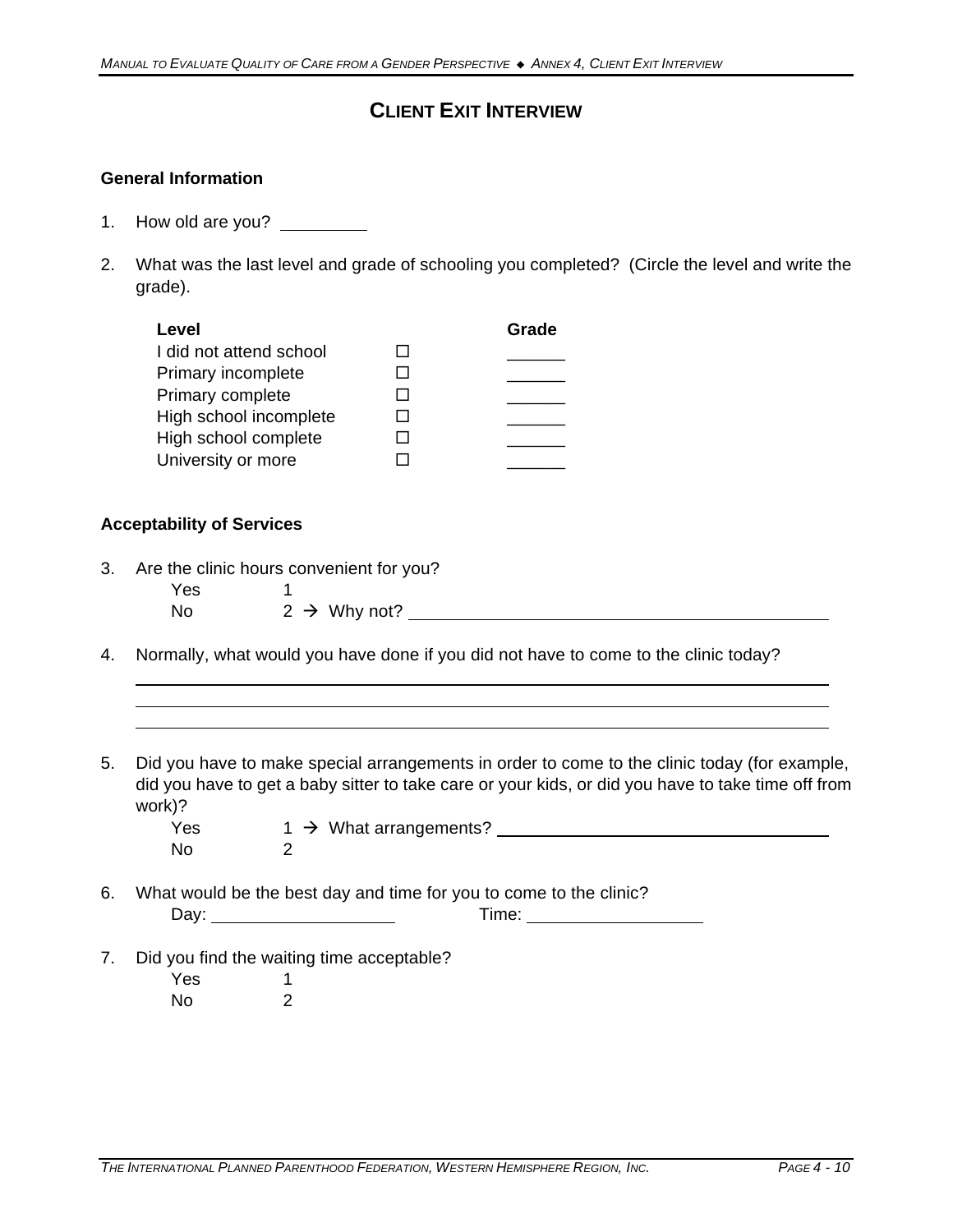# CLIENT EXIT INTERVIEW

**General Information**

1. How old are you? ________

2. What was the last level and grade of schooling you completed? (Circle the level and write the grade).

| Level | | Grade |
|---|---|---|
| I did not attend school | ☐ | ______ |
| Primary incomplete | ☐ | ______ |
| Primary complete | ☐ | ______ |
| High school incomplete | ☐ | ______ |
| High school complete | ☐ | ______ |
| University or more | ☐ | ______ |

**Acceptability of Services**

3. Are the clinic hours convenient for you?
   - Yes 1
   - No 2 → Why not? ____________________________________________

4. Normally, what would you have done if you did not have to come to the clinic today?

   ____________________________________________________________
   ____________________________________________________________
   ____________________________________________________________

5. Did you have to make special arrangements in order to come to the clinic today (for example, did you have to get a baby sitter to take care or your kids, or did you have to take time off from work)?
   - Yes 1 → What arrangements? ____________________________________
   - No 2

6. What would be the best day and time for you to come to the clinic?
   - Day: ____________________ Time: __________________

7. Did you find the waiting time acceptable?
   - Yes 1
   - No 2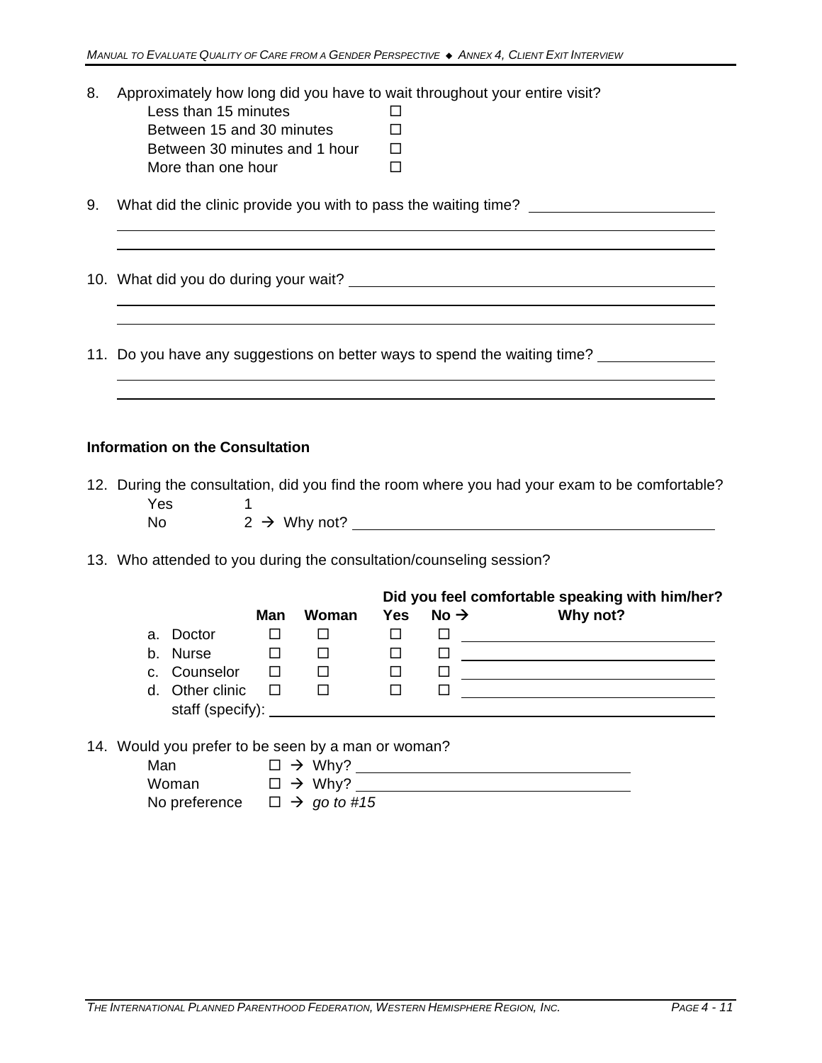8. Approximately how long did you have to wait throughout your entire visit?
   - Less than 15 minutes ☐
   - Between 15 and 30 minutes ☐
   - Between 30 minutes and 1 hour ☐
   - More than one hour ☐

9. What did the clinic provide you with to pass the waiting time? ______________________

   ____________________________________________________________

   ____________________________________________________________

10. What did you do during your wait? ______________________________

    ____________________________________________________________

    ____________________________________________________________

11. Do you have any suggestions on better ways to spend the waiting time? ______________

    ____________________________________________________________

    ____________________________________________________________

**Information on the Consultation**

12. During the consultation, did you find the room where you had your exam to be comfortable?
    - Yes 1
    - No 2 → Why not? ______________________________

13. Who attended to you during the consultation/counseling session?

| | Man | Woman | Did you feel comfortable speaking with him/her? Yes | No → | Why not? |
|---|---|---|---|---|---|
| a. Doctor | ☐ | ☐ | ☐ | ☐ | ______________ |
| b. Nurse | ☐ | ☐ | ☐ | ☐ | ______________ |
| c. Counselor | ☐ | ☐ | ☐ | ☐ | ______________ |
| d. Other clinic staff (specify): ______________ | ☐ | ☐ | ☐ | ☐ | ______________ |

14. Would you prefer to be seen by a man or woman?
    - Man ☐ → Why? ______________________
    - Woman ☐ → Why? ______________________
    - No preference ☐ → *go to #15*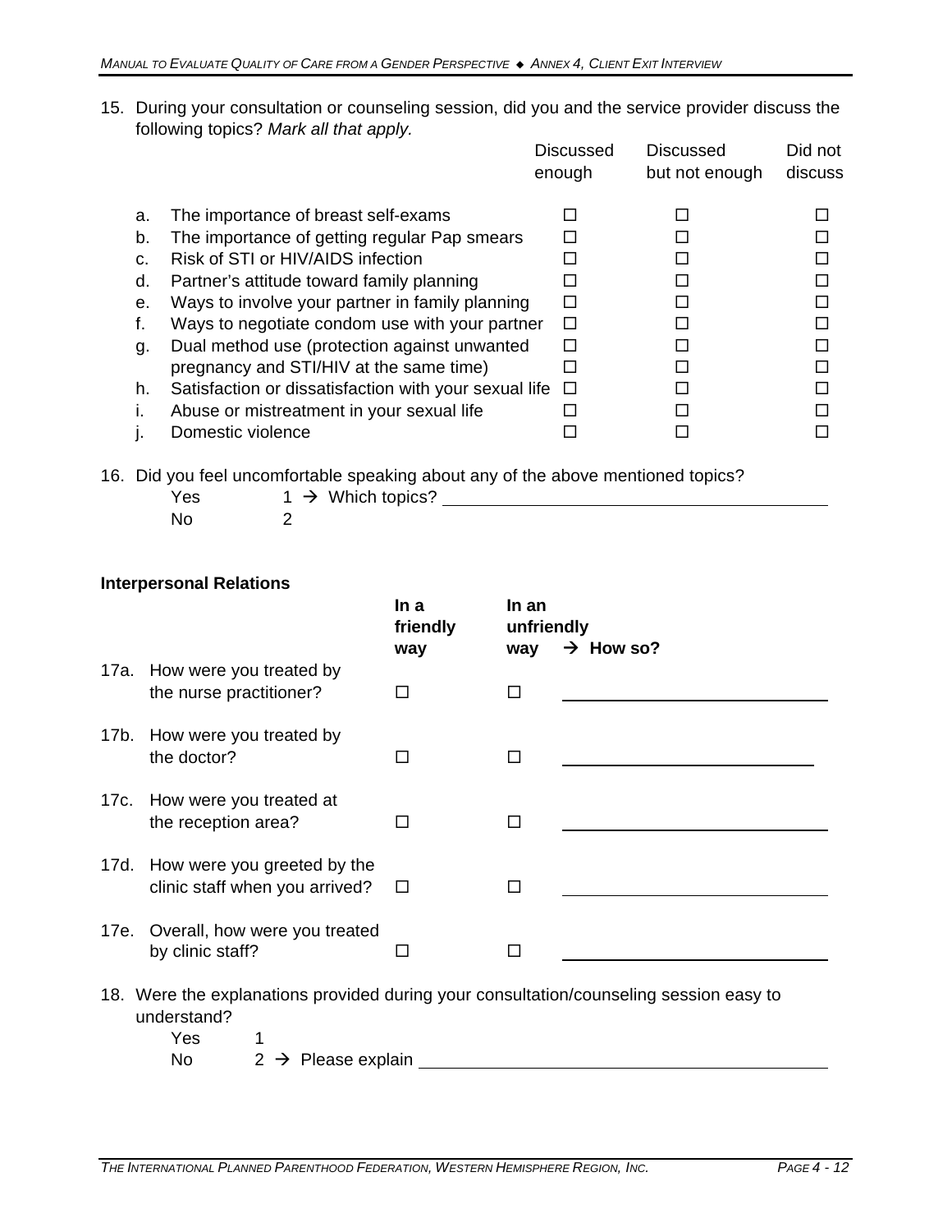15. During your consultation or counseling session, did you and the service provider discuss the following topics? *Mark all that apply.*

| | | Discussed enough | Discussed but not enough | Did not discuss |
|---|---|---|---|---|
| a. | The importance of breast self-exams | ☐ | ☐ | ☐ |
| b. | The importance of getting regular Pap smears | ☐ | ☐ | ☐ |
| c. | Risk of STI or HIV/AIDS infection | ☐ | ☐ | ☐ |
| d. | Partner's attitude toward family planning | ☐ | ☐ | ☐ |
| e. | Ways to involve your partner in family planning | ☐ | ☐ | ☐ |
| f. | Ways to negotiate condom use with your partner | ☐ | ☐ | ☐ |
| g. | Dual method use (protection against unwanted | ☐ | ☐ | ☐ |
| | pregnancy and STI/HIV at the same time) | ☐ | ☐ | ☐ |
| h. | Satisfaction or dissatisfaction with your sexual life | ☐ | ☐ | ☐ |
| i. | Abuse or mistreatment in your sexual life | ☐ | ☐ | ☐ |
| j. | Domestic violence | ☐ | ☐ | ☐ |

16. Did you feel uncomfortable speaking about any of the above mentioned topics?

    Yes  1 → Which topics? ____________________

    No  2

**Interpersonal Relations**

| | | In a friendly way | In an unfriendly way | → How so? |
|---|---|---|---|---|
| 17a. | How were you treated by the nurse practitioner? | ☐ | ☐ | ____________________ |
| 17b. | How were you treated by the doctor? | ☐ | ☐ | ____________________ |
| 17c. | How were you treated at the reception area? | ☐ | ☐ | ____________________ |
| 17d. | How were you greeted by the clinic staff when you arrived? | ☐ | ☐ | ____________________ |
| 17e. | Overall, how were you treated by clinic staff? | ☐ | ☐ | ____________________ |

18. Were the explanations provided during your consultation/counseling session easy to understand?

    Yes  1

    No  2 → Please explain ____________________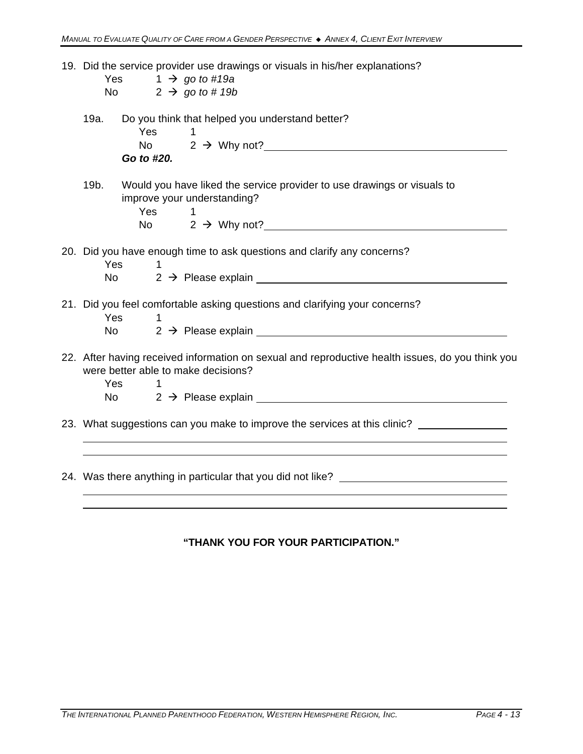19. Did the service provider use drawings or visuals in his/her explanations?

    Yes 1 → *go to #19a*
    No 2 → *go to # 19b*

    19a. Do you think that helped you understand better?

    Yes 1
    No 2 → Why not? ________________________________________

    ***Go to #20.***

    19b. Would you have liked the service provider to use drawings or visuals to improve your understanding?

    Yes 1
    No 2 → Why not? ________________________________________

20. Did you have enough time to ask questions and clarify any concerns?

    Yes 1
    No 2 → Please explain ________________________________________

21. Did you feel comfortable asking questions and clarifying your concerns?

    Yes 1
    No 2 → Please explain ________________________________________

22. After having received information on sexual and reproductive health issues, do you think you were better able to make decisions?

    Yes 1
    No 2 → Please explain ________________________________________

23. What suggestions can you make to improve the services at this clinic? ______________

    ________________________________________________________________________

    ________________________________________________________________________

24. Was there anything in particular that you did not like? ____________________________

    ________________________________________________________________________

    ________________________________________________________________________

**"THANK YOU FOR YOUR PARTICIPATION."**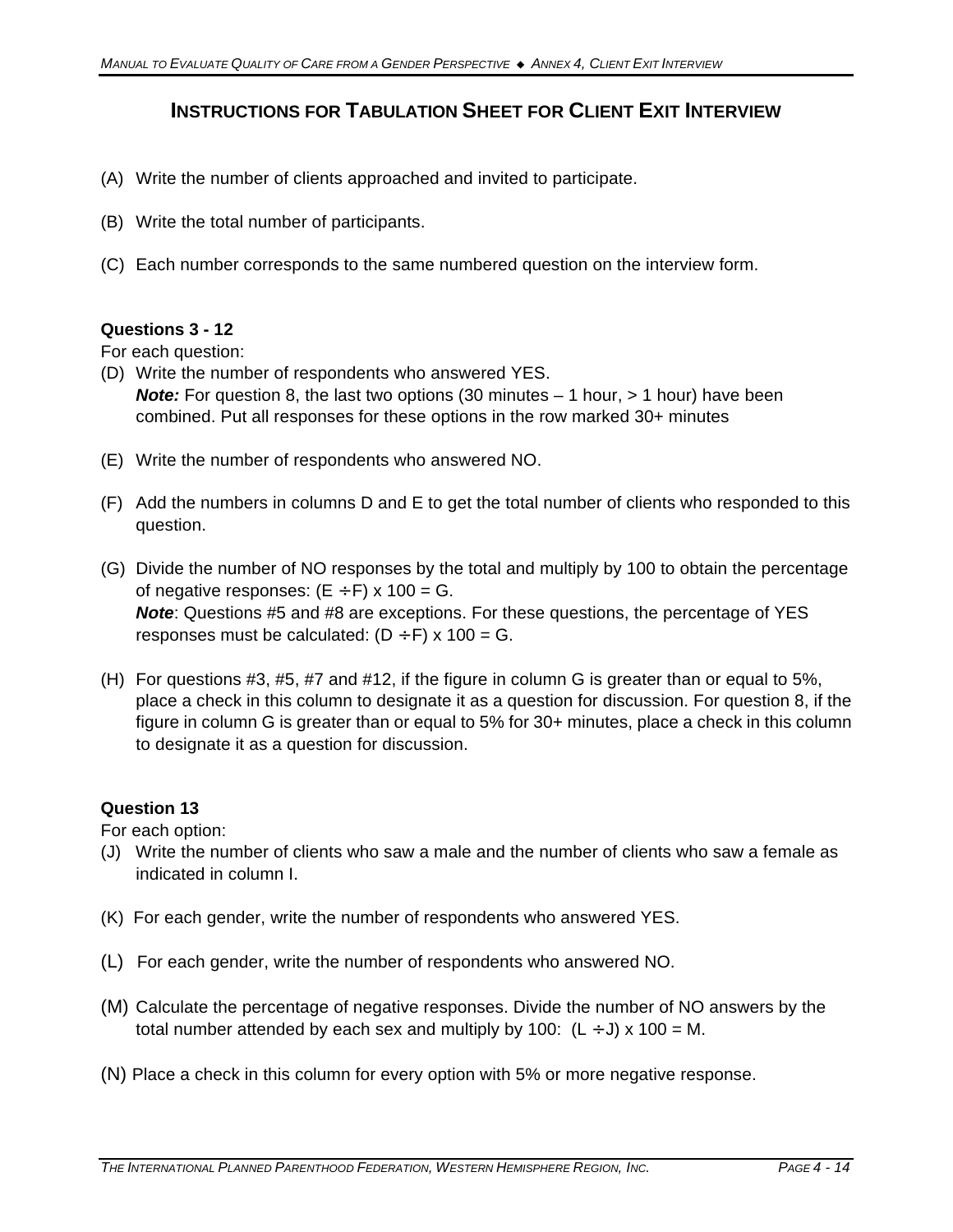# INSTRUCTIONS FOR TABULATION SHEET FOR CLIENT EXIT INTERVIEW

(A) Write the number of clients approached and invited to participate.

(B) Write the total number of participants.

(C) Each number corresponds to the same numbered question on the interview form.

**Questions 3 - 12**

For each question:

(D) Write the number of respondents who answered YES.
***Note:*** For question 8, the last two options (30 minutes – 1 hour, > 1 hour) have been combined. Put all responses for these options in the row marked 30+ minutes

(E) Write the number of respondents who answered NO.

(F) Add the numbers in columns D and E to get the total number of clients who responded to this question.

(G) Divide the number of NO responses by the total and multiply by 100 to obtain the percentage of negative responses: $(E \div F) \times 100 = G$.
***Note***: Questions #5 and #8 are exceptions. For these questions, the percentage of YES responses must be calculated: $(D \div F) \times 100 = G$.

(H) For questions #3, #5, #7 and #12, if the figure in column G is greater than or equal to 5%, place a check in this column to designate it as a question for discussion. For question 8, if the figure in column G is greater than or equal to 5% for 30+ minutes, place a check in this column to designate it as a question for discussion.

**Question 13**

For each option:

(J) Write the number of clients who saw a male and the number of clients who saw a female as indicated in column I.

(K) For each gender, write the number of respondents who answered YES.

(L) For each gender, write the number of respondents who answered NO.

(M) Calculate the percentage of negative responses. Divide the number of NO answers by the total number attended by each sex and multiply by 100: $(L \div J) \times 100 = M$.

(N) Place a check in this column for every option with 5% or more negative response.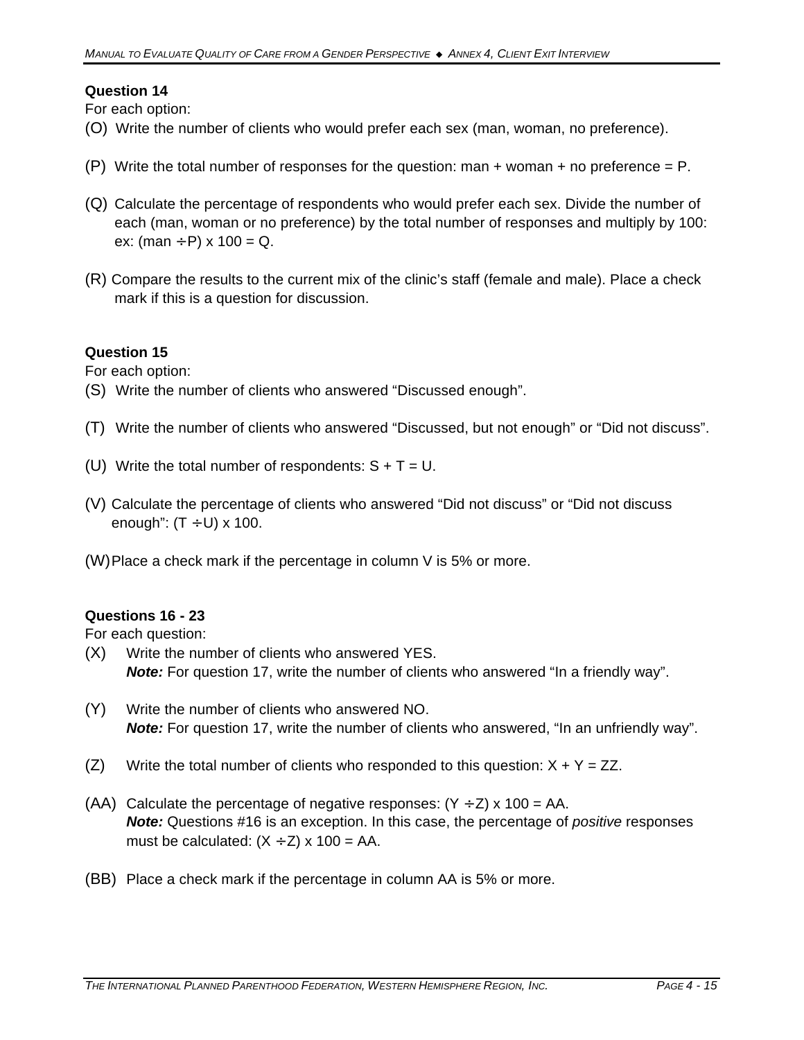**Question 14**

For each option:

(O) Write the number of clients who would prefer each sex (man, woman, no preference).

(P) Write the total number of responses for the question: man + woman + no preference = P.

(Q) Calculate the percentage of respondents who would prefer each sex. Divide the number of each (man, woman or no preference) by the total number of responses and multiply by 100: ex: (man ÷ P) x 100 = Q.

(R) Compare the results to the current mix of the clinic's staff (female and male). Place a check mark if this is a question for discussion.

**Question 15**

For each option:

(S) Write the number of clients who answered "Discussed enough".

(T) Write the number of clients who answered "Discussed, but not enough" or "Did not discuss".

(U) Write the total number of respondents: S + T = U.

(V) Calculate the percentage of clients who answered "Did not discuss" or "Did not discuss enough": (T ÷ U) x 100.

(W) Place a check mark if the percentage in column V is 5% or more.

**Questions 16 - 23**

For each question:

(X) Write the number of clients who answered YES.
*Note:* For question 17, write the number of clients who answered "In a friendly way".

(Y) Write the number of clients who answered NO.
*Note:* For question 17, write the number of clients who answered, "In an unfriendly way".

(Z) Write the total number of clients who responded to this question: X + Y = ZZ.

(AA) Calculate the percentage of negative responses: (Y ÷ Z) x 100 = AA.
*Note:* Questions #16 is an exception. In this case, the percentage of *positive* responses must be calculated: (X ÷ Z) x 100 = AA.

(BB) Place a check mark if the percentage in column AA is 5% or more.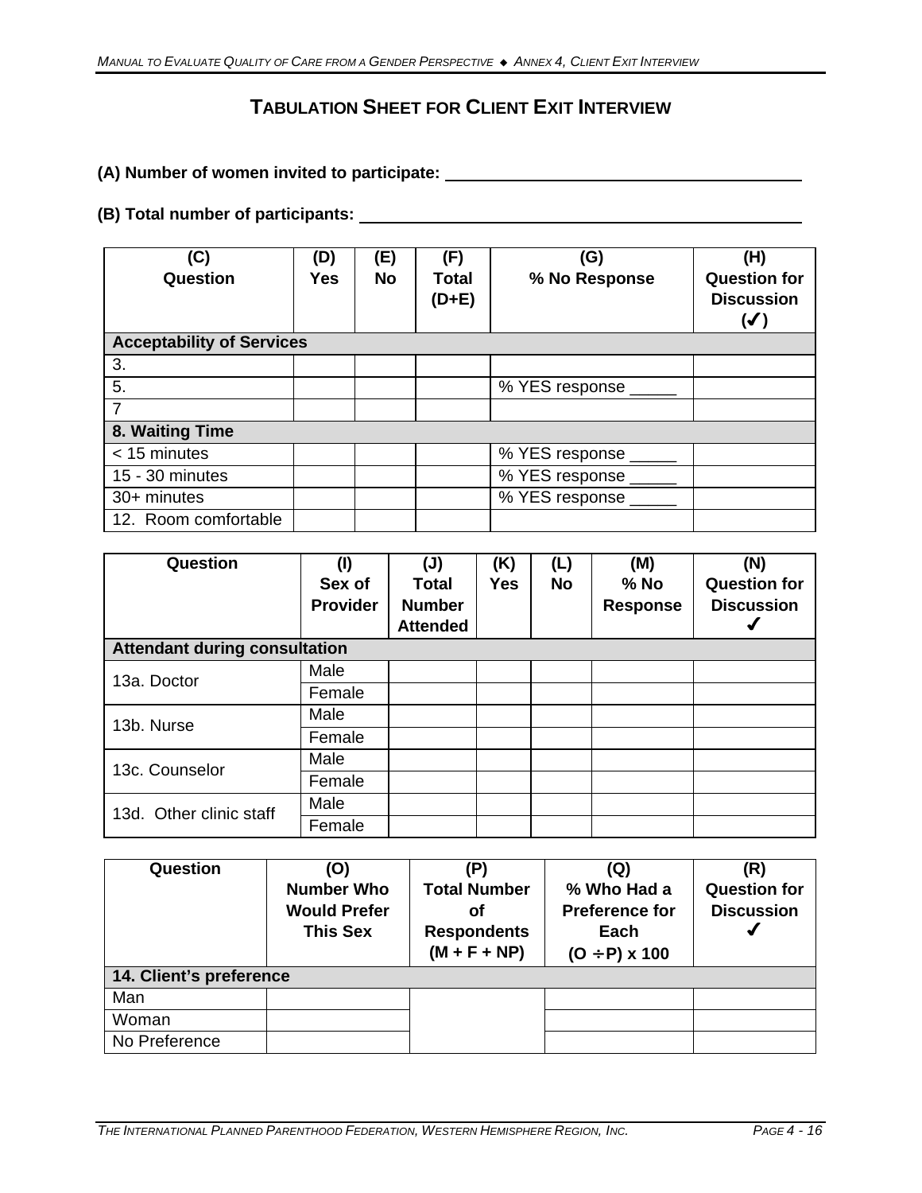## TABULATION SHEET FOR CLIENT EXIT INTERVIEW

**(A) Number of women invited to participate:** ______________________________

**(B) Total number of participants:** ______________________________

| (C) Question | (D) Yes | (E) No | (F) Total (D+E) | (G) % No Response | (H) Question for Discussion (✓) |
|---|---|---|---|---|---|
| **Acceptability of Services** | | | | | |
| 3. | | | | | |
| 5. | | | | % YES response _____ | |
| 7 | | | | | |
| **8. Waiting Time** | | | | | |
| < 15 minutes | | | | % YES response _____ | |
| 15 - 30 minutes | | | | % YES response _____ | |
| 30+ minutes | | | | % YES response _____ | |
| 12. Room comfortable | | | | | |

| Question | (I) Sex of Provider | (J) Total Number Attended | (K) Yes | (L) No | (M) % No Response | (N) Question for Discussion ✓ |
|---|---|---|---|---|---|---|
| **Attendant during consultation** | | | | | | |
| 13a. Doctor | Male | | | | | |
| | Female | | | | | |
| 13b. Nurse | Male | | | | | |
| | Female | | | | | |
| 13c. Counselor | Male | | | | | |
| | Female | | | | | |
| 13d. Other clinic staff | Male | | | | | |
| | Female | | | | | |

| Question | (O) Number Who Would Prefer This Sex | (P) Total Number of Respondents (M + F + NP) | (Q) % Who Had a Preference for Each (O ÷ P) x 100 | (R) Question for Discussion ✓ |
|---|---|---|---|---|
| **14. Client's preference** | | | | |
| Man | | | | |
| Woman | | | | |
| No Preference | | | | |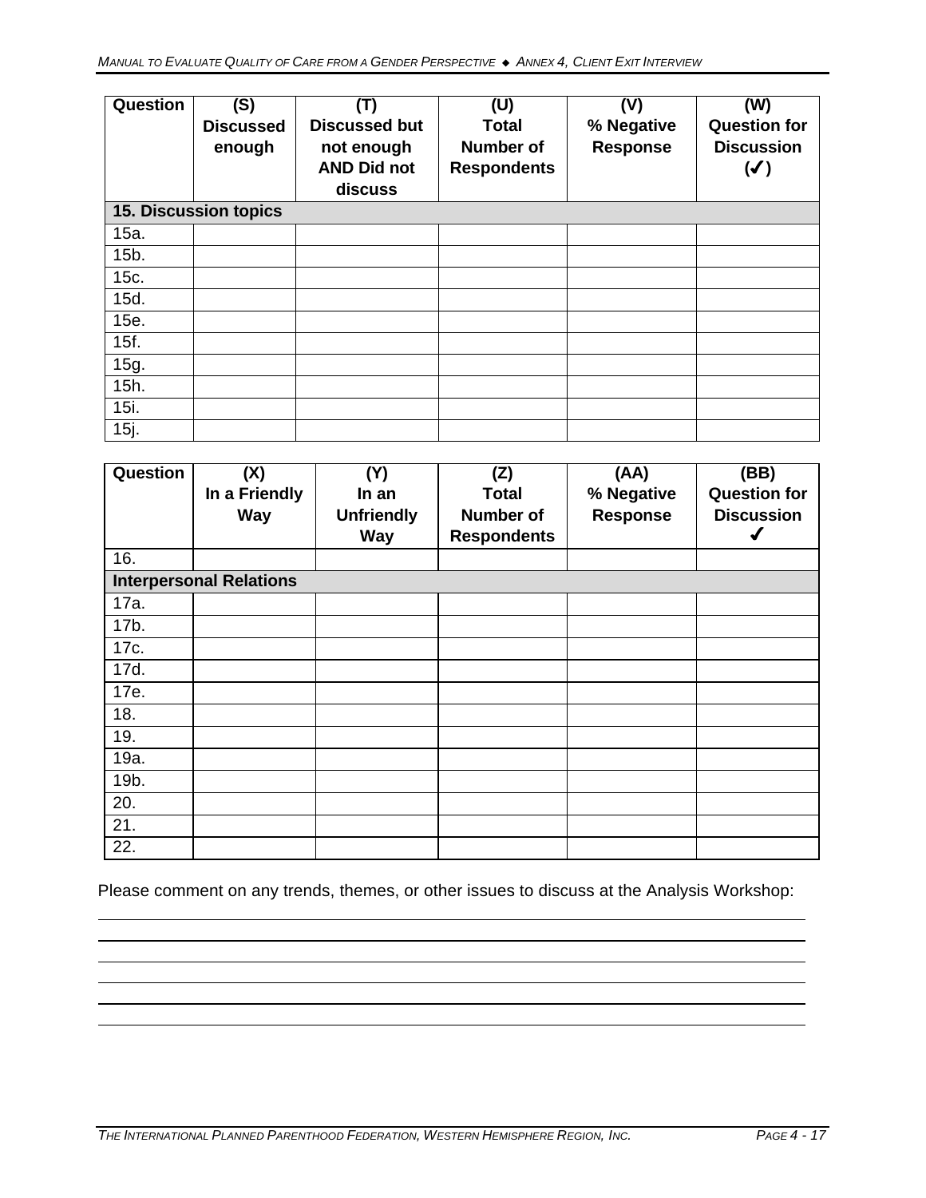| Question | (S) Discussed enough | (T) Discussed but not enough AND Did not discuss | (U) Total Number of Respondents | (V) % Negative Response | (W) Question for Discussion (✓) |
|---|---|---|---|---|---|
| **15. Discussion topics** | | | | | |
| 15a. | | | | | |
| 15b. | | | | | |
| 15c. | | | | | |
| 15d. | | | | | |
| 15e. | | | | | |
| 15f. | | | | | |
| 15g. | | | | | |
| 15h. | | | | | |
| 15i. | | | | | |
| 15j. | | | | | |

| Question | (X) In a Friendly Way | (Y) In an Unfriendly Way | (Z) Total Number of Respondents | (AA) % Negative Response | (BB) Question for Discussion ✓ |
|---|---|---|---|---|---|
| 16. | | | | | |
| **Interpersonal Relations** | | | | | |
| 17a. | | | | | |
| 17b. | | | | | |
| 17c. | | | | | |
| 17d. | | | | | |
| 17e. | | | | | |
| 18. | | | | | |
| 19. | | | | | |
| 19a. | | | | | |
| 19b. | | | | | |
| 20. | | | | | |
| 21. | | | | | |
| 22. | | | | | |

Please comment on any trends, themes, or other issues to discuss at the Analysis Workshop:

______________________________________________________________________________

______________________________________________________________________________

______________________________________________________________________________

______________________________________________________________________________

______________________________________________________________________________

______________________________________________________________________________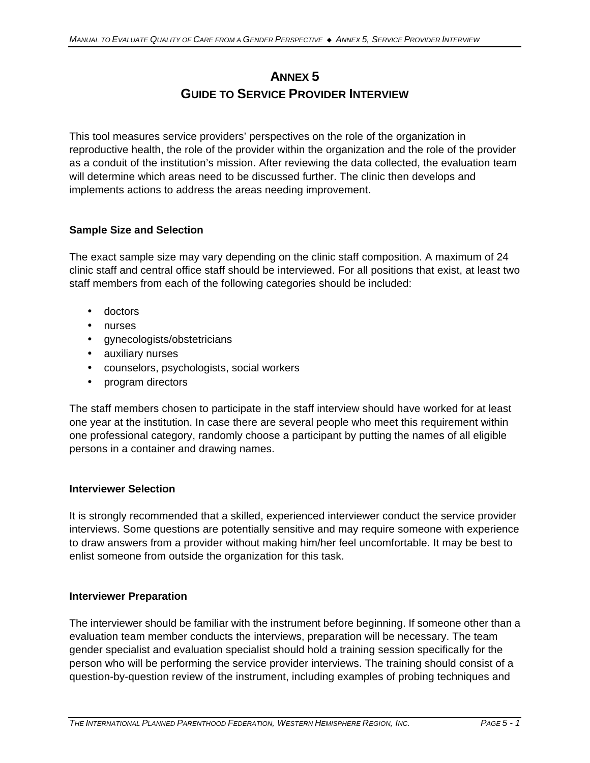# ANNEX 5
# GUIDE TO SERVICE PROVIDER INTERVIEW

This tool measures service providers' perspectives on the role of the organization in reproductive health, the role of the provider within the organization and the role of the provider as a conduit of the institution's mission. After reviewing the data collected, the evaluation team will determine which areas need to be discussed further. The clinic then develops and implements actions to address the areas needing improvement.

### Sample Size and Selection

The exact sample size may vary depending on the clinic staff composition. A maximum of 24 clinic staff and central office staff should be interviewed. For all positions that exist, at least two staff members from each of the following categories should be included:

- doctors
- nurses
- gynecologists/obstetricians
- auxiliary nurses
- counselors, psychologists, social workers
- program directors

The staff members chosen to participate in the staff interview should have worked for at least one year at the institution. In case there are several people who meet this requirement within one professional category, randomly choose a participant by putting the names of all eligible persons in a container and drawing names.

### Interviewer Selection

It is strongly recommended that a skilled, experienced interviewer conduct the service provider interviews. Some questions are potentially sensitive and may require someone with experience to draw answers from a provider without making him/her feel uncomfortable. It may be best to enlist someone from outside the organization for this task.

### Interviewer Preparation

The interviewer should be familiar with the instrument before beginning. If someone other than a evaluation team member conducts the interviews, preparation will be necessary. The team gender specialist and evaluation specialist should hold a training session specifically for the person who will be performing the service provider interviews. The training should consist of a question-by-question review of the instrument, including examples of probing techniques and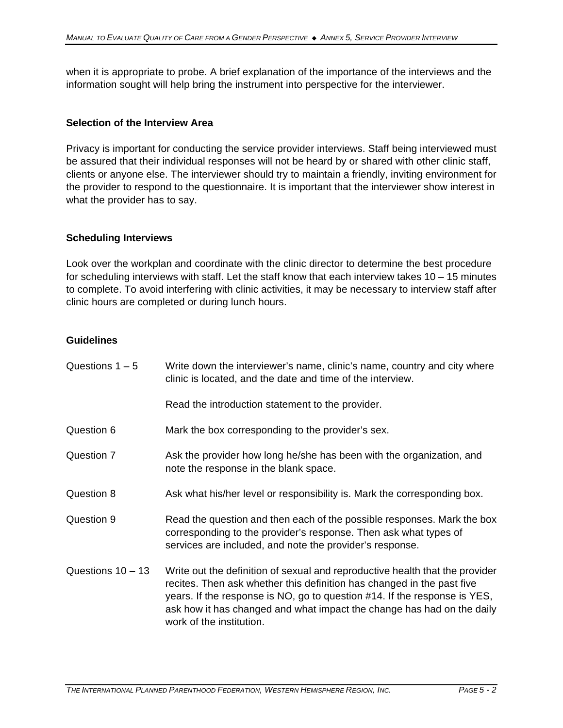when it is appropriate to probe. A brief explanation of the importance of the interviews and the information sought will help bring the instrument into perspective for the interviewer.

**Selection of the Interview Area**

Privacy is important for conducting the service provider interviews. Staff being interviewed must be assured that their individual responses will not be heard by or shared with other clinic staff, clients or anyone else. The interviewer should try to maintain a friendly, inviting environment for the provider to respond to the questionnaire. It is important that the interviewer show interest in what the provider has to say.

**Scheduling Interviews**

Look over the workplan and coordinate with the clinic director to determine the best procedure for scheduling interviews with staff. Let the staff know that each interview takes 10 – 15 minutes to complete. To avoid interfering with clinic activities, it may be necessary to interview staff after clinic hours are completed or during lunch hours.

**Guidelines**

| | |
|---|---|
| Questions 1 – 5 | Write down the interviewer's name, clinic's name, country and city where clinic is located, and the date and time of the interview.<br><br>Read the introduction statement to the provider. |
| Question 6 | Mark the box corresponding to the provider's sex. |
| Question 7 | Ask the provider how long he/she has been with the organization, and note the response in the blank space. |
| Question 8 | Ask what his/her level or responsibility is. Mark the corresponding box. |
| Question 9 | Read the question and then each of the possible responses. Mark the box corresponding to the provider's response. Then ask what types of services are included, and note the provider's response. |
| Questions 10 – 13 | Write out the definition of sexual and reproductive health that the provider recites. Then ask whether this definition has changed in the past five years. If the response is NO, go to question #14. If the response is YES, ask how it has changed and what impact the change has had on the daily work of the institution. |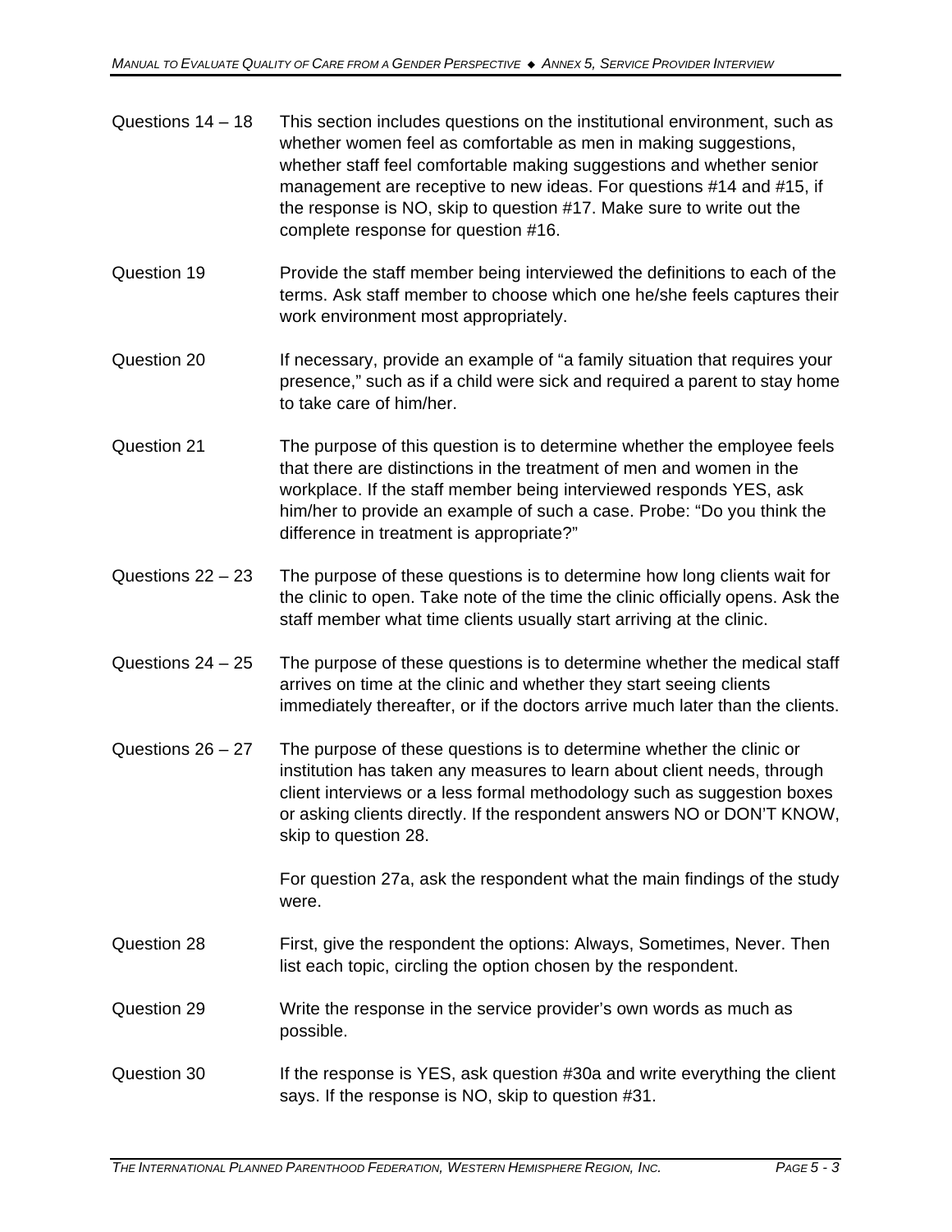| | |
|---|---|
| Questions 14 – 18 | This section includes questions on the institutional environment, such as whether women feel as comfortable as men in making suggestions, whether staff feel comfortable making suggestions and whether senior management are receptive to new ideas. For questions #14 and #15, if the response is NO, skip to question #17. Make sure to write out the complete response for question #16. |
| Question 19 | Provide the staff member being interviewed the definitions to each of the terms. Ask staff member to choose which one he/she feels captures their work environment most appropriately. |
| Question 20 | If necessary, provide an example of "a family situation that requires your presence," such as if a child were sick and required a parent to stay home to take care of him/her. |
| Question 21 | The purpose of this question is to determine whether the employee feels that there are distinctions in the treatment of men and women in the workplace. If the staff member being interviewed responds YES, ask him/her to provide an example of such a case. Probe: "Do you think the difference in treatment is appropriate?" |
| Questions 22 – 23 | The purpose of these questions is to determine how long clients wait for the clinic to open. Take note of the time the clinic officially opens. Ask the staff member what time clients usually start arriving at the clinic. |
| Questions 24 – 25 | The purpose of these questions is to determine whether the medical staff arrives on time at the clinic and whether they start seeing clients immediately thereafter, or if the doctors arrive much later than the clients. |
| Questions 26 – 27 | The purpose of these questions is to determine whether the clinic or institution has taken any measures to learn about client needs, through client interviews or a less formal methodology such as suggestion boxes or asking clients directly. If the respondent answers NO or DON'T KNOW, skip to question 28.<br><br>For question 27a, ask the respondent what the main findings of the study were. |
| Question 28 | First, give the respondent the options: Always, Sometimes, Never. Then list each topic, circling the option chosen by the respondent. |
| Question 29 | Write the response in the service provider's own words as much as possible. |
| Question 30 | If the response is YES, ask question #30a and write everything the client says. If the response is NO, skip to question #31. |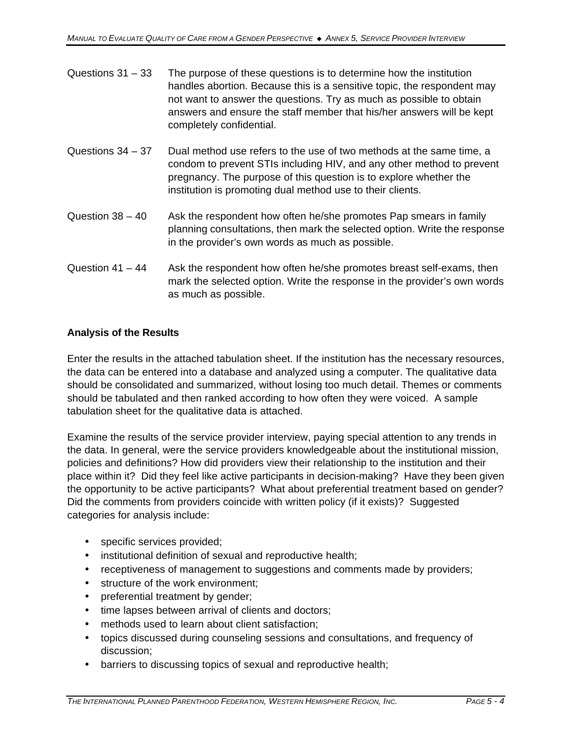Questions 31 – 33 The purpose of these questions is to determine how the institution handles abortion. Because this is a sensitive topic, the respondent may not want to answer the questions. Try as much as possible to obtain answers and ensure the staff member that his/her answers will be kept completely confidential.

Questions 34 – 37 Dual method use refers to the use of two methods at the same time, a condom to prevent STIs including HIV, and any other method to prevent pregnancy. The purpose of this question is to explore whether the institution is promoting dual method use to their clients.

Question 38 – 40 Ask the respondent how often he/she promotes Pap smears in family planning consultations, then mark the selected option. Write the response in the provider's own words as much as possible.

Question 41 – 44 Ask the respondent how often he/she promotes breast self-exams, then mark the selected option. Write the response in the provider's own words as much as possible.

**Analysis of the Results**

Enter the results in the attached tabulation sheet. If the institution has the necessary resources, the data can be entered into a database and analyzed using a computer. The qualitative data should be consolidated and summarized, without losing too much detail. Themes or comments should be tabulated and then ranked according to how often they were voiced. A sample tabulation sheet for the qualitative data is attached.

Examine the results of the service provider interview, paying special attention to any trends in the data. In general, were the service providers knowledgeable about the institutional mission, policies and definitions? How did providers view their relationship to the institution and their place within it? Did they feel like active participants in decision-making? Have they been given the opportunity to be active participants? What about preferential treatment based on gender? Did the comments from providers coincide with written policy (if it exists)? Suggested categories for analysis include:

- specific services provided;
- institutional definition of sexual and reproductive health;
- receptiveness of management to suggestions and comments made by providers;
- structure of the work environment;
- preferential treatment by gender;
- time lapses between arrival of clients and doctors;
- methods used to learn about client satisfaction;
- topics discussed during counseling sessions and consultations, and frequency of discussion;
- barriers to discussing topics of sexual and reproductive health;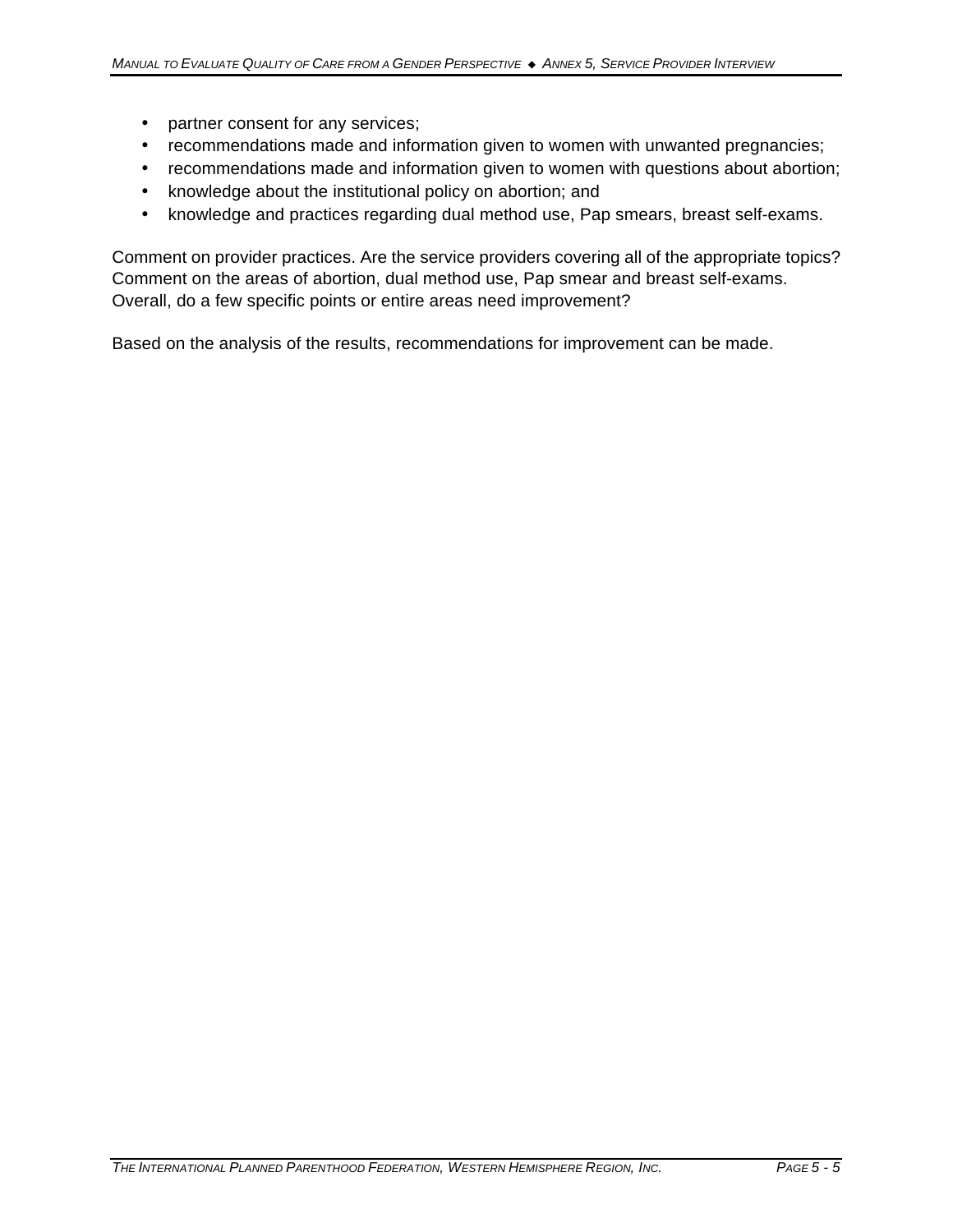- partner consent for any services;
- recommendations made and information given to women with unwanted pregnancies;
- recommendations made and information given to women with questions about abortion;
- knowledge about the institutional policy on abortion; and
- knowledge and practices regarding dual method use, Pap smears, breast self-exams.

Comment on provider practices. Are the service providers covering all of the appropriate topics? Comment on the areas of abortion, dual method use, Pap smear and breast self-exams. Overall, do a few specific points or entire areas need improvement?

Based on the analysis of the results, recommendations for improvement can be made.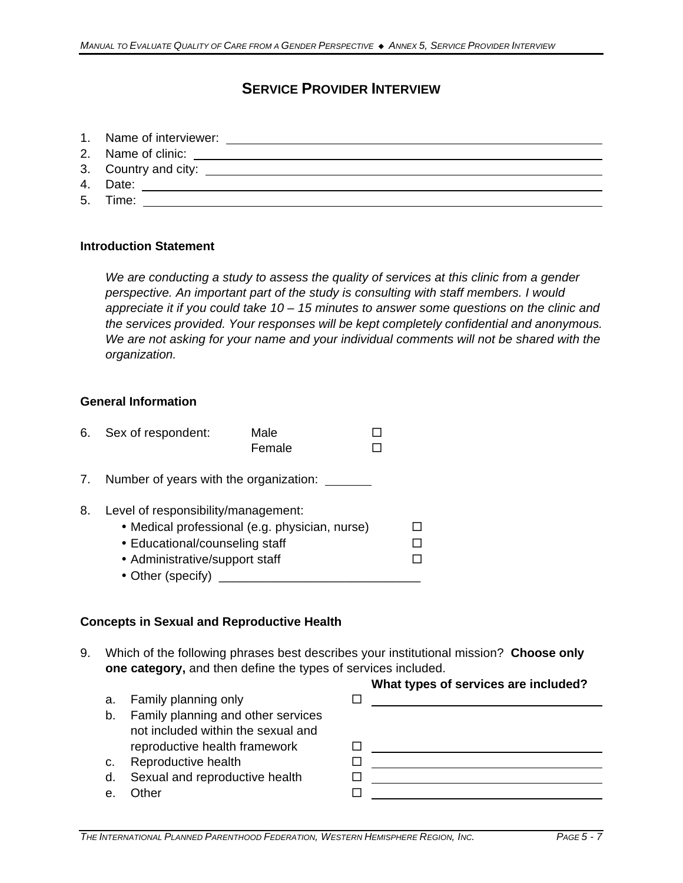## SERVICE PROVIDER INTERVIEW

1. Name of interviewer: ________________________________________________
2. Name of clinic: ________________________________________________
3. Country and city: ________________________________________________
4. Date: ________________________________________________
5. Time: ________________________________________________

### Introduction Statement

*We are conducting a study to assess the quality of services at this clinic from a gender perspective. An important part of the study is consulting with staff members. I would appreciate it if you could take 10 – 15 minutes to answer some questions on the clinic and the services provided. Your responses will be kept completely confidential and anonymous. We are not asking for your name and your individual comments will not be shared with the organization.*

### General Information

6. Sex of respondent:
   - Male ☐
   - Female ☐

7. Number of years with the organization: _______

8. Level of responsibility/management:
   - Medical professional (e.g. physician, nurse) ☐
   - Educational/counseling staff ☐
   - Administrative/support staff ☐
   - Other (specify) ______________________________

### Concepts in Sexual and Reproductive Health

9. Which of the following phrases best describes your institutional mission? **Choose only one category,** and then define the types of services included.

| | | | **What types of services are included?** |
|---|---|---|---|
| a. | Family planning only | ☐ | ____________________ |
| b. | Family planning and other services not included within the sexual and reproductive health framework | ☐ | ____________________ |
| c. | Reproductive health | ☐ | ____________________ |
| d. | Sexual and reproductive health | ☐ | ____________________ |
| e. | Other | ☐ | ____________________ |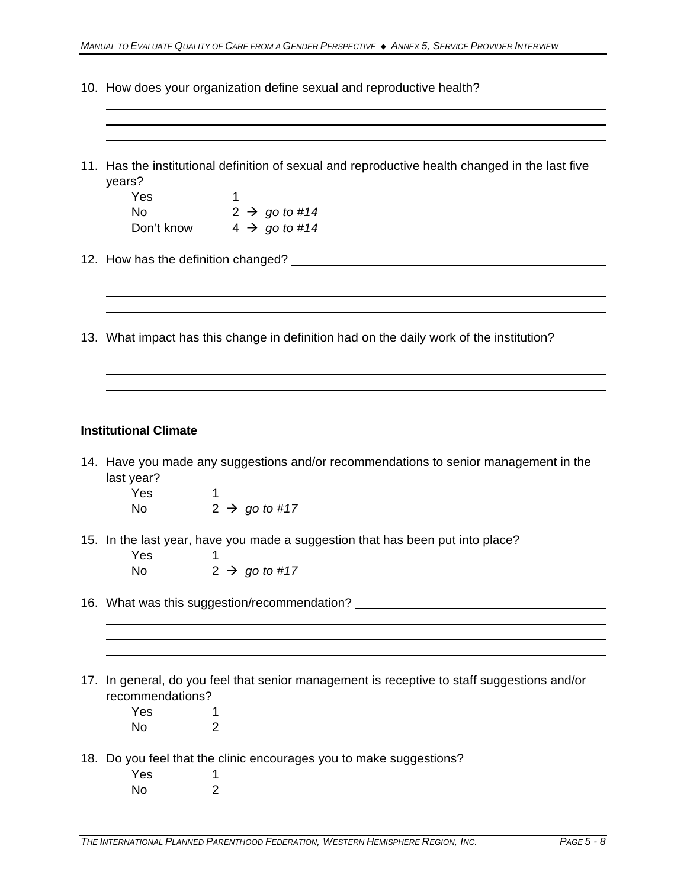10. How does your organization define sexual and reproductive health? ____________________

_____________________________________________________________________________

_____________________________________________________________________________

_____________________________________________________________________________

11. Has the institutional definition of sexual and reproductive health changed in the last five years?

| | |
|---|---|
| Yes | 1 |
| No | 2 → *go to #14* |
| Don't know | 4 → *go to #14* |

12. How has the definition changed? ____________________________________________

_____________________________________________________________________________

_____________________________________________________________________________

_____________________________________________________________________________

13. What impact has this change in definition had on the daily work of the institution?

_____________________________________________________________________________

_____________________________________________________________________________

_____________________________________________________________________________

**Institutional Climate**

14. Have you made any suggestions and/or recommendations to senior management in the last year?

| | |
|---|---|
| Yes | 1 |
| No | 2 → *go to #17* |

15. In the last year, have you made a suggestion that has been put into place?

| | |
|---|---|
| Yes | 1 |
| No | 2 → *go to #17* |

16. What was this suggestion/recommendation? ___________________________________

_____________________________________________________________________________

_____________________________________________________________________________

_____________________________________________________________________________

17. In general, do you feel that senior management is receptive to staff suggestions and/or recommendations?

| | |
|---|---|
| Yes | 1 |
| No | 2 |

18. Do you feel that the clinic encourages you to make suggestions?

| | |
|---|---|
| Yes | 1 |
| No | 2 |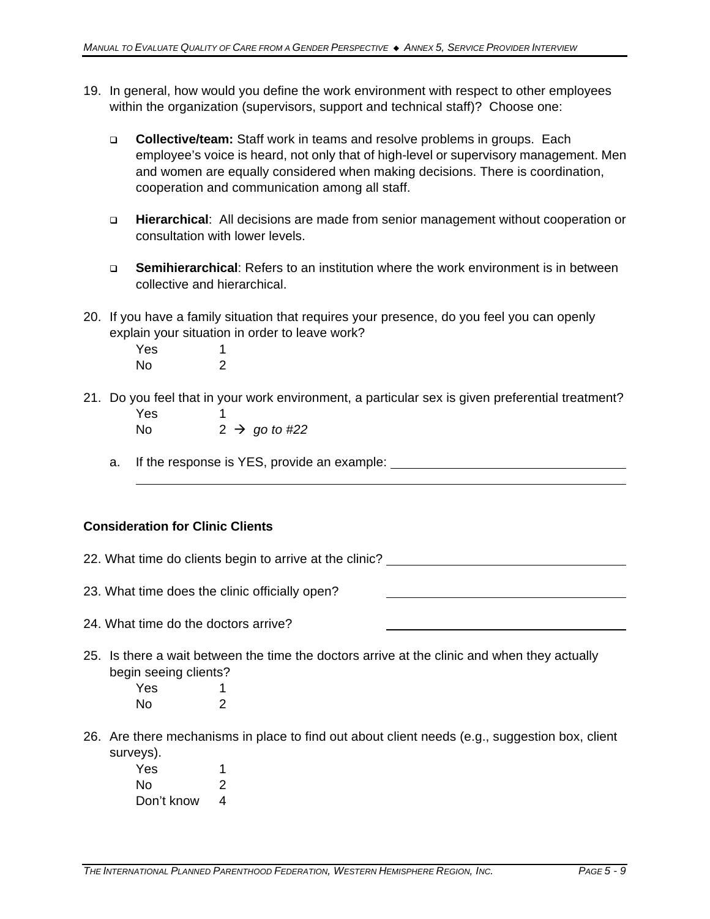19. In general, how would you define the work environment with respect to other employees within the organization (supervisors, support and technical staff)? Choose one:

    - ❑ **Collective/team:** Staff work in teams and resolve problems in groups. Each employee's voice is heard, not only that of high-level or supervisory management. Men and women are equally considered when making decisions. There is coordination, cooperation and communication among all staff.

    - ❑ **Hierarchical**: All decisions are made from senior management without cooperation or consultation with lower levels.

    - ❑ **Semihierarchical**: Refers to an institution where the work environment is in between collective and hierarchical.

20. If you have a family situation that requires your presence, do you feel you can openly explain your situation in order to leave work?

    Yes 1
    No 2

21. Do you feel that in your work environment, a particular sex is given preferential treatment?

    Yes 1
    No 2 → *go to #22*

    a. If the response is YES, provide an example: ____________________________________
    ________________________________________________________________

**Consideration for Clinic Clients**

22. What time do clients begin to arrive at the clinic? ____________________________

23. What time does the clinic officially open? ____________________________

24. What time do the doctors arrive? ____________________________

25. Is there a wait between the time the doctors arrive at the clinic and when they actually begin seeing clients?

    Yes 1
    No 2

26. Are there mechanisms in place to find out about client needs (e.g., suggestion box, client surveys).

    Yes 1
    No 2
    Don't know 4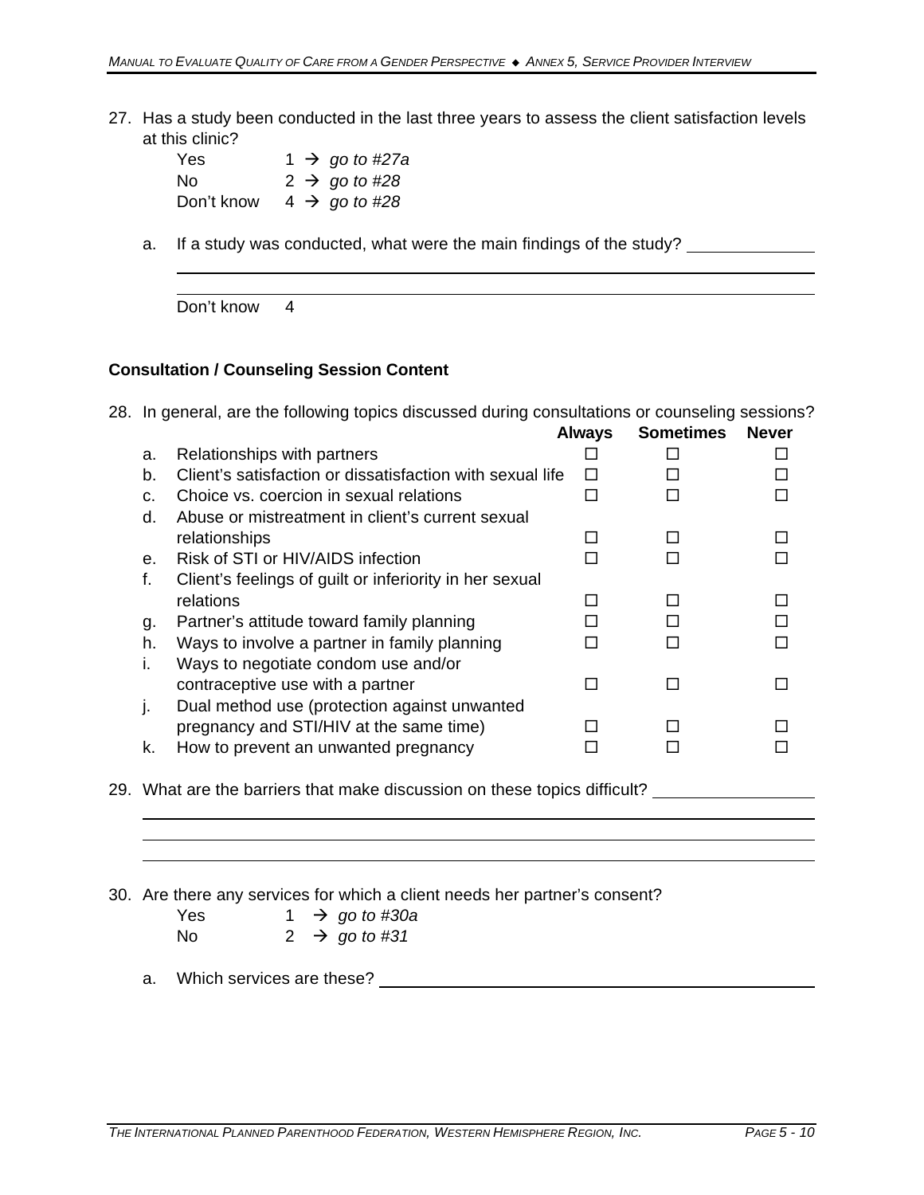27. Has a study been conducted in the last three years to assess the client satisfaction levels at this clinic?

    Yes 1 → *go to #27a*
    No 2 → *go to #28*
    Don't know 4 → *go to #28*

    a. If a study was conducted, what were the main findings of the study? ______________

    ________________________________________________________________

    ________________________________________________________________

    Don't know 4

### Consultation / Counseling Session Content

28. In general, are the following topics discussed during consultations or counseling sessions?

| | | Always | Sometimes | Never |
|---|---|---|---|---|
| a. | Relationships with partners | ☐ | ☐ | ☐ |
| b. | Client's satisfaction or dissatisfaction with sexual life | ☐ | ☐ | ☐ |
| c. | Choice vs. coercion in sexual relations | ☐ | ☐ | ☐ |
| d. | Abuse or mistreatment in client's current sexual relationships | ☐ | ☐ | ☐ |
| e. | Risk of STI or HIV/AIDS infection | ☐ | ☐ | ☐ |
| f. | Client's feelings of guilt or inferiority in her sexual relations | ☐ | ☐ | ☐ |
| g. | Partner's attitude toward family planning | ☐ | ☐ | ☐ |
| h. | Ways to involve a partner in family planning | ☐ | ☐ | ☐ |
| i. | Ways to negotiate condom use and/or contraceptive use with a partner | ☐ | ☐ | ☐ |
| j. | Dual method use (protection against unwanted pregnancy and STI/HIV at the same time) | ☐ | ☐ | ☐ |
| k. | How to prevent an unwanted pregnancy | ☐ | ☐ | ☐ |

29. What are the barriers that make discussion on these topics difficult? ______________

    ________________________________________________________________

    ________________________________________________________________

    ________________________________________________________________

30. Are there any services for which a client needs her partner's consent?

    Yes 1 → *go to #30a*
    No 2 → *go to #31*

    a. Which services are these? ________________________________________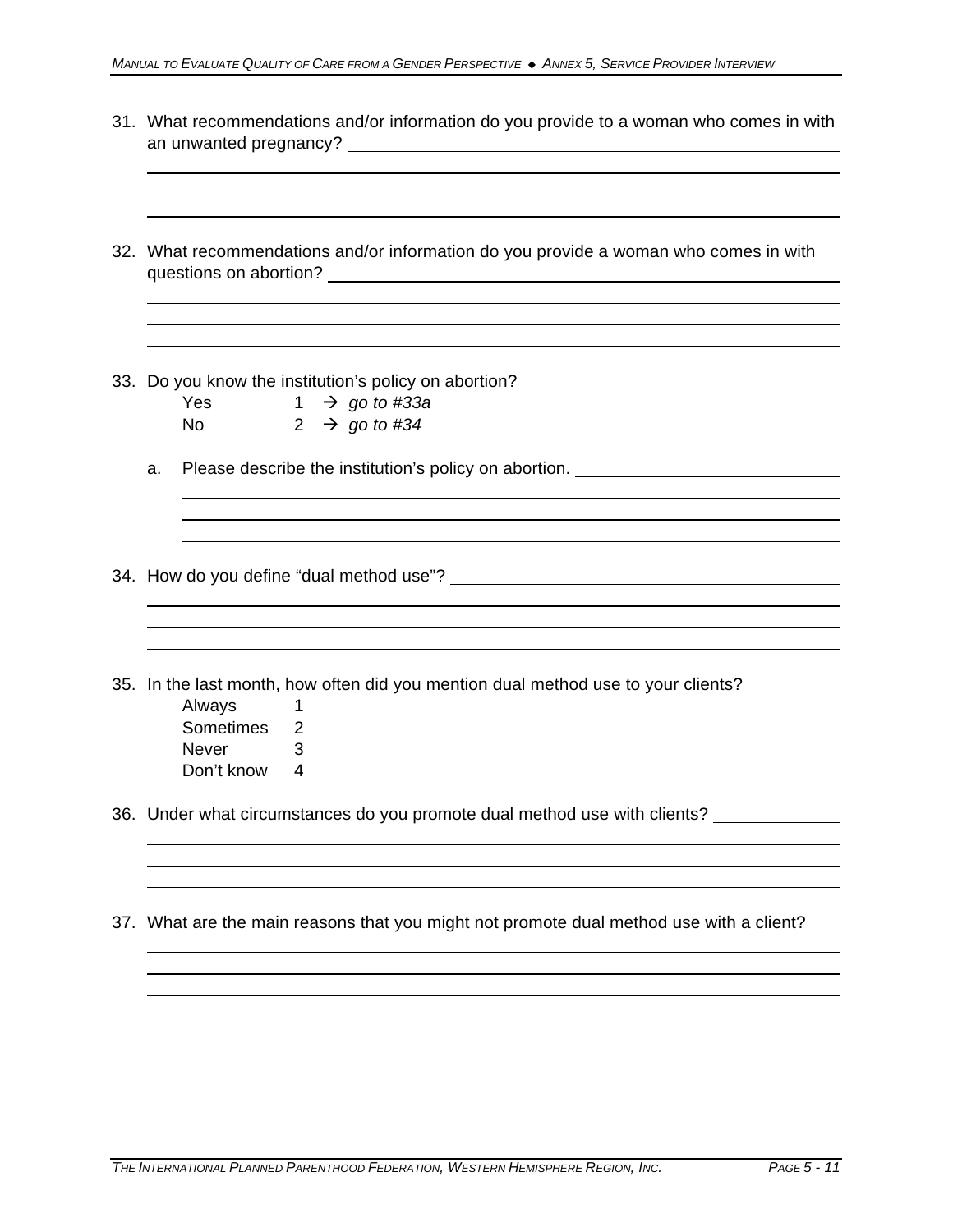31. What recommendations and/or information do you provide to a woman who comes in with an unwanted pregnancy? ____________________________________________

_____________________________________________________________________________

_____________________________________________________________________________

_____________________________________________________________________________

32. What recommendations and/or information do you provide a woman who comes in with questions on abortion? ____________________________________________

_____________________________________________________________________________

_____________________________________________________________________________

_____________________________________________________________________________

33. Do you know the institution's policy on abortion?

    | | | |
    |---|---|---|
    | Yes | 1 | → *go to #33a* |
    | No | 2 | → *go to #34* |

    a. Please describe the institution's policy on abortion. ____________________________

    _________________________________________________________________________

    _________________________________________________________________________

    _________________________________________________________________________

34. How do you define "dual method use"? ____________________________________________

_____________________________________________________________________________

_____________________________________________________________________________

_____________________________________________________________________________

35. In the last month, how often did you mention dual method use to your clients?

    | | |
    |---|---|
    | Always | 1 |
    | Sometimes | 2 |
    | Never | 3 |
    | Don't know | 4 |

36. Under what circumstances do you promote dual method use with clients? ______________

_____________________________________________________________________________

_____________________________________________________________________________

_____________________________________________________________________________

37. What are the main reasons that you might not promote dual method use with a client?

_____________________________________________________________________________

_____________________________________________________________________________

_____________________________________________________________________________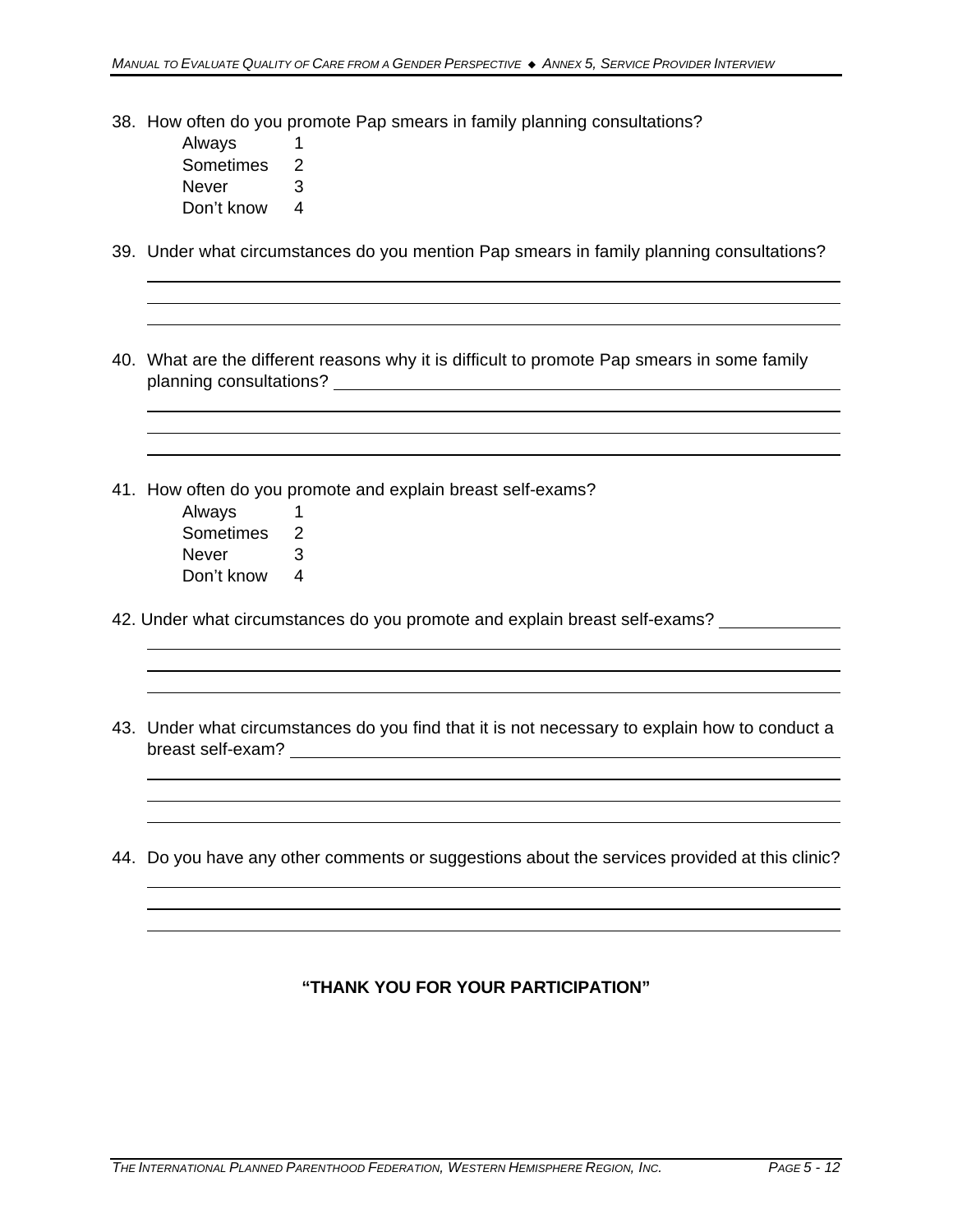38. How often do you promote Pap smears in family planning consultations?

    Always 1
    Sometimes 2
    Never 3
    Don't know 4

39. Under what circumstances do you mention Pap smears in family planning consultations?

    ______________________________________________________________________
    ______________________________________________________________________
    ______________________________________________________________________

40. What are the different reasons why it is difficult to promote Pap smears in some family planning consultations? ______________________________________________

    ______________________________________________________________________
    ______________________________________________________________________
    ______________________________________________________________________

41. How often do you promote and explain breast self-exams?

    Always 1
    Sometimes 2
    Never 3
    Don't know 4

42. Under what circumstances do you promote and explain breast self-exams? ____________

    ______________________________________________________________________
    ______________________________________________________________________
    ______________________________________________________________________

43. Under what circumstances do you find that it is not necessary to explain how to conduct a breast self-exam? _______________________________________________

    ______________________________________________________________________
    ______________________________________________________________________
    ______________________________________________________________________

44. Do you have any other comments or suggestions about the services provided at this clinic?

    ______________________________________________________________________
    ______________________________________________________________________
    ______________________________________________________________________

**"THANK YOU FOR YOUR PARTICIPATION"**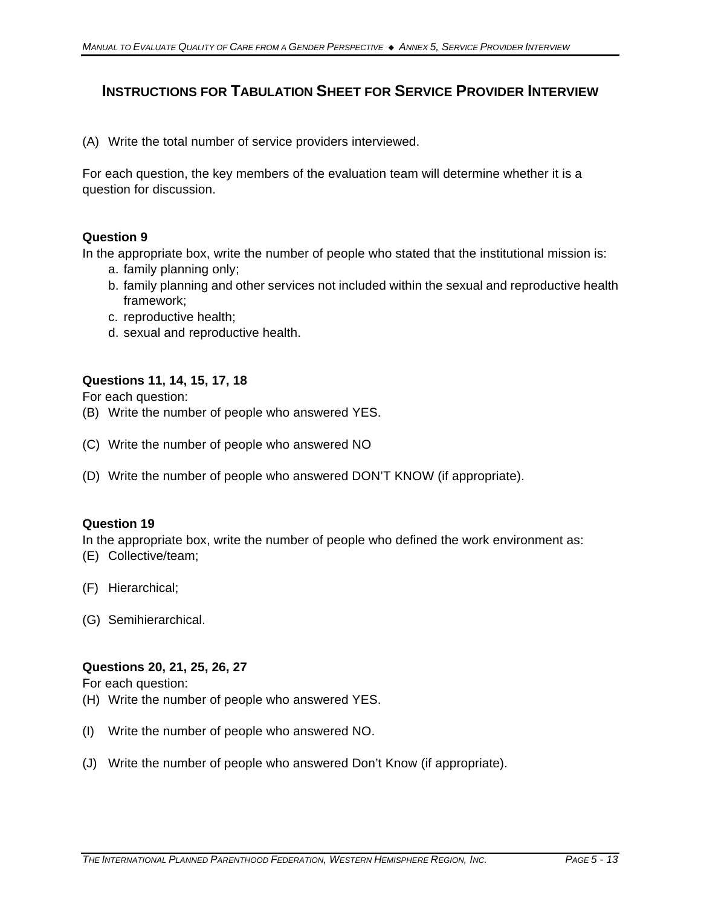## Instructions for Tabulation Sheet for Service Provider Interview

(A) Write the total number of service providers interviewed.

For each question, the key members of the evaluation team will determine whether it is a question for discussion.

**Question 9**

In the appropriate box, write the number of people who stated that the institutional mission is:

a. family planning only;
b. family planning and other services not included within the sexual and reproductive health framework;
c. reproductive health;
d. sexual and reproductive health.

**Questions 11, 14, 15, 17, 18**

For each question:

(B) Write the number of people who answered YES.

(C) Write the number of people who answered NO

(D) Write the number of people who answered DON'T KNOW (if appropriate).

**Question 19**

In the appropriate box, write the number of people who defined the work environment as:

(E) Collective/team;

(F) Hierarchical;

(G) Semihierarchical.

**Questions 20, 21, 25, 26, 27**

For each question:

(H) Write the number of people who answered YES.

(I) Write the number of people who answered NO.

(J) Write the number of people who answered Don't Know (if appropriate).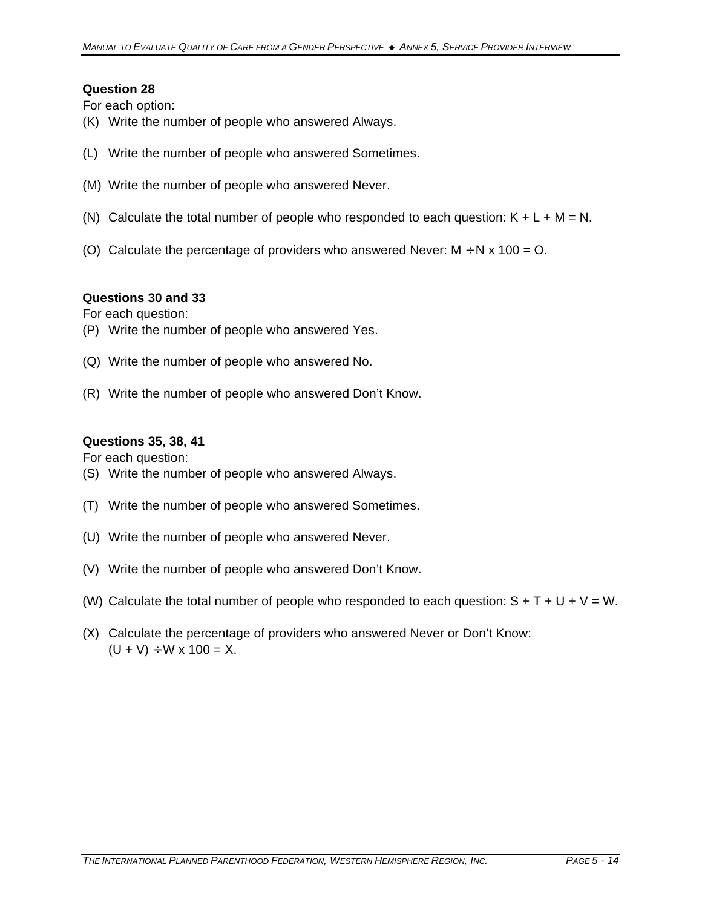**Question 28**

For each option:

(K) Write the number of people who answered Always.

(L) Write the number of people who answered Sometimes.

(M) Write the number of people who answered Never.

(N) Calculate the total number of people who responded to each question: $K + L + M = N$.

(O) Calculate the percentage of providers who answered Never: $M \div N \times 100 = O$.

**Questions 30 and 33**

For each question:

(P) Write the number of people who answered Yes.

(Q) Write the number of people who answered No.

(R) Write the number of people who answered Don't Know.

**Questions 35, 38, 41**

For each question:

(S) Write the number of people who answered Always.

(T) Write the number of people who answered Sometimes.

(U) Write the number of people who answered Never.

(V) Write the number of people who answered Don't Know.

(W) Calculate the total number of people who responded to each question: $S + T + U + V = W$.

(X) Calculate the percentage of providers who answered Never or Don't Know: $(U + V) \div W \times 100 = X$.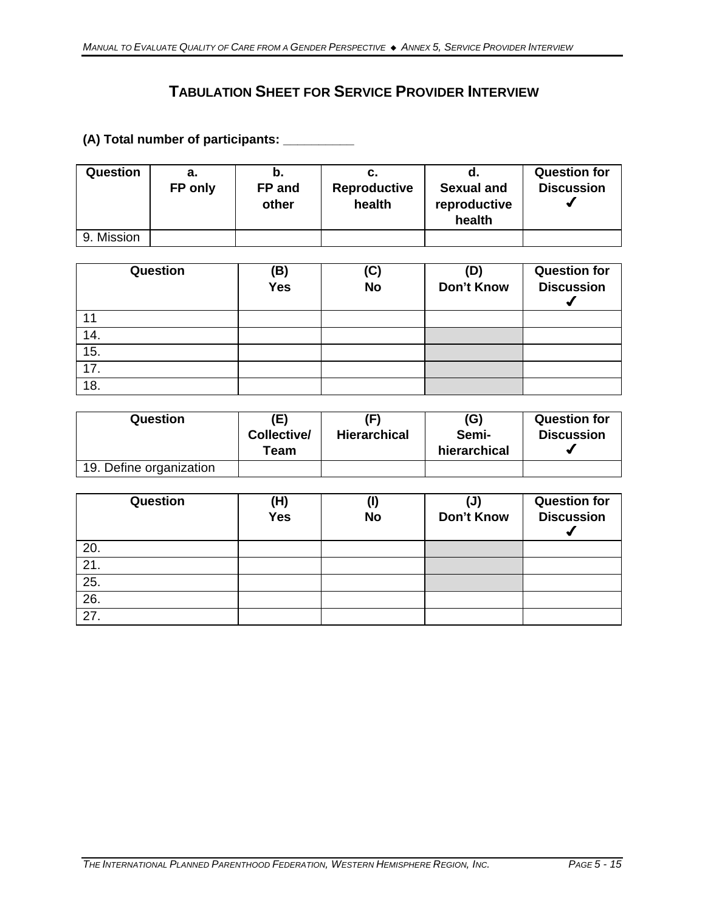## Tabulation Sheet for Service Provider Interview

**(A) Total number of participants: __________**

| Question | a. FP only | b. FP and other | c. Reproductive health | d. Sexual and reproductive health | Question for Discussion ✓ |
|---|---|---|---|---|---|
| 9. Mission | | | | | |

| Question | (B) Yes | (C) No | (D) Don't Know | Question for Discussion ✓ |
|---|---|---|---|---|
| 11 | | | | |
| 14. | | | | |
| 15. | | | | |
| 17. | | | | |
| 18. | | | | |

| Question | (E) Collective/ Team | (F) Hierarchical | (G) Semi-hierarchical | Question for Discussion ✓ |
|---|---|---|---|---|
| 19. Define organization | | | | |

| Question | (H) Yes | (I) No | (J) Don't Know | Question for Discussion ✓ |
|---|---|---|---|---|
| 20. | | | | |
| 21. | | | | |
| 25. | | | | |
| 26. | | | | |
| 27. | | | | |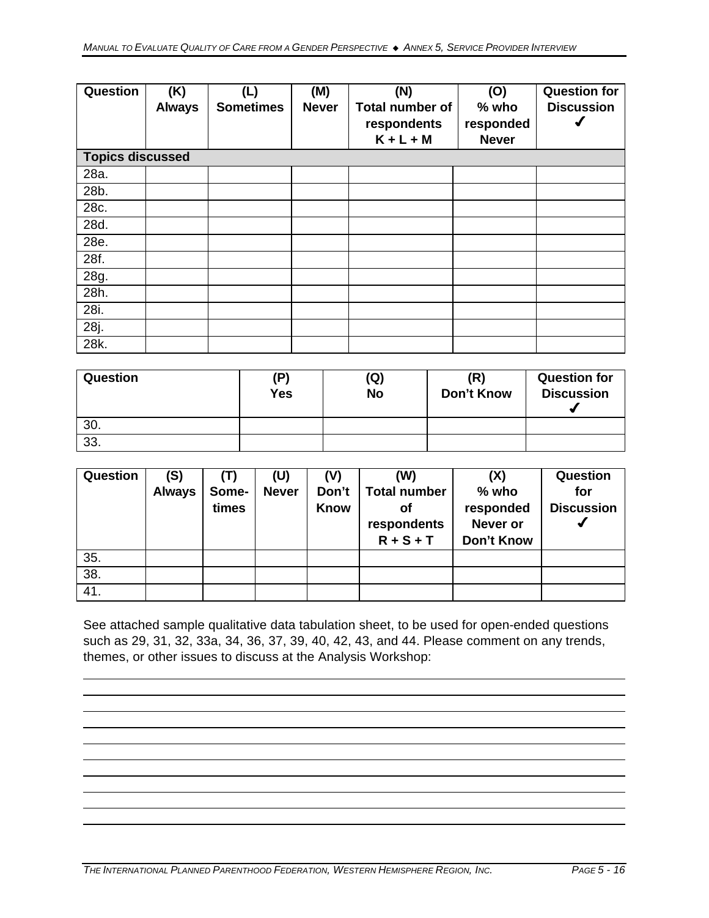| Question | (K) Always | (L) Sometimes | (M) Never | (N) Total number of respondents K + L + M | (O) % who responded Never | Question for Discussion ✔ |
|---|---|---|---|---|---|---|
| **Topics discussed** | | | | | | |
| 28a. | | | | | | |
| 28b. | | | | | | |
| 28c. | | | | | | |
| 28d. | | | | | | |
| 28e. | | | | | | |
| 28f. | | | | | | |
| 28g. | | | | | | |
| 28h. | | | | | | |
| 28i. | | | | | | |
| 28j. | | | | | | |
| 28k. | | | | | | |

| Question | (P) Yes | (Q) No | (R) Don't Know | Question for Discussion ✔ |
|---|---|---|---|---|
| 30. | | | | |
| 33. | | | | |

| Question | (S) Always | (T) Some-times | (U) Never | (V) Don't Know | (W) Total number of respondents R + S + T | (X) % who responded Never or Don't Know | Question for Discussion ✔ |
|---|---|---|---|---|---|---|---|
| 35. | | | | | | | |
| 38. | | | | | | | |
| 41. | | | | | | | |

See attached sample qualitative data tabulation sheet, to be used for open-ended questions such as 29, 31, 32, 33a, 34, 36, 37, 39, 40, 42, 43, and 44. Please comment on any trends, themes, or other issues to discuss at the Analysis Workshop:

\_\_\_\_\_\_\_\_\_\_\_\_\_\_\_\_\_\_\_\_\_\_\_\_\_\_\_\_\_\_\_\_\_\_\_\_\_\_\_\_\_\_\_\_\_\_\_\_\_\_\_\_\_\_\_\_\_\_\_\_\_\_\_\_\_\_\_\_\_\_\_\_\_\_\_\_

\_\_\_\_\_\_\_\_\_\_\_\_\_\_\_\_\_\_\_\_\_\_\_\_\_\_\_\_\_\_\_\_\_\_\_\_\_\_\_\_\_\_\_\_\_\_\_\_\_\_\_\_\_\_\_\_\_\_\_\_\_\_\_\_\_\_\_\_\_\_\_\_\_\_\_\_

\_\_\_\_\_\_\_\_\_\_\_\_\_\_\_\_\_\_\_\_\_\_\_\_\_\_\_\_\_\_\_\_\_\_\_\_\_\_\_\_\_\_\_\_\_\_\_\_\_\_\_\_\_\_\_\_\_\_\_\_\_\_\_\_\_\_\_\_\_\_\_\_\_\_\_\_

\_\_\_\_\_\_\_\_\_\_\_\_\_\_\_\_\_\_\_\_\_\_\_\_\_\_\_\_\_\_\_\_\_\_\_\_\_\_\_\_\_\_\_\_\_\_\_\_\_\_\_\_\_\_\_\_\_\_\_\_\_\_\_\_\_\_\_\_\_\_\_\_\_\_\_\_

\_\_\_\_\_\_\_\_\_\_\_\_\_\_\_\_\_\_\_\_\_\_\_\_\_\_\_\_\_\_\_\_\_\_\_\_\_\_\_\_\_\_\_\_\_\_\_\_\_\_\_\_\_\_\_\_\_\_\_\_\_\_\_\_\_\_\_\_\_\_\_\_\_\_\_\_

\_\_\_\_\_\_\_\_\_\_\_\_\_\_\_\_\_\_\_\_\_\_\_\_\_\_\_\_\_\_\_\_\_\_\_\_\_\_\_\_\_\_\_\_\_\_\_\_\_\_\_\_\_\_\_\_\_\_\_\_\_\_\_\_\_\_\_\_\_\_\_\_\_\_\_\_

\_\_\_\_\_\_\_\_\_\_\_\_\_\_\_\_\_\_\_\_\_\_\_\_\_\_\_\_\_\_\_\_\_\_\_\_\_\_\_\_\_\_\_\_\_\_\_\_\_\_\_\_\_\_\_\_\_\_\_\_\_\_\_\_\_\_\_\_\_\_\_\_\_\_\_\_

\_\_\_\_\_\_\_\_\_\_\_\_\_\_\_\_\_\_\_\_\_\_\_\_\_\_\_\_\_\_\_\_\_\_\_\_\_\_\_\_\_\_\_\_\_\_\_\_\_\_\_\_\_\_\_\_\_\_\_\_\_\_\_\_\_\_\_\_\_\_\_\_\_\_\_\_

\_\_\_\_\_\_\_\_\_\_\_\_\_\_\_\_\_\_\_\_\_\_\_\_\_\_\_\_\_\_\_\_\_\_\_\_\_\_\_\_\_\_\_\_\_\_\_\_\_\_\_\_\_\_\_\_\_\_\_\_\_\_\_\_\_\_\_\_\_\_\_\_\_\_\_\_

\_\_\_\_\_\_\_\_\_\_\_\_\_\_\_\_\_\_\_\_\_\_\_\_\_\_\_\_\_\_\_\_\_\_\_\_\_\_\_\_\_\_\_\_\_\_\_\_\_\_\_\_\_\_\_\_\_\_\_\_\_\_\_\_\_\_\_\_\_\_\_\_\_\_\_\_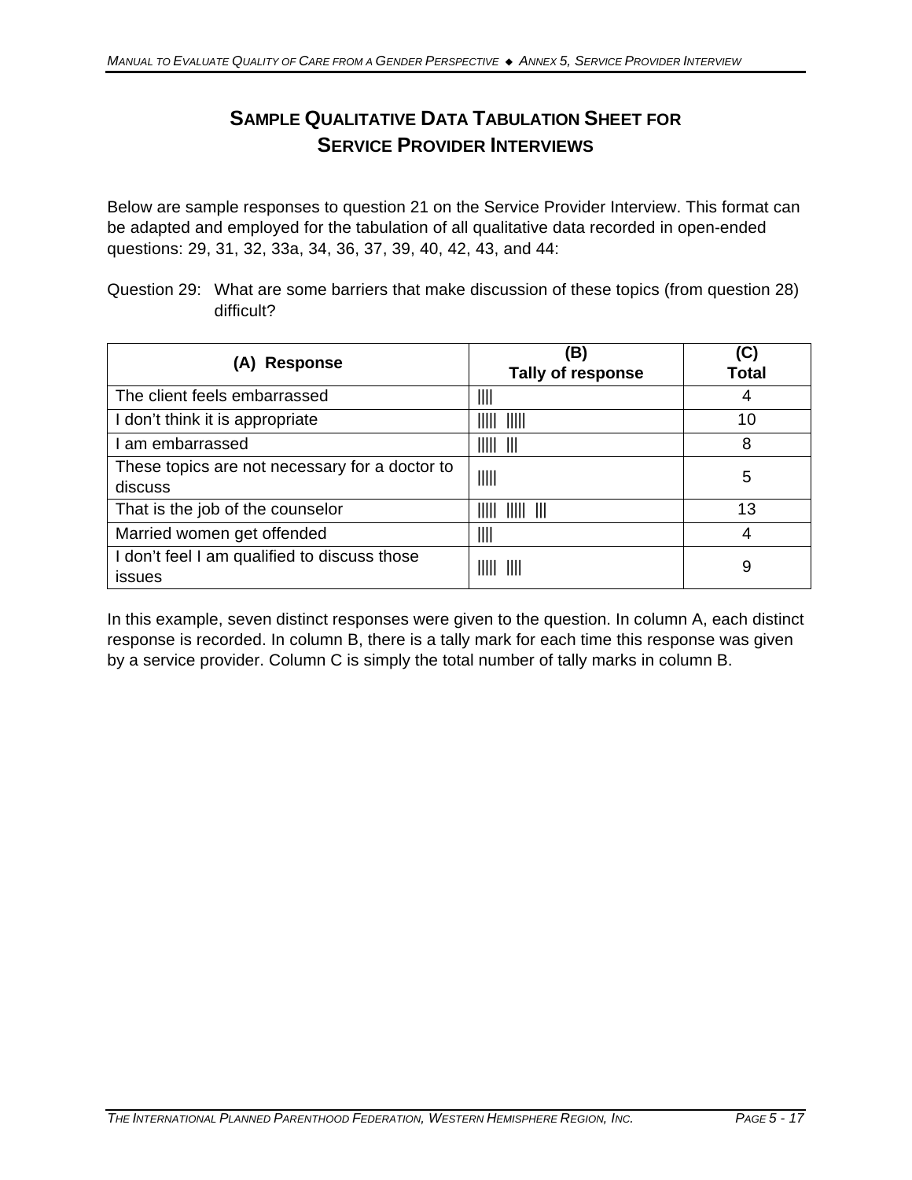## Sample Qualitative Data Tabulation Sheet for Service Provider Interviews

Below are sample responses to question 21 on the Service Provider Interview. This format can be adapted and employed for the tabulation of all qualitative data recorded in open-ended questions: 29, 31, 32, 33a, 34, 36, 37, 39, 40, 42, 43, and 44:

Question 29: What are some barriers that make discussion of these topics (from question 28) difficult?

| (A) Response | (B) Tally of response | (C) Total |
|---|---|---|
| The client feels embarrassed | \|\|\|\| | 4 |
| I don't think it is appropriate | \|\|\|\|\| \|\|\|\|\| | 10 |
| I am embarrassed | \|\|\|\|\| \|\|\| | 8 |
| These topics are not necessary for a doctor to discuss | \|\|\|\|\| | 5 |
| That is the job of the counselor | \|\|\|\|\| \|\|\|\|\| \|\|\| | 13 |
| Married women get offended | \|\|\|\| | 4 |
| I don't feel I am qualified to discuss those issues | \|\|\|\|\| \|\|\|\| | 9 |

In this example, seven distinct responses were given to the question. In column A, each distinct response is recorded. In column B, there is a tally mark for each time this response was given by a service provider. Column C is simply the total number of tally marks in column B.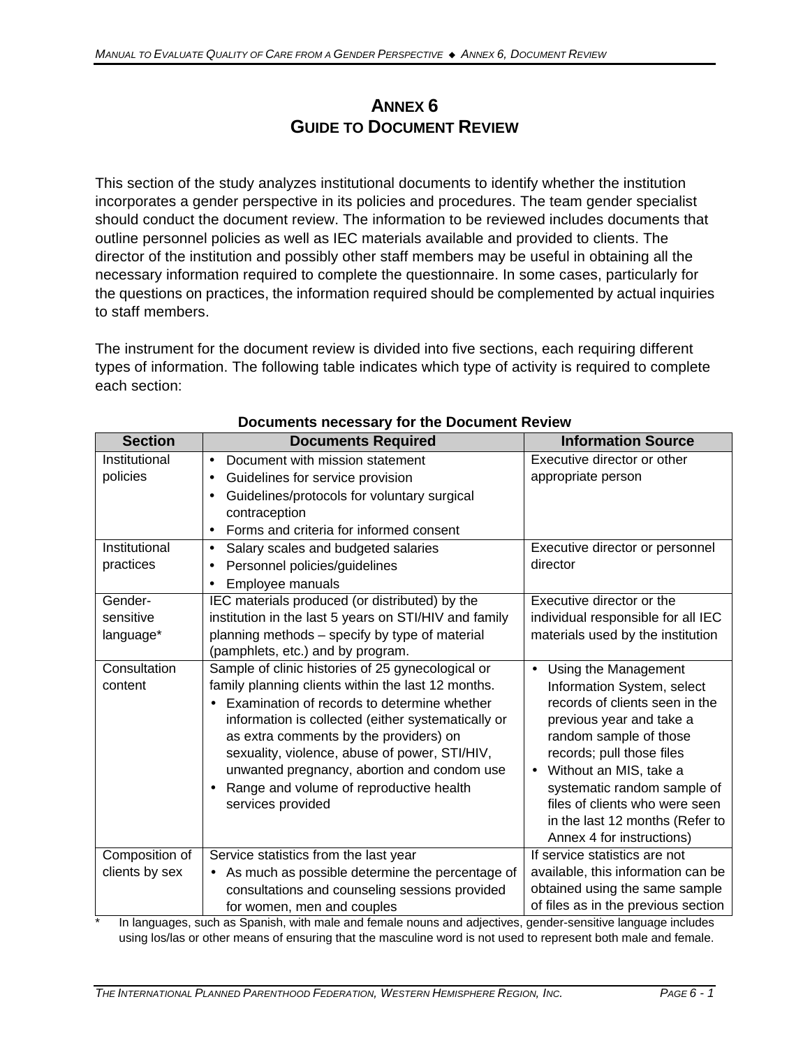# ANNEX 6
# GUIDE TO DOCUMENT REVIEW

This section of the study analyzes institutional documents to identify whether the institution incorporates a gender perspective in its policies and procedures. The team gender specialist should conduct the document review. The information to be reviewed includes documents that outline personnel policies as well as IEC materials available and provided to clients. The director of the institution and possibly other staff members may be useful in obtaining all the necessary information required to complete the questionnaire. In some cases, particularly for the questions on practices, the information required should be complemented by actual inquiries to staff members.

The instrument for the document review is divided into five sections, each requiring different types of information. The following table indicates which type of activity is required to complete each section:

**Documents necessary for the Document Review**

| Section | Documents Required | Information Source |
|---|---|---|
| Institutional policies | • Document with mission statement<br>• Guidelines for service provision<br>• Guidelines/protocols for voluntary surgical contraception<br>• Forms and criteria for informed consent | Executive director or other appropriate person |
| Institutional practices | • Salary scales and budgeted salaries<br>• Personnel policies/guidelines<br>• Employee manuals | Executive director or personnel director |
| Gender-sensitive language* | IEC materials produced (or distributed) by the institution in the last 5 years on STI/HIV and family planning methods – specify by type of material (pamphlets, etc.) and by program. | Executive director or the individual responsible for all IEC materials used by the institution |
| Consultation content | Sample of clinic histories of 25 gynecological or family planning clients within the last 12 months.<br>• Examination of records to determine whether information is collected (either systematically or as extra comments by the providers) on sexuality, violence, abuse of power, STI/HIV, unwanted pregnancy, abortion and condom use<br>• Range and volume of reproductive health services provided | • Using the Management Information System, select records of clients seen in the previous year and take a random sample of those records; pull those files<br>• Without an MIS, take a systematic random sample of files of clients who were seen in the last 12 months (Refer to Annex 4 for instructions) |
| Composition of clients by sex | Service statistics from the last year<br>• As much as possible determine the percentage of consultations and counseling sessions provided for women, men and couples | If service statistics are not available, this information can be obtained using the same sample of files as in the previous section |

\* In languages, such as Spanish, with male and female nouns and adjectives, gender-sensitive language includes using los/las or other means of ensuring that the masculine word is not used to represent both male and female.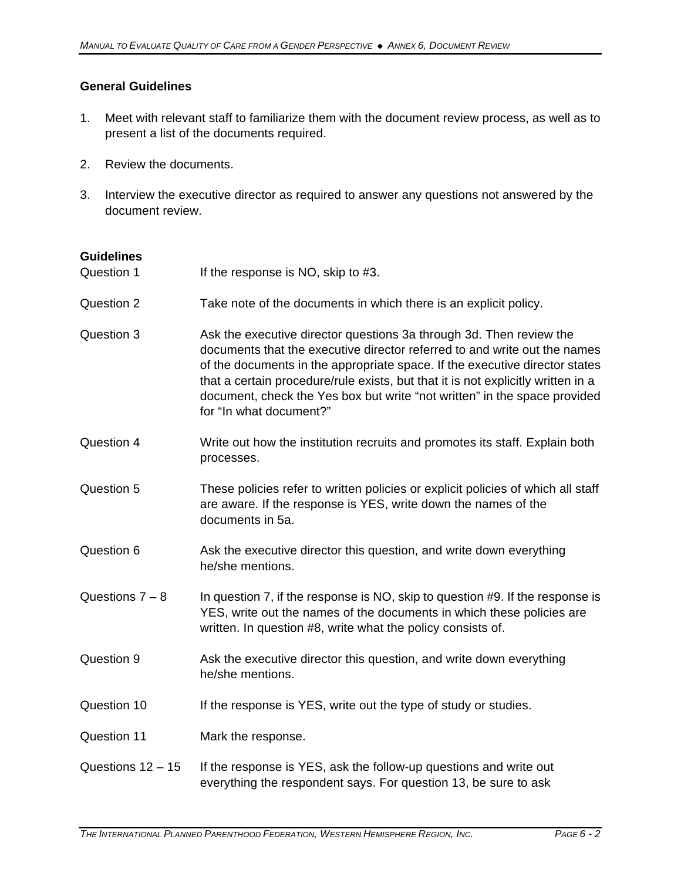**General Guidelines**

1. Meet with relevant staff to familiarize them with the document review process, as well as to present a list of the documents required.

2. Review the documents.

3. Interview the executive director as required to answer any questions not answered by the document review.

**Guidelines**

| | |
|---|---|
| Question 1 | If the response is NO, skip to #3. |
| Question 2 | Take note of the documents in which there is an explicit policy. |
| Question 3 | Ask the executive director questions 3a through 3d. Then review the documents that the executive director referred to and write out the names of the documents in the appropriate space. If the executive director states that a certain procedure/rule exists, but that it is not explicitly written in a document, check the Yes box but write “not written” in the space provided for “In what document?” |
| Question 4 | Write out how the institution recruits and promotes its staff. Explain both processes. |
| Question 5 | These policies refer to written policies or explicit policies of which all staff are aware. If the response is YES, write down the names of the documents in 5a. |
| Question 6 | Ask the executive director this question, and write down everything he/she mentions. |
| Questions 7 – 8 | In question 7, if the response is NO, skip to question #9. If the response is YES, write out the names of the documents in which these policies are written. In question #8, write what the policy consists of. |
| Question 9 | Ask the executive director this question, and write down everything he/she mentions. |
| Question 10 | If the response is YES, write out the type of study or studies. |
| Question 11 | Mark the response. |
| Questions 12 – 15 | If the response is YES, ask the follow-up questions and write out everything the respondent says. For question 13, be sure to ask |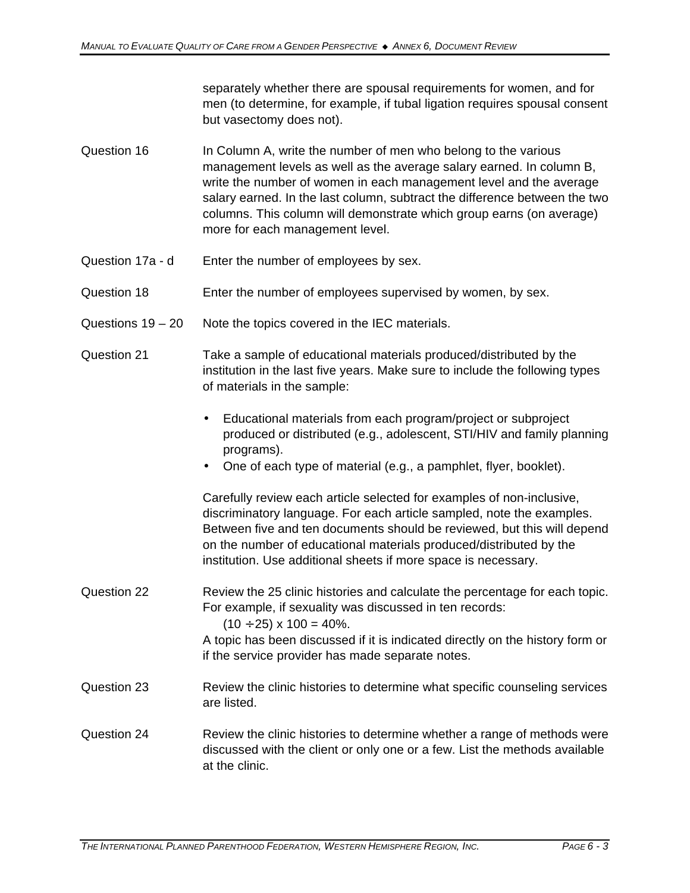separately whether there are spousal requirements for women, and for men (to determine, for example, if tubal ligation requires spousal consent but vasectomy does not).

**Question 16** — In Column A, write the number of men who belong to the various management levels as well as the average salary earned. In column B, write the number of women in each management level and the average salary earned. In the last column, subtract the difference between the two columns. This column will demonstrate which group earns (on average) more for each management level.

**Question 17a - d** — Enter the number of employees by sex.

**Question 18** — Enter the number of employees supervised by women, by sex.

**Questions 19 – 20** — Note the topics covered in the IEC materials.

**Question 21** — Take a sample of educational materials produced/distributed by the institution in the last five years. Make sure to include the following types of materials in the sample:

- Educational materials from each program/project or subproject produced or distributed (e.g., adolescent, STI/HIV and family planning programs).
- One of each type of material (e.g., a pamphlet, flyer, booklet).

Carefully review each article selected for examples of non-inclusive, discriminatory language. For each article sampled, note the examples. Between five and ten documents should be reviewed, but this will depend on the number of educational materials produced/distributed by the institution. Use additional sheets if more space is necessary.

**Question 22** — Review the 25 clinic histories and calculate the percentage for each topic. For example, if sexuality was discussed in ten records:

$(10 \div 25) \times 100 = 40\%$.

A topic has been discussed if it is indicated directly on the history form or if the service provider has made separate notes.

**Question 23** — Review the clinic histories to determine what specific counseling services are listed.

**Question 24** — Review the clinic histories to determine whether a range of methods were discussed with the client or only one or a few. List the methods available at the clinic.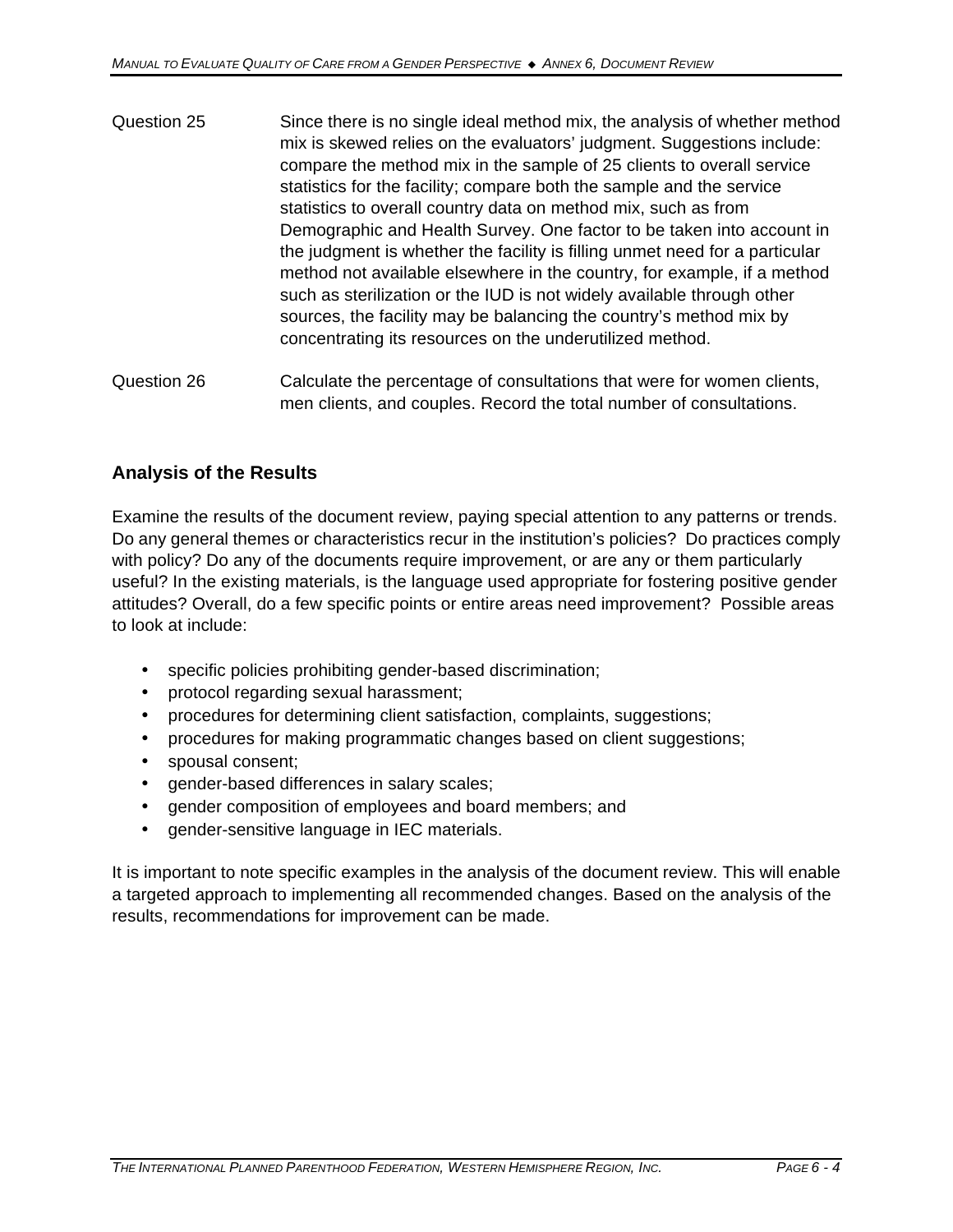Question 25 Since there is no single ideal method mix, the analysis of whether method mix is skewed relies on the evaluators' judgment. Suggestions include: compare the method mix in the sample of 25 clients to overall service statistics for the facility; compare both the sample and the service statistics to overall country data on method mix, such as from Demographic and Health Survey. One factor to be taken into account in the judgment is whether the facility is filling unmet need for a particular method not available elsewhere in the country, for example, if a method such as sterilization or the IUD is not widely available through other sources, the facility may be balancing the country's method mix by concentrating its resources on the underutilized method.

Question 26 Calculate the percentage of consultations that were for women clients, men clients, and couples. Record the total number of consultations.

## Analysis of the Results

Examine the results of the document review, paying special attention to any patterns or trends. Do any general themes or characteristics recur in the institution's policies? Do practices comply with policy? Do any of the documents require improvement, or are any or them particularly useful? In the existing materials, is the language used appropriate for fostering positive gender attitudes? Overall, do a few specific points or entire areas need improvement? Possible areas to look at include:

- specific policies prohibiting gender-based discrimination;
- protocol regarding sexual harassment;
- procedures for determining client satisfaction, complaints, suggestions;
- procedures for making programmatic changes based on client suggestions;
- spousal consent;
- gender-based differences in salary scales;
- gender composition of employees and board members; and
- gender-sensitive language in IEC materials.

It is important to note specific examples in the analysis of the document review. This will enable a targeted approach to implementing all recommended changes. Based on the analysis of the results, recommendations for improvement can be made.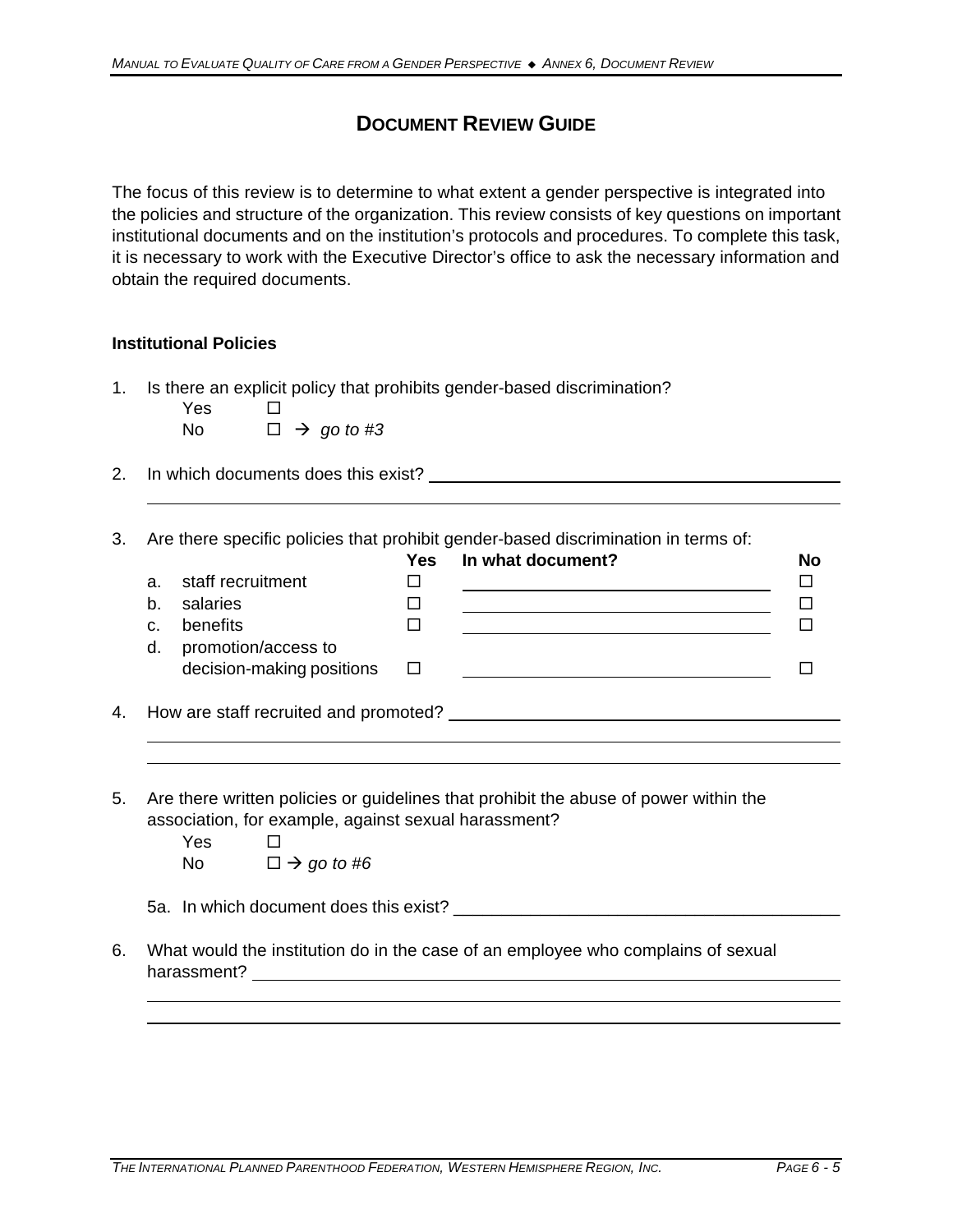# DOCUMENT REVIEW GUIDE

The focus of this review is to determine to what extent a gender perspective is integrated into the policies and structure of the organization. This review consists of key questions on important institutional documents and on the institution's protocols and procedures. To complete this task, it is necessary to work with the Executive Director's office to ask the necessary information and obtain the required documents.

**Institutional Policies**

1. Is there an explicit policy that prohibits gender-based discrimination?
   - Yes ☐
   - No ☐ → *go to #3*

2. In which documents does this exist? \_\_\_\_\_\_\_\_\_\_\_\_\_\_\_\_\_\_\_\_\_\_\_\_\_\_\_\_\_\_\_\_\_\_\_\_\_\_\_\_
   \_\_\_\_\_\_\_\_\_\_\_\_\_\_\_\_\_\_\_\_\_\_\_\_\_\_\_\_\_\_\_\_\_\_\_\_\_\_\_\_\_\_\_\_\_\_\_\_\_\_\_\_\_\_\_\_\_\_\_\_

3. Are there specific policies that prohibit gender-based discrimination in terms of:

| | | Yes | In what document? | No |
|---|---|---|---|---|
| a. | staff recruitment | ☐ | \_\_\_\_\_\_\_\_\_\_\_\_\_\_\_\_\_\_\_\_ | ☐ |
| b. | salaries | ☐ | \_\_\_\_\_\_\_\_\_\_\_\_\_\_\_\_\_\_\_\_ | ☐ |
| c. | benefits | ☐ | \_\_\_\_\_\_\_\_\_\_\_\_\_\_\_\_\_\_\_\_ | ☐ |
| d. | promotion/access to decision-making positions | ☐ | \_\_\_\_\_\_\_\_\_\_\_\_\_\_\_\_\_\_\_\_ | ☐ |

4. How are staff recruited and promoted? \_\_\_\_\_\_\_\_\_\_\_\_\_\_\_\_\_\_\_\_\_\_\_\_\_\_\_\_\_\_\_\_\_\_\_\_
   \_\_\_\_\_\_\_\_\_\_\_\_\_\_\_\_\_\_\_\_\_\_\_\_\_\_\_\_\_\_\_\_\_\_\_\_\_\_\_\_\_\_\_\_\_\_\_\_\_\_\_\_\_\_\_\_\_\_\_\_
   \_\_\_\_\_\_\_\_\_\_\_\_\_\_\_\_\_\_\_\_\_\_\_\_\_\_\_\_\_\_\_\_\_\_\_\_\_\_\_\_\_\_\_\_\_\_\_\_\_\_\_\_\_\_\_\_\_\_\_\_

5. Are there written policies or guidelines that prohibit the abuse of power within the association, for example, against sexual harassment?
   - Yes ☐
   - No ☐ → *go to #6*

   5a. In which document does this exist? \_\_\_\_\_\_\_\_\_\_\_\_\_\_\_\_\_\_\_\_\_\_\_\_\_\_\_\_\_\_\_\_\_\_\_\_

6. What would the institution do in the case of an employee who complains of sexual harassment? \_\_\_\_\_\_\_\_\_\_\_\_\_\_\_\_\_\_\_\_\_\_\_\_\_\_\_\_\_\_\_\_\_\_\_\_\_\_\_\_\_\_\_\_\_\_\_\_\_\_\_\_
   \_\_\_\_\_\_\_\_\_\_\_\_\_\_\_\_\_\_\_\_\_\_\_\_\_\_\_\_\_\_\_\_\_\_\_\_\_\_\_\_\_\_\_\_\_\_\_\_\_\_\_\_\_\_\_\_\_\_\_\_
   \_\_\_\_\_\_\_\_\_\_\_\_\_\_\_\_\_\_\_\_\_\_\_\_\_\_\_\_\_\_\_\_\_\_\_\_\_\_\_\_\_\_\_\_\_\_\_\_\_\_\_\_\_\_\_\_\_\_\_\_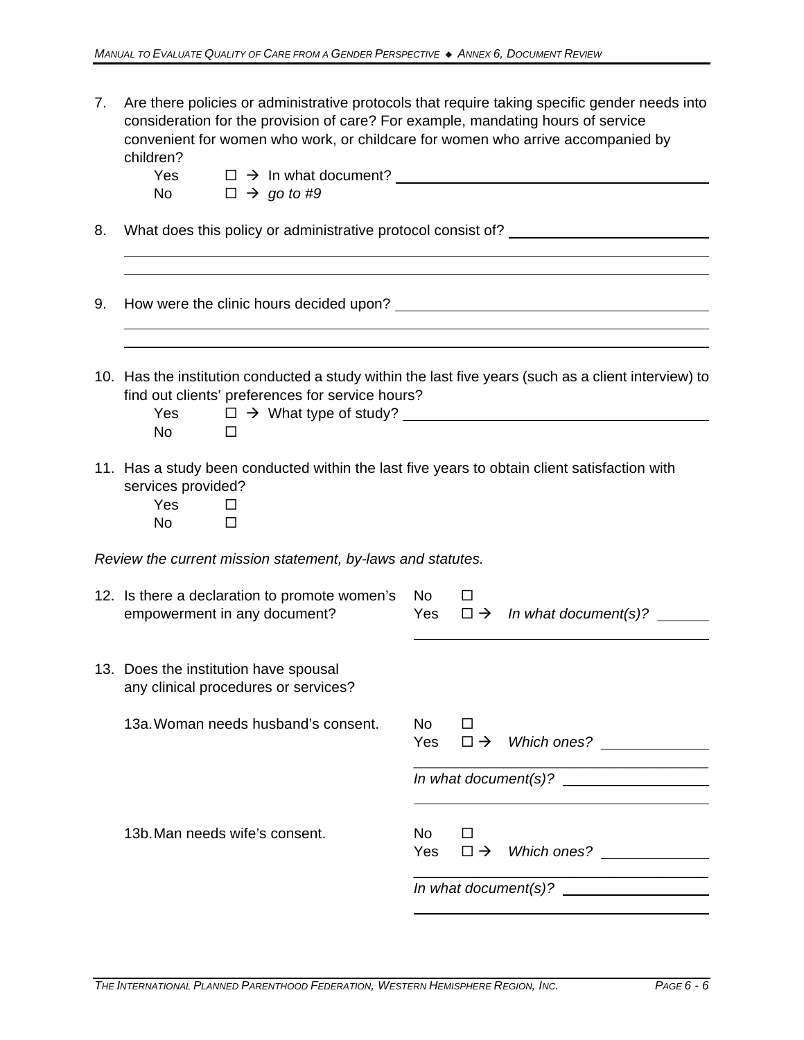7. Are there policies or administrative protocols that require taking specific gender needs into consideration for the provision of care? For example, mandating hours of service convenient for women who work, or childcare for women who arrive accompanied by children?

   Yes ☐ → In what document? ____________________

   No ☐ → *go to #9*

8. What does this policy or administrative protocol consist of? ____________________

   ____________________

   ____________________

9. How were the clinic hours decided upon? ____________________

   ____________________

   ____________________

10. Has the institution conducted a study within the last five years (such as a client interview) to find out clients' preferences for service hours?

    Yes ☐ → What type of study? ____________________

    No ☐

11. Has a study been conducted within the last five years to obtain client satisfaction with services provided?

    Yes ☐

    No ☐

*Review the current mission statement, by-laws and statutes.*

12. Is there a declaration to promote women's empowerment in any document?

    No ☐

    Yes ☐ → *In what document(s)?* ____________________

    ____________________

13. Does the institution have spousal any clinical procedures or services?

    13a. Woman needs husband's consent.

    No ☐

    Yes ☐ → *Which ones?* ____________________

    ____________________

    *In what document(s)?* ____________________

    ____________________

    13b. Man needs wife's consent.

    No ☐

    Yes ☐ → *Which ones?* ____________________

    ____________________

    *In what document(s)?* ____________________

    ____________________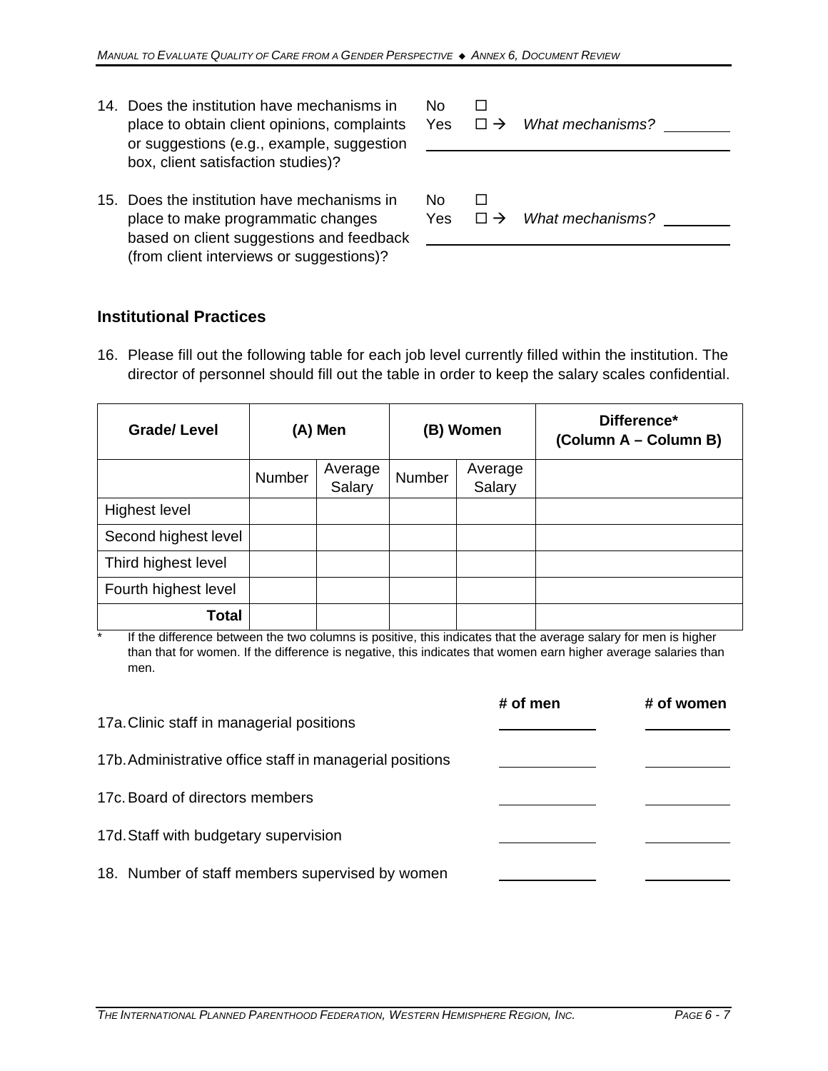14. Does the institution have mechanisms in place to obtain client opinions, complaints or suggestions (e.g., example, suggestion box, client satisfaction studies)?

    No ☐
    Yes ☐ → *What mechanisms?* ________
    ________________________________________

15. Does the institution have mechanisms in place to make programmatic changes based on client suggestions and feedback (from client interviews or suggestions)?

    No ☐
    Yes ☐ → *What mechanisms?* ________
    ________________________________________

## Institutional Practices

16. Please fill out the following table for each job level currently filled within the institution. The director of personnel should fill out the table in order to keep the salary scales confidential.

| **Grade/ Level** | **(A) Men** | | **(B) Women** | | **Difference\*** **(Column A – Column B)** |
|---|---|---|---|---|---|
| | Number | Average Salary | Number | Average Salary | |
| Highest level | | | | | |
| Second highest level | | | | | |
| Third highest level | | | | | |
| Fourth highest level | | | | | |
| **Total** | | | | | |

\* If the difference between the two columns is positive, this indicates that the average salary for men is higher than that for women. If the difference is negative, this indicates that women earn higher average salaries than men.

| | **# of men** | **# of women** |
|---|---|---|
| 17a. Clinic staff in managerial positions | ________ | ________ |
| 17b. Administrative office staff in managerial positions | ________ | ________ |
| 17c. Board of directors members | ________ | ________ |
| 17d. Staff with budgetary supervision | ________ | ________ |
| 18. Number of staff members supervised by women | ________ | ________ |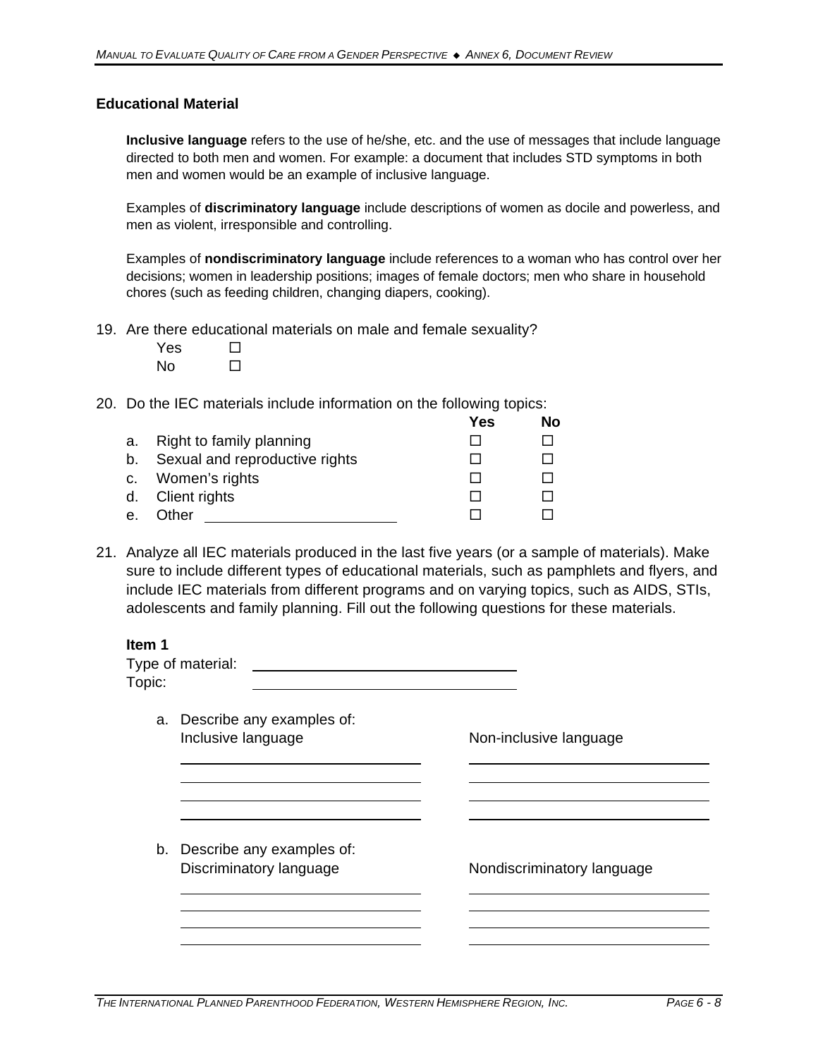## Educational Material

**Inclusive language** refers to the use of he/she, etc. and the use of messages that include language directed to both men and women. For example: a document that includes STD symptoms in both men and women would be an example of inclusive language.

Examples of **discriminatory language** include descriptions of women as docile and powerless, and men as violent, irresponsible and controlling.

Examples of **nondiscriminatory language** include references to a woman who has control over her decisions; women in leadership positions; images of female doctors; men who share in household chores (such as feeding children, changing diapers, cooking).

19. Are there educational materials on male and female sexuality?
    - Yes ☐
    - No ☐

20. Do the IEC materials include information on the following topics:

| | Yes | No |
|---|---|---|
| a. Right to family planning | ☐ | ☐ |
| b. Sexual and reproductive rights | ☐ | ☐ |
| c. Women's rights | ☐ | ☐ |
| d. Client rights | ☐ | ☐ |
| e. Other ______________________ | ☐ | ☐ |

21. Analyze all IEC materials produced in the last five years (or a sample of materials). Make sure to include different types of educational materials, such as pamphlets and flyers, and include IEC materials from different programs and on varying topics, such as AIDS, STIs, adolescents and family planning. Fill out the following questions for these materials.

**Item 1**

Type of material: ______________________________

Topic: ______________________________

a. Describe any examples of:

| Inclusive language | Non-inclusive language |
|---|---|
| ______________________________ | ______________________________ |
| ______________________________ | ______________________________ |
| ______________________________ | ______________________________ |
| ______________________________ | ______________________________ |

b. Describe any examples of:

| Discriminatory language | Nondiscriminatory language |
|---|---|
| ______________________________ | ______________________________ |
| ______________________________ | ______________________________ |
| ______________________________ | ______________________________ |
| ______________________________ | ______________________________ |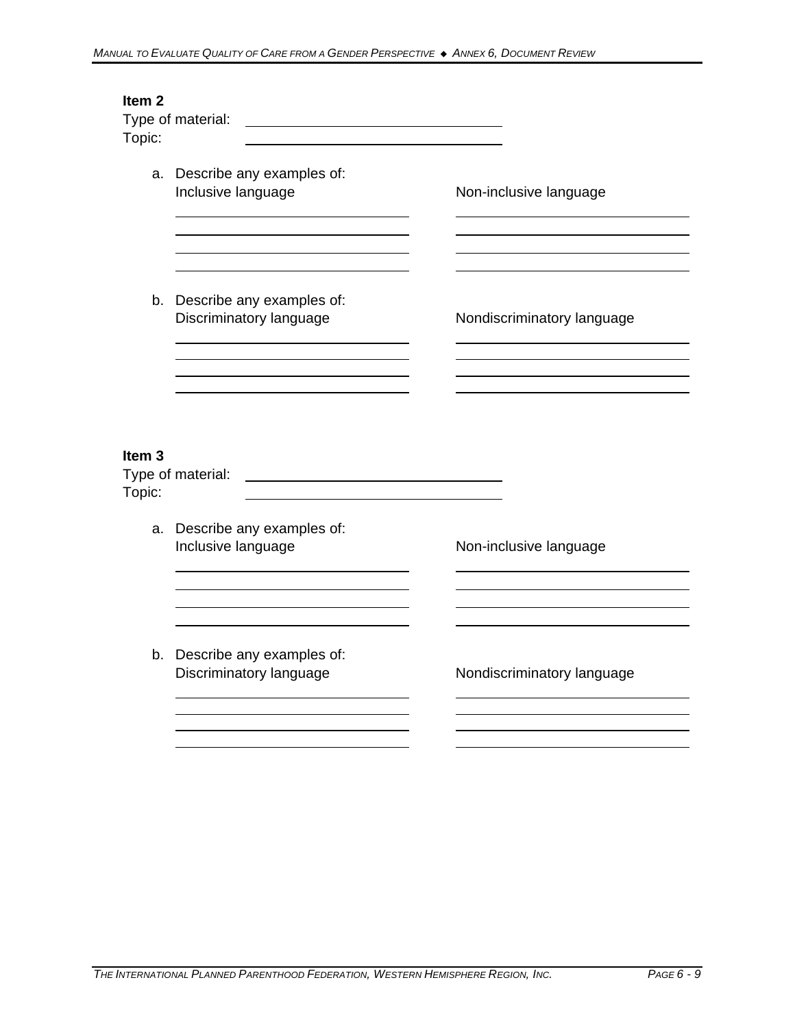**Item 2**

Type of material: ______________________________

Topic: ______________________________

a. Describe any examples of:

| Inclusive language | Non-inclusive language |
|---|---|
| ______________________________ | ______________________________ |
| ______________________________ | ______________________________ |
| ______________________________ | ______________________________ |
| ______________________________ | ______________________________ |

b. Describe any examples of:

| Discriminatory language | Nondiscriminatory language |
|---|---|
| ______________________________ | ______________________________ |
| ______________________________ | ______________________________ |
| ______________________________ | ______________________________ |
| ______________________________ | ______________________________ |

**Item 3**

Type of material: ______________________________

Topic: ______________________________

a. Describe any examples of:

| Inclusive language | Non-inclusive language |
|---|---|
| ______________________________ | ______________________________ |
| ______________________________ | ______________________________ |
| ______________________________ | ______________________________ |
| ______________________________ | ______________________________ |

b. Describe any examples of:

| Discriminatory language | Nondiscriminatory language |
|---|---|
| ______________________________ | ______________________________ |
| ______________________________ | ______________________________ |
| ______________________________ | ______________________________ |
| ______________________________ | ______________________________ |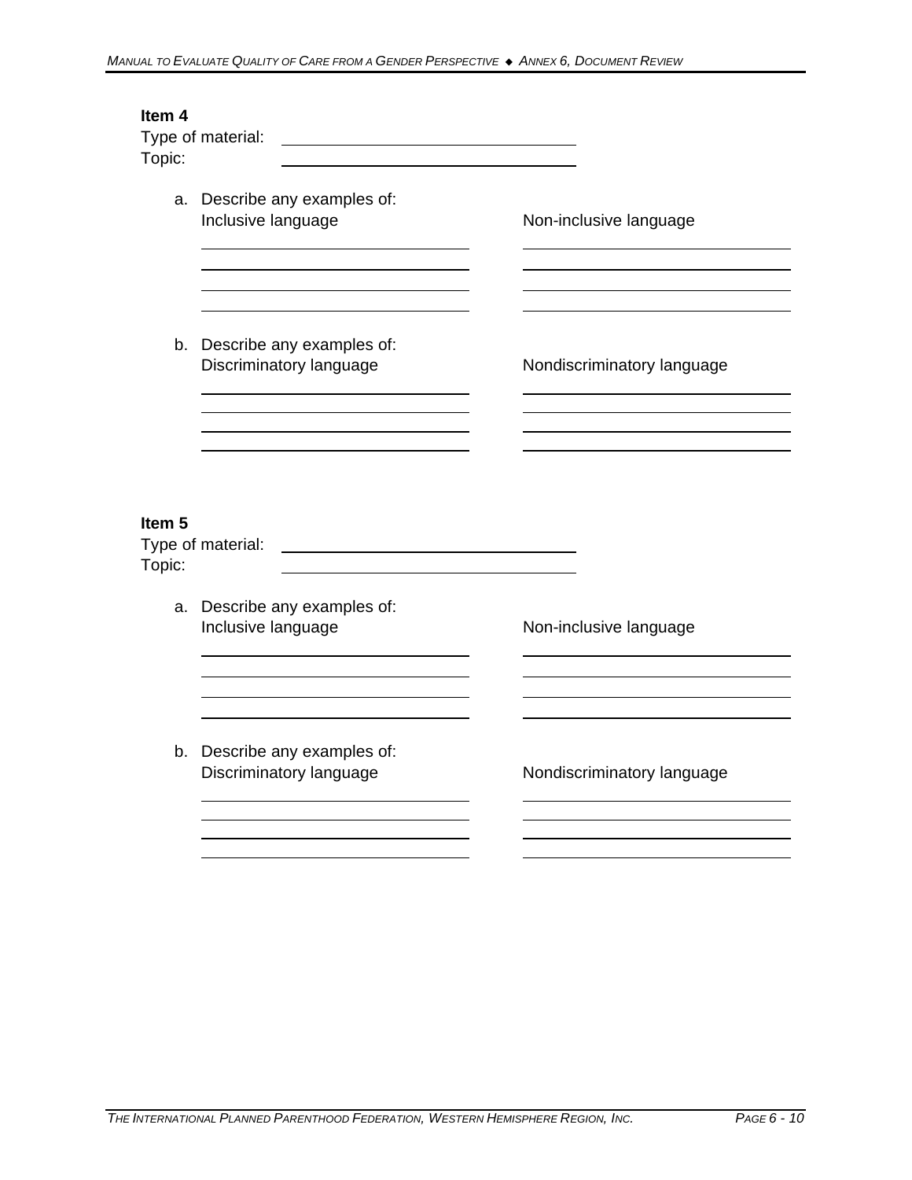**Item 4**

Type of material: ______________________________
Topic: ______________________________

a. Describe any examples of:

| Inclusive language | Non-inclusive language |
| --- | --- |
| ______________________________ | ______________________________ |
| ______________________________ | ______________________________ |
| ______________________________ | ______________________________ |
| ______________________________ | ______________________________ |

b. Describe any examples of:

| Discriminatory language | Nondiscriminatory language |
| --- | --- |
| ______________________________ | ______________________________ |
| ______________________________ | ______________________________ |
| ______________________________ | ______________________________ |
| ______________________________ | ______________________________ |

**Item 5**

Type of material: ______________________________
Topic: ______________________________

a. Describe any examples of:

| Inclusive language | Non-inclusive language |
| --- | --- |
| ______________________________ | ______________________________ |
| ______________________________ | ______________________________ |
| ______________________________ | ______________________________ |
| ______________________________ | ______________________________ |

b. Describe any examples of:

| Discriminatory language | Nondiscriminatory language |
| --- | --- |
| ______________________________ | ______________________________ |
| ______________________________ | ______________________________ |
| ______________________________ | ______________________________ |
| ______________________________ | ______________________________ |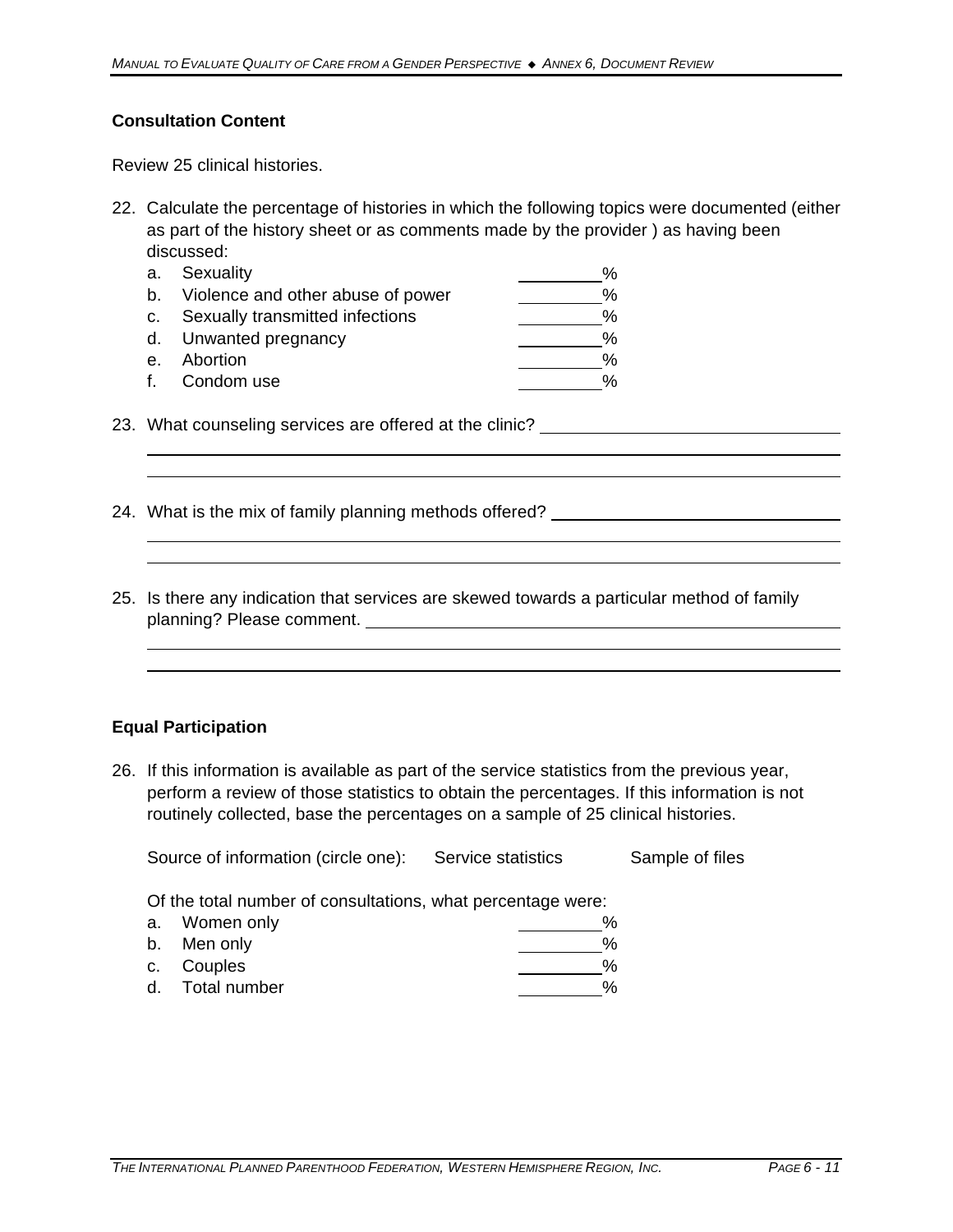### Consultation Content

Review 25 clinical histories.

22. Calculate the percentage of histories in which the following topics were documented (either as part of the history sheet or as comments made by the provider ) as having been discussed:
    a. Sexuality ________%
    b. Violence and other abuse of power ________%
    c. Sexually transmitted infections ________%
    d. Unwanted pregnancy ________%
    e. Abortion ________%
    f. Condom use ________%

23. What counseling services are offered at the clinic? ______________________________

______________________________________________________________________

______________________________________________________________________

24. What is the mix of family planning methods offered? ______________________________

______________________________________________________________________

______________________________________________________________________

25. Is there any indication that services are skewed towards a particular method of family planning? Please comment. ______________________________________________

______________________________________________________________________

______________________________________________________________________

### Equal Participation

26. If this information is available as part of the service statistics from the previous year, perform a review of those statistics to obtain the percentages. If this information is not routinely collected, base the percentages on a sample of 25 clinical histories.

    Source of information (circle one): Service statistics Sample of files

    Of the total number of consultations, what percentage were:
    a. Women only ________%
    b. Men only ________%
    c. Couples ________%
    d. Total number ________%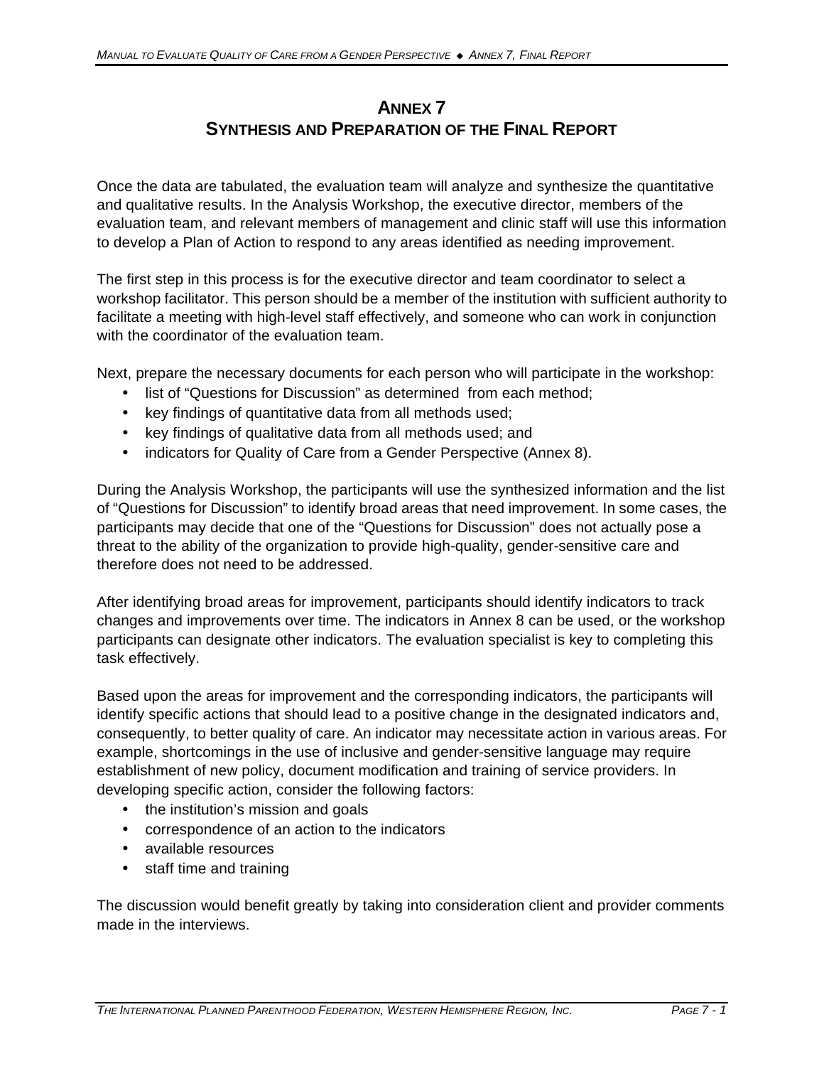# ANNEX 7
# SYNTHESIS AND PREPARATION OF THE FINAL REPORT

Once the data are tabulated, the evaluation team will analyze and synthesize the quantitative and qualitative results. In the Analysis Workshop, the executive director, members of the evaluation team, and relevant members of management and clinic staff will use this information to develop a Plan of Action to respond to any areas identified as needing improvement.

The first step in this process is for the executive director and team coordinator to select a workshop facilitator. This person should be a member of the institution with sufficient authority to facilitate a meeting with high-level staff effectively, and someone who can work in conjunction with the coordinator of the evaluation team.

Next, prepare the necessary documents for each person who will participate in the workshop:

- list of "Questions for Discussion" as determined from each method;
- key findings of quantitative data from all methods used;
- key findings of qualitative data from all methods used; and
- indicators for Quality of Care from a Gender Perspective (Annex 8).

During the Analysis Workshop, the participants will use the synthesized information and the list of "Questions for Discussion" to identify broad areas that need improvement. In some cases, the participants may decide that one of the "Questions for Discussion" does not actually pose a threat to the ability of the organization to provide high-quality, gender-sensitive care and therefore does not need to be addressed.

After identifying broad areas for improvement, participants should identify indicators to track changes and improvements over time. The indicators in Annex 8 can be used, or the workshop participants can designate other indicators. The evaluation specialist is key to completing this task effectively.

Based upon the areas for improvement and the corresponding indicators, the participants will identify specific actions that should lead to a positive change in the designated indicators and, consequently, to better quality of care. An indicator may necessitate action in various areas. For example, shortcomings in the use of inclusive and gender-sensitive language may require establishment of new policy, document modification and training of service providers. In developing specific action, consider the following factors:

- the institution's mission and goals
- correspondence of an action to the indicators
- available resources
- staff time and training

The discussion would benefit greatly by taking into consideration client and provider comments made in the interviews.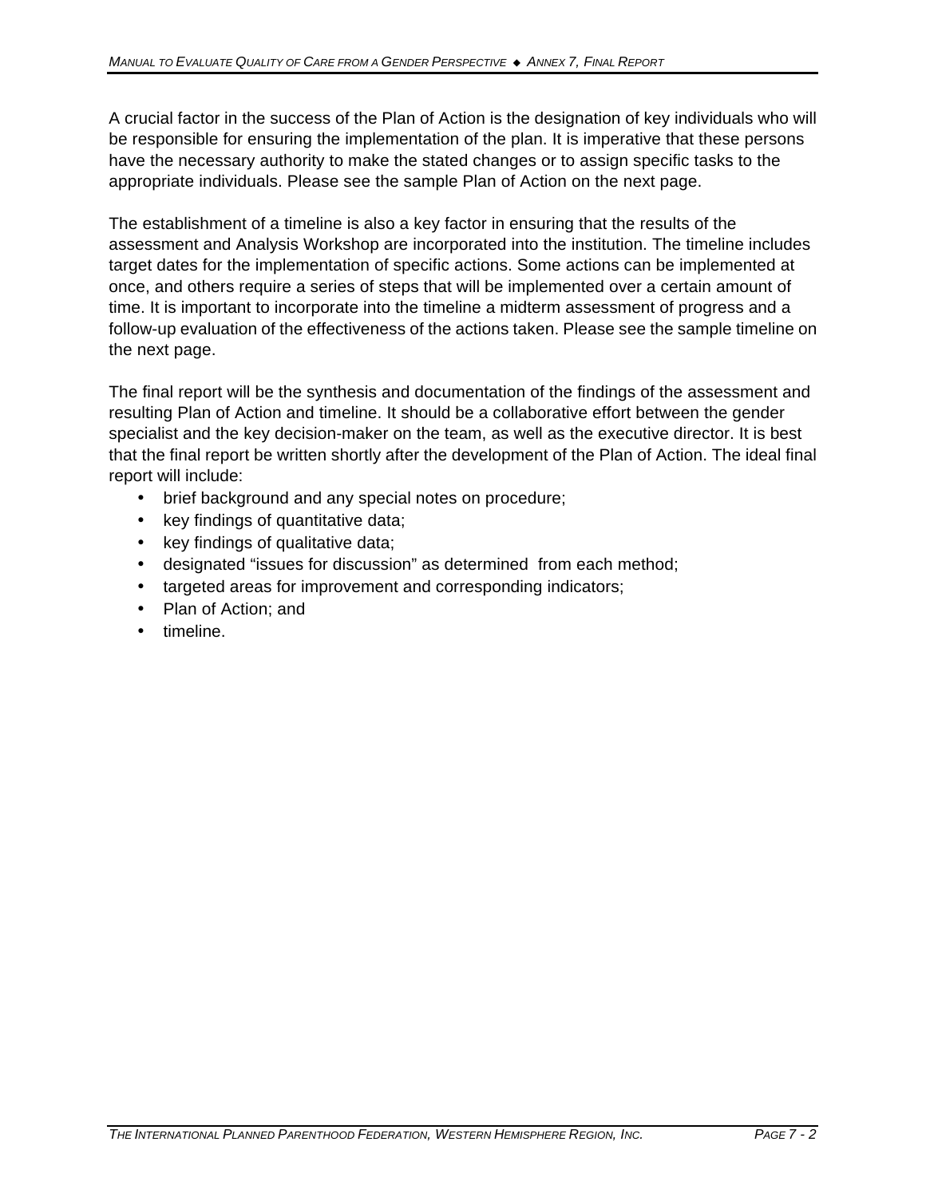A crucial factor in the success of the Plan of Action is the designation of key individuals who will be responsible for ensuring the implementation of the plan. It is imperative that these persons have the necessary authority to make the stated changes or to assign specific tasks to the appropriate individuals. Please see the sample Plan of Action on the next page.

The establishment of a timeline is also a key factor in ensuring that the results of the assessment and Analysis Workshop are incorporated into the institution. The timeline includes target dates for the implementation of specific actions. Some actions can be implemented at once, and others require a series of steps that will be implemented over a certain amount of time. It is important to incorporate into the timeline a midterm assessment of progress and a follow-up evaluation of the effectiveness of the actions taken. Please see the sample timeline on the next page.

The final report will be the synthesis and documentation of the findings of the assessment and resulting Plan of Action and timeline. It should be a collaborative effort between the gender specialist and the key decision-maker on the team, as well as the executive director. It is best that the final report be written shortly after the development of the Plan of Action. The ideal final report will include:

- brief background and any special notes on procedure;
- key findings of quantitative data;
- key findings of qualitative data;
- designated "issues for discussion" as determined from each method;
- targeted areas for improvement and corresponding indicators;
- Plan of Action; and
- timeline.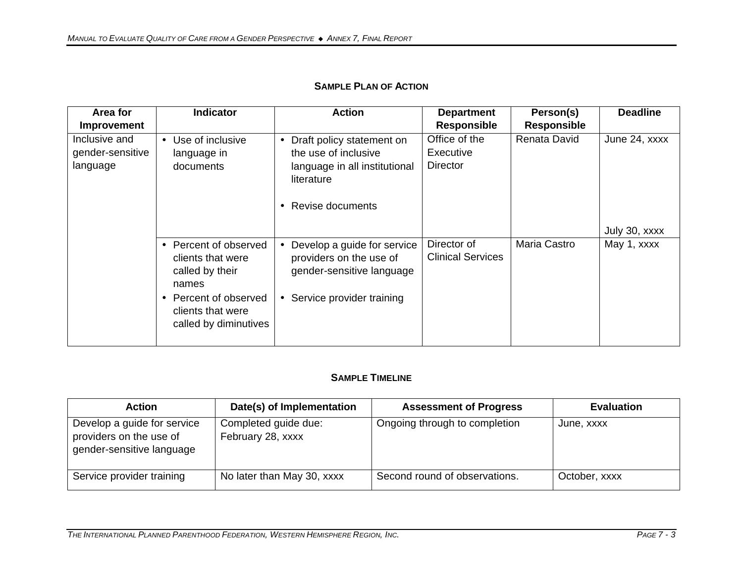## SAMPLE PLAN OF ACTION

| Area for Improvement | Indicator | Action | Department Responsible | Person(s) Responsible | Deadline |
|---|---|---|---|---|---|
| Inclusive and gender-sensitive language | • Use of inclusive language in documents | • Draft policy statement on the use of inclusive language in all institutional literature<br>• Revise documents | Office of the Executive Director | Renata David | June 24, xxxx<br><br>July 30, xxxx |
| | • Percent of observed clients that were called by their names<br>• Percent of observed clients that were called by diminutives | • Develop a guide for service providers on the use of gender-sensitive language<br>• Service provider training | Director of Clinical Services | Maria Castro | May 1, xxxx |

## SAMPLE TIMELINE

| Action | Date(s) of Implementation | Assessment of Progress | Evaluation |
|---|---|---|---|
| Develop a guide for service providers on the use of gender-sensitive language | Completed guide due: February 28, xxxx | Ongoing through to completion | June, xxxx |
| Service provider training | No later than May 30, xxxx | Second round of observations. | October, xxxx |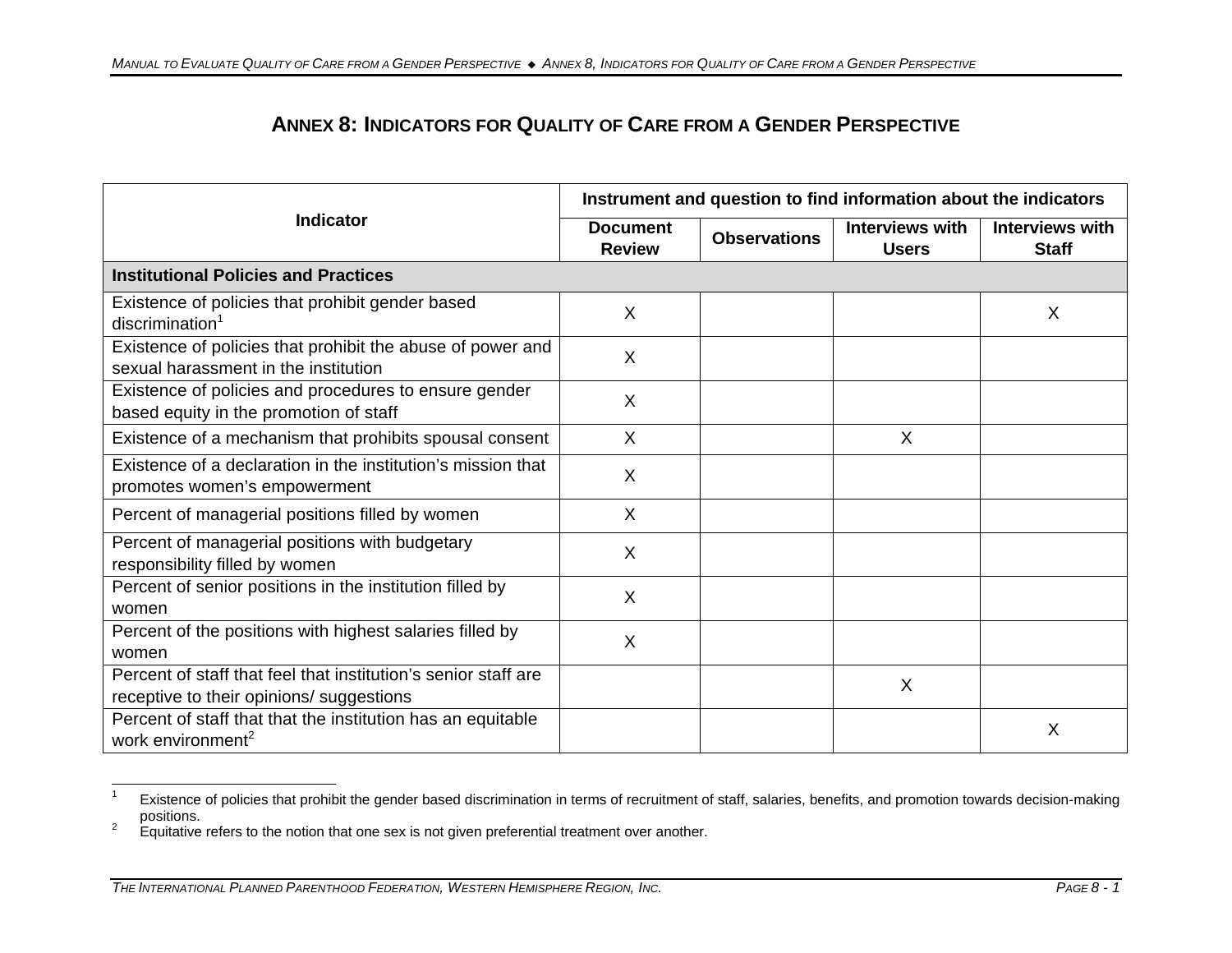# ANNEX 8: INDICATORS FOR QUALITY OF CARE FROM A GENDER PERSPECTIVE

| Indicator | Instrument and question to find information about the indicators | | | |
|---|---|---|---|---|
| | Document Review | Observations | Interviews with Users | Interviews with Staff |
| **Institutional Policies and Practices** | | | | |
| Existence of policies that prohibit gender based discrimination[1] | X | | | X |
| Existence of policies that prohibit the abuse of power and sexual harassment in the institution | X | | | |
| Existence of policies and procedures to ensure gender based equity in the promotion of staff | X | | | |
| Existence of a mechanism that prohibits spousal consent | X | | X | |
| Existence of a declaration in the institution's mission that promotes women's empowerment | X | | | |
| Percent of managerial positions filled by women | X | | | |
| Percent of managerial positions with budgetary responsibility filled by women | X | | | |
| Percent of senior positions in the institution filled by women | X | | | |
| Percent of the positions with highest salaries filled by women | X | | | |
| Percent of staff that feel that institution's senior staff are receptive to their opinions/ suggestions | | | X | |
| Percent of staff that that the institution has an equitable work environment[2] | | | | X |

[1] Existence of policies that prohibit the gender based discrimination in terms of recruitment of staff, salaries, benefits, and promotion towards decision-making positions.

[2] Equitative refers to the notion that one sex is not given preferential treatment over another.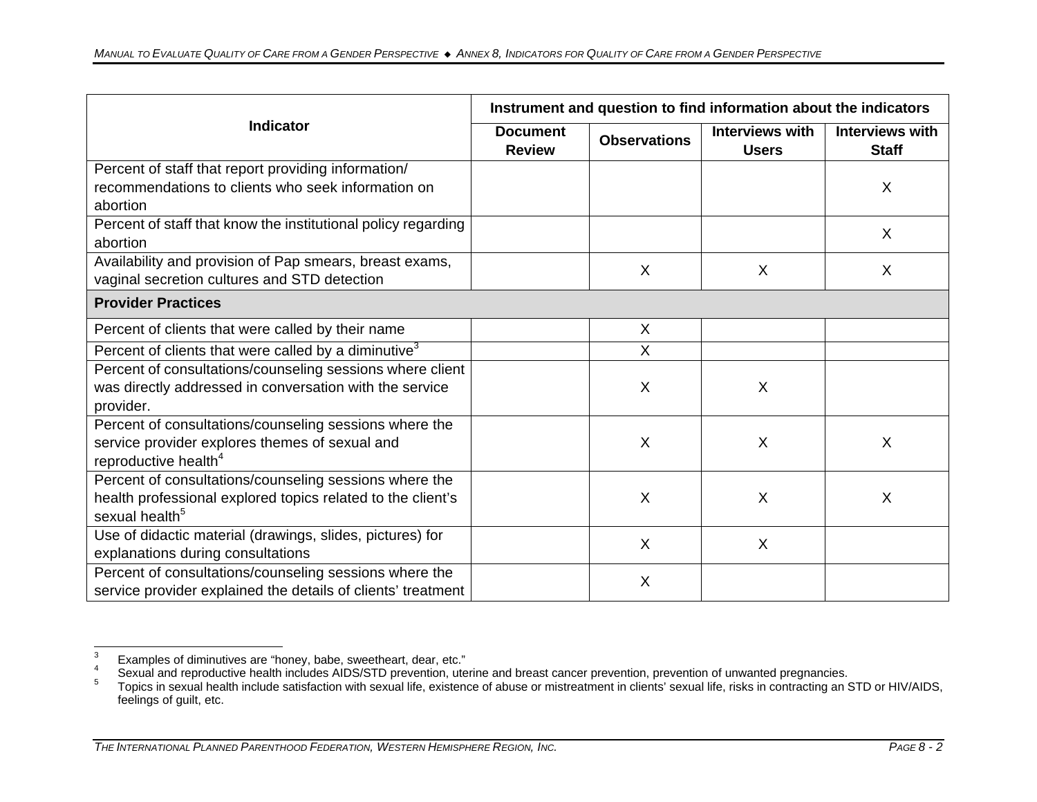| Indicator | Instrument and question to find information about the indicators | | | |
|---|---|---|---|---|
| | Document Review | Observations | Interviews with Users | Interviews with Staff |
| Percent of staff that report providing information/ recommendations to clients who seek information on abortion | | | | X |
| Percent of staff that know the institutional policy regarding abortion | | | | X |
| Availability and provision of Pap smears, breast exams, vaginal secretion cultures and STD detection | | X | X | X |
| **Provider Practices** | | | | |
| Percent of clients that were called by their name | | X | | |
| Percent of clients that were called by a diminutive[3] | | X | | |
| Percent of consultations/counseling sessions where client was directly addressed in conversation with the service provider. | | X | X | |
| Percent of consultations/counseling sessions where the service provider explores themes of sexual and reproductive health[4] | | X | X | X |
| Percent of consultations/counseling sessions where the health professional explored topics related to the client's sexual health[5] | | X | X | X |
| Use of didactic material (drawings, slides, pictures) for explanations during consultations | | X | X | |
| Percent of consultations/counseling sessions where the service provider explained the details of clients' treatment | | X | | |

[3] Examples of diminutives are "honey, babe, sweetheart, dear, etc."

[4] Sexual and reproductive health includes AIDS/STD prevention, uterine and breast cancer prevention, prevention of unwanted pregnancies.

[5] Topics in sexual health include satisfaction with sexual life, existence of abuse or mistreatment in clients' sexual life, risks in contracting an STD or HIV/AIDS, feelings of guilt, etc.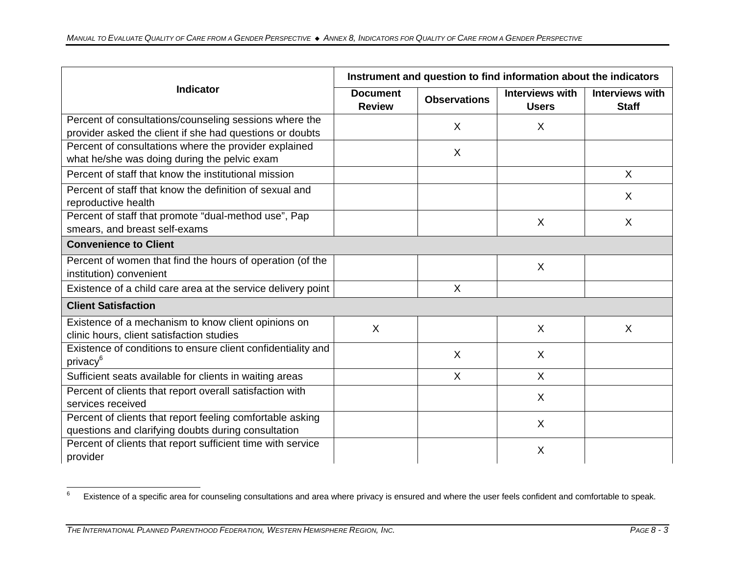| Indicator | Instrument and question to find information about the indicators | | | |
|---|---|---|---|---|
| | Document Review | Observations | Interviews with Users | Interviews with Staff |
| Percent of consultations/counseling sessions where the provider asked the client if she had questions or doubts | | X | X | |
| Percent of consultations where the provider explained what he/she was doing during the pelvic exam | | X | | |
| Percent of staff that know the institutional mission | | | | X |
| Percent of staff that know the definition of sexual and reproductive health | | | | X |
| Percent of staff that promote "dual-method use", Pap smears, and breast self-exams | | | X | X |
| **Convenience to Client** | | | | |
| Percent of women that find the hours of operation (of the institution) convenient | | | X | |
| Existence of a child care area at the service delivery point | | X | | |
| **Client Satisfaction** | | | | |
| Existence of a mechanism to know client opinions on clinic hours, client satisfaction studies | X | | X | X |
| Existence of conditions to ensure client confidentiality and privacy[6] | | X | X | |
| Sufficient seats available for clients in waiting areas | | X | X | |
| Percent of clients that report overall satisfaction with services received | | | X | |
| Percent of clients that report feeling comfortable asking questions and clarifying doubts during consultation | | | X | |
| Percent of clients that report sufficient time with service provider | | | X | |

[6] Existence of a specific area for counseling consultations and area where privacy is ensured and where the user feels confident and comfortable to speak.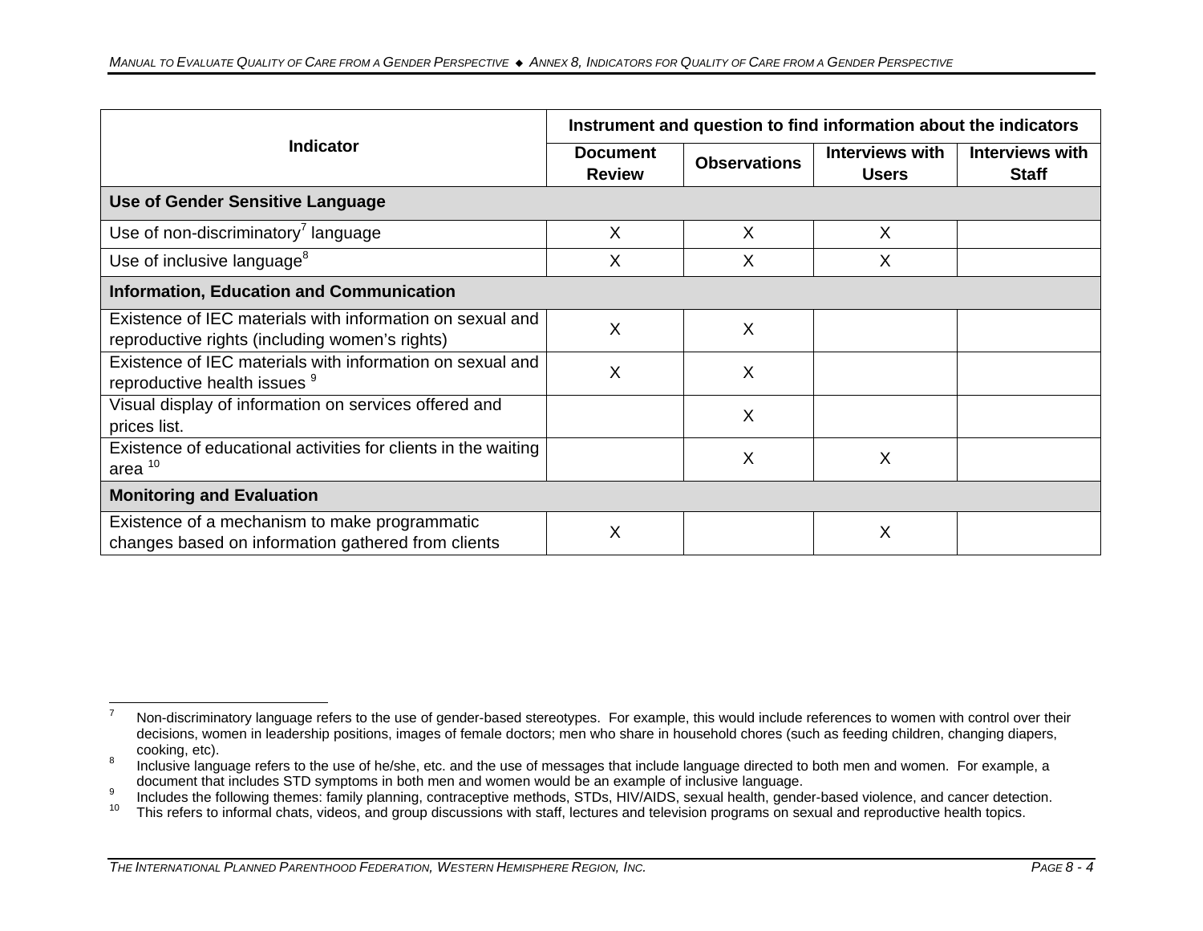| Indicator | Instrument and question to find information about the indicators | | | |
|---|---|---|---|---|
| | Document Review | Observations | Interviews with Users | Interviews with Staff |
| **Use of Gender Sensitive Language** | | | | |
| Use of non-discriminatory[7] language | X | X | X | |
| Use of inclusive language[8] | X | X | X | |
| **Information, Education and Communication** | | | | |
| Existence of IEC materials with information on sexual and reproductive rights (including women's rights) | X | X | | |
| Existence of IEC materials with information on sexual and reproductive health issues [9] | X | X | | |
| Visual display of information on services offered and prices list. | | X | | |
| Existence of educational activities for clients in the waiting area [10] | | X | X | |
| **Monitoring and Evaluation** | | | | |
| Existence of a mechanism to make programmatic changes based on information gathered from clients | X | | X | |

---

[7] Non-discriminatory language refers to the use of gender-based stereotypes. For example, this would include references to women with control over their decisions, women in leadership positions, images of female doctors; men who share in household chores (such as feeding children, changing diapers, cooking, etc).

[8] Inclusive language refers to the use of he/she, etc. and the use of messages that include language directed to both men and women. For example, a document that includes STD symptoms in both men and women would be an example of inclusive language.

[9] Includes the following themes: family planning, contraceptive methods, STDs, HIV/AIDS, sexual health, gender-based violence, and cancer detection.

[10] This refers to informal chats, videos, and group discussions with staff, lectures and television programs on sexual and reproductive health topics.